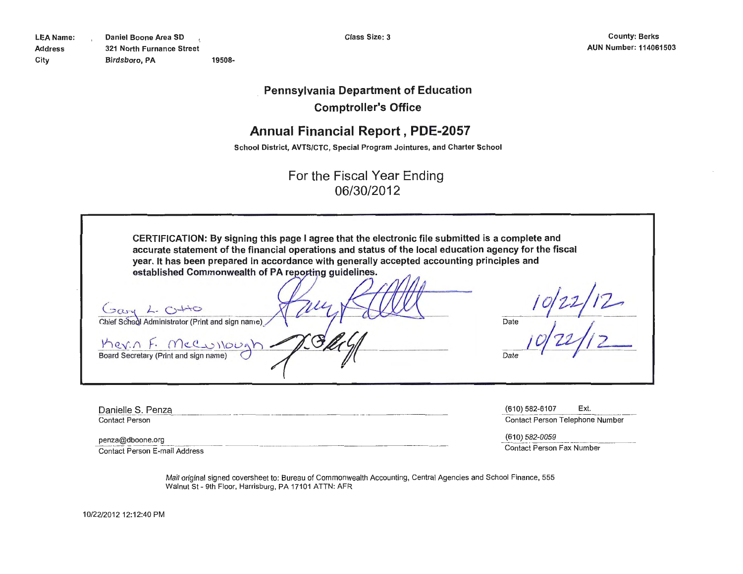| | | | |
|---|---|---|---|
| **LEA Name:** | **Daniel Boone Area SD** | | **Class Size: 3** |
| **Address** | **321 North Furnance Street** | | |
| **City** | **Birdsboro, PA** | **19508-** | |

**County: Berks**
**AUN Number: 114061503**

## Pennsylvania Department of Education
## Comptroller's Office

# Annual Financial Report , PDE-2057

**School District, AVTS/CTC, Special Program Jointures, and Charter School**

For the Fiscal Year Ending
06/30/2012

**CERTIFICATION: By signing this page I agree that the electronic file submitted is a complete and accurate statement of the financial operations and status of the local education agency for the fiscal year. It has been prepared in accordance with generally accepted accounting principles and established Commonwealth of PA reporting guidelines.**

Gary L. Otto
Chief School Administrator (Print and sign name) ____________ Date 10/22/12

Kevin F. McCullough
Board Secretary (Print and sign name) ____________ Date 10/22/12

Danielle S. Penza
Contact Person

(610) 582-6107 Ext.
Contact Person Telephone Number

penza@dboone.org
Contact Person E-mail Address

(610) 582-0059
Contact Person Fax Number

*Mail* original signed coversheet to: Bureau of Commonwealth Accounting, Central Agencies and School Finance, 555 Walnut St - 9th Floor, Harrisburg, PA 17101 ATTN: AFR

10/22/2012 12:12:40 PM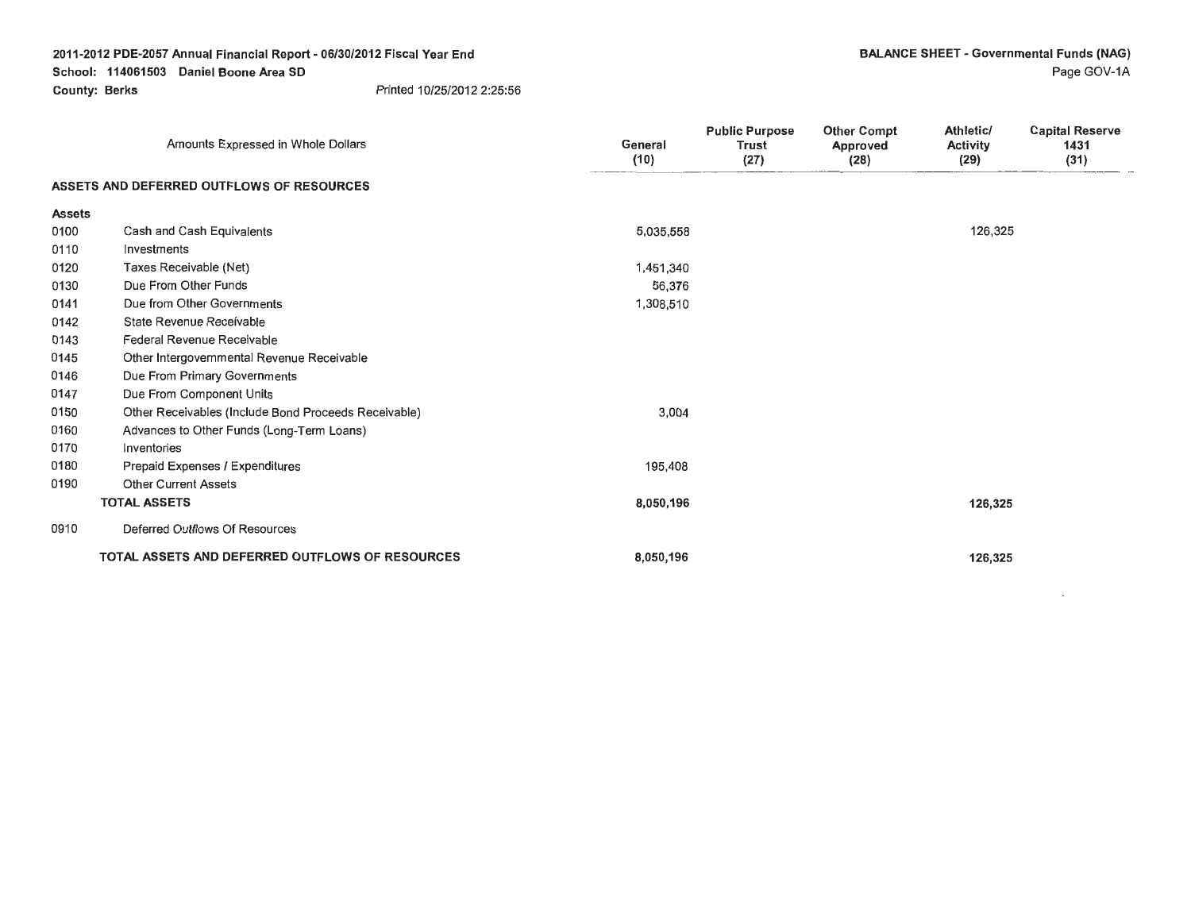**2011-2012 PDE-2057 Annual Financial Report - 06/30/2012 Fiscal Year End**
**School: 114061503 Daniel Boone Area SD**
**County: Berks** Printed 10/25/2012 2:25:56

**BALANCE SHEET - Governmental Funds (NAG)**
Page GOV-1A

| | Amounts Expressed in Whole Dollars | General (10) | Public Purpose Trust (27) | Other Compt Approved (28) | Athletic/ Activity (29) | Capital Reserve 1431 (31) |
|---|---|---|---|---|---|---|
| **ASSETS AND DEFERRED OUTFLOWS OF RESOURCES** | | | | | | |
| **Assets** | | | | | | |
| 0100 | Cash and Cash Equivalents | 5,035,558 | | | 126,325 | |
| 0110 | Investments | | | | | |
| 0120 | Taxes Receivable (Net) | 1,451,340 | | | | |
| 0130 | Due From Other Funds | 56,376 | | | | |
| 0141 | Due from Other Governments | 1,308,510 | | | | |
| 0142 | State Revenue Receivable | | | | | |
| 0143 | Federal Revenue Receivable | | | | | |
| 0145 | Other Intergovernmental Revenue Receivable | | | | | |
| 0146 | Due From Primary Governments | | | | | |
| 0147 | Due From Component Units | | | | | |
| 0150 | Other Receivables (Include Bond Proceeds Receivable) | 3,004 | | | | |
| 0160 | Advances to Other Funds (Long-Term Loans) | | | | | |
| 0170 | Inventories | | | | | |
| 0180 | Prepaid Expenses / Expenditures | 195,408 | | | | |
| 0190 | Other Current Assets | | | | | |
| | **TOTAL ASSETS** | **8,050,196** | | | **126,325** | |
| 0910 | Deferred Outflows Of Resources | | | | | |
| | **TOTAL ASSETS AND DEFERRED OUTFLOWS OF RESOURCES** | **8,050,196** | | | **126,325** | |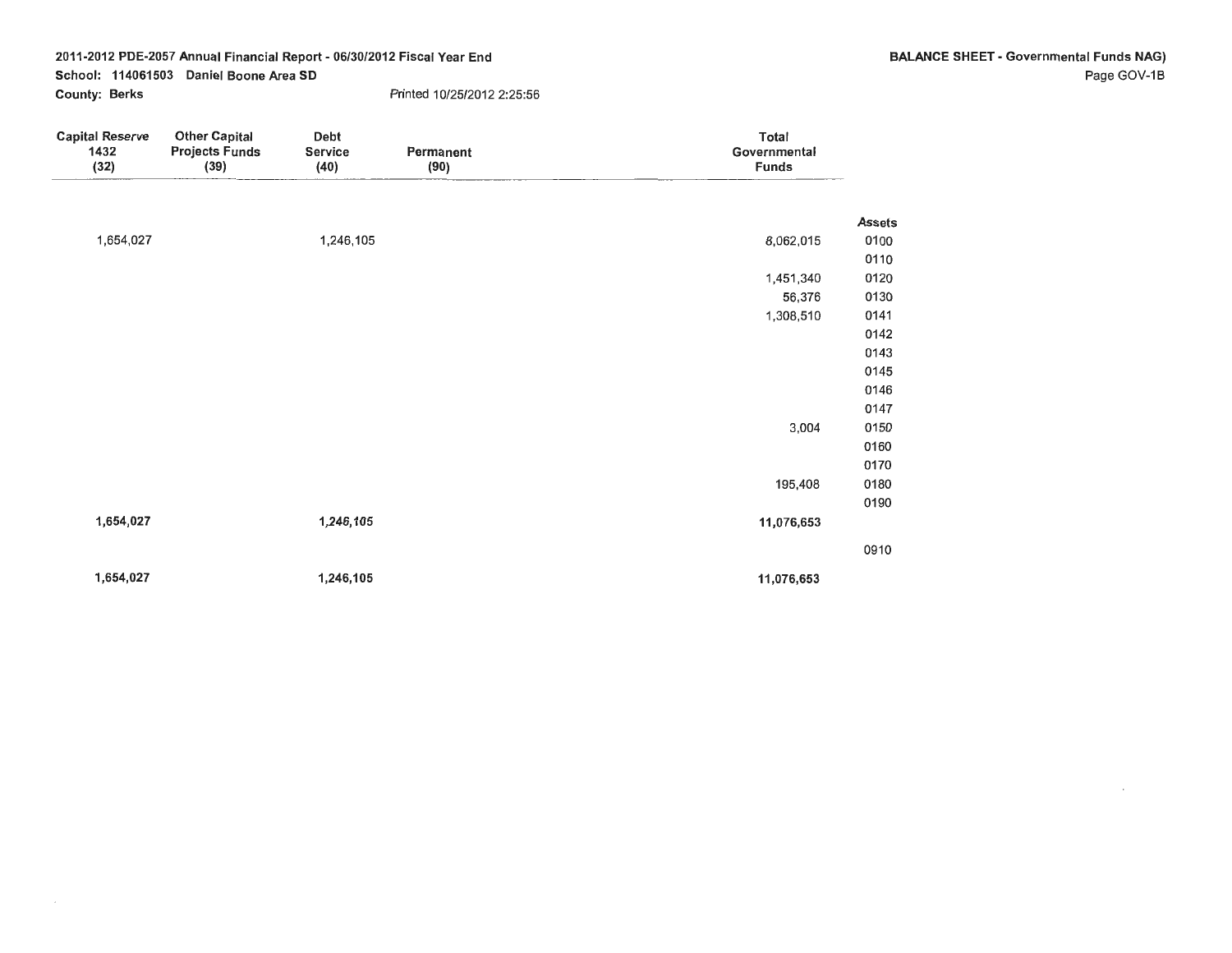**2011-2012 PDE-2057 Annual Financial Report - 06/30/2012 Fiscal Year End**
**School: 114061503 Daniel Boone Area SD**
**County: Berks**
Printed 10/25/2012 2:25:56

**BALANCE SHEET - Governmental Funds NAG)**
Page GOV-1B

| Capital Reserve 1432 (32) | Other Capital Projects Funds (39) | Debt Service (40) | Permanent (90) | Total Governmental Funds | |
|---|---|---|---|---|---|
| | | | | | **Assets** |
| 1,654,027 | | 1,246,105 | | 8,062,015 | 0100 |
| | | | | | 0110 |
| | | | | 1,451,340 | 0120 |
| | | | | 56,376 | 0130 |
| | | | | 1,308,510 | 0141 |
| | | | | | 0142 |
| | | | | | 0143 |
| | | | | | 0145 |
| | | | | | 0146 |
| | | | | | 0147 |
| | | | | 3,004 | 0150 |
| | | | | | 0160 |
| | | | | | 0170 |
| | | | | 195,408 | 0180 |
| | | | | | 0190 |
| **1,654,027** | | **1,246,105** | | **11,076,653** | |
| | | | | | 0910 |
| **1,654,027** | | **1,246,105** | | **11,076,653** | |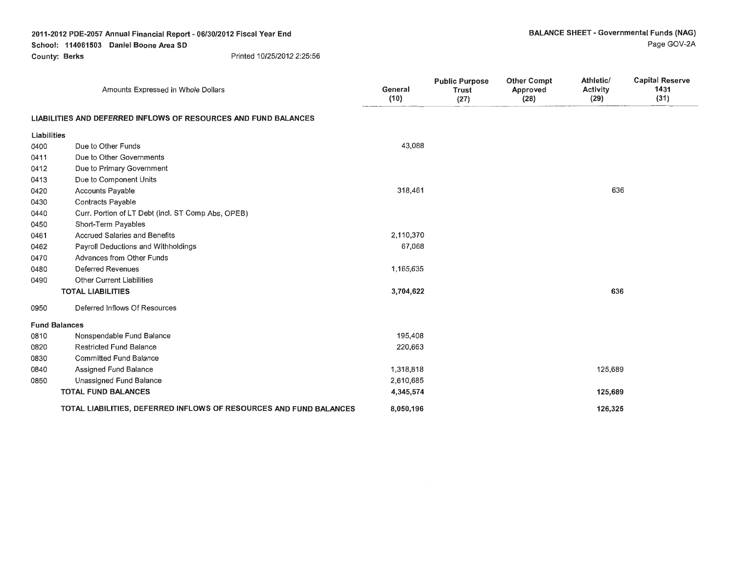2011-2012 PDE-2057 Annual Financial Report - 06/30/2012 Fiscal Year End
School: 114061503 Daniel Boone Area SD
County: Berks

Printed 10/25/2012 2:25:56

**BALANCE SHEET - Governmental Funds (NAG)**

Page GOV-2A

| | Amounts Expressed in Whole Dollars | General (10) | Public Purpose Trust (27) | Other Compt Approved (28) | Athletic/ Activity (29) | Capital Reserve 1431 (31) |
|---|---|---|---|---|---|---|
| | **LIABILITIES AND DEFERRED INFLOWS OF RESOURCES AND FUND BALANCES** | | | | | |
| **Liabilities** | | | | | | |
| 0400 | Due to Other Funds | 43,088 | | | | |
| 0411 | Due to Other Governments | | | | | |
| 0412 | Due to Primary Government | | | | | |
| 0413 | Due to Component Units | | | | | |
| 0420 | Accounts Payable | 318,461 | | | 636 | |
| 0430 | Contracts Payable | | | | | |
| 0440 | Curr. Portion of LT Debt (incl. ST Comp Abs, OPEB) | | | | | |
| 0450 | Short-Term Payables | | | | | |
| 0461 | Accrued Salaries and Benefits | 2,110,370 | | | | |
| 0462 | Payroll Deductions and Withholdings | 67,068 | | | | |
| 0470 | Advances from Other Funds | | | | | |
| 0480 | Deferred Revenues | 1,165,635 | | | | |
| 0490 | Other Current Liabilities | | | | | |
| | **TOTAL LIABILITIES** | **3,704,622** | | | **636** | |
| 0950 | Deferred Inflows Of Resources | | | | | |
| **Fund Balances** | | | | | | |
| 0810 | Nonspendable Fund Balance | 195,408 | | | | |
| 0820 | Restricted Fund Balance | 220,663 | | | | |
| 0830 | Committed Fund Balance | | | | | |
| 0840 | Assigned Fund Balance | 1,318,818 | | | 125,689 | |
| 0850 | Unassigned Fund Balance | 2,610,685 | | | | |
| | **TOTAL FUND BALANCES** | **4,345,574** | | | **125,689** | |
| | **TOTAL LIABILITIES, DEFERRED INFLOWS OF RESOURCES AND FUND BALANCES** | **8,050,196** | | | **126,325** | |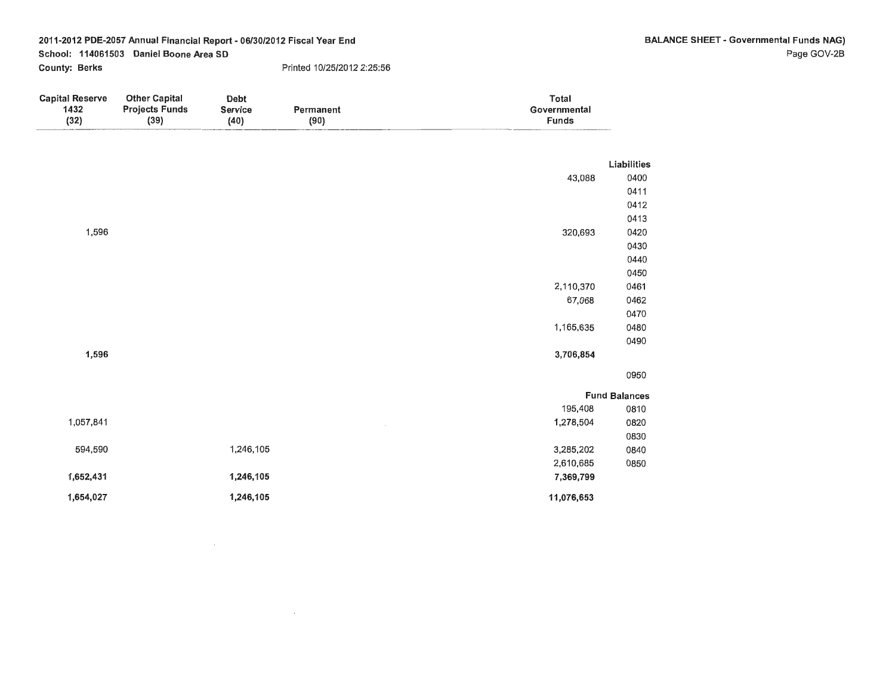2011-2012 PDE-2057 Annual Financial Report - 06/30/2012 Fiscal Year End

School: 114061503 Daniel Boone Area SD

County: Berks

Printed 10/25/2012 2:25:56

**BALANCE SHEET - Governmental Funds NAG)**

| Capital Reserve 1432 (32) | Other Capital Projects Funds (39) | Debt Service (40) | Permanent (90) | Total Governmental Funds | |
|---|---|---|---|---|---|
| | | | | | **Liabilities** |
| | | | | 43,088 | 0400 |
| | | | | | 0411 |
| | | | | | 0412 |
| | | | | | 0413 |
| 1,596 | | | | 320,693 | 0420 |
| | | | | | 0430 |
| | | | | | 0440 |
| | | | | | 0450 |
| | | | | 2,110,370 | 0461 |
| | | | | 67,068 | 0462 |
| | | | | | 0470 |
| | | | | 1,165,635 | 0480 |
| | | | | | 0490 |
| **1,596** | | | | **3,706,854** | |
| | | | | | 0950 |
| | | | | | **Fund Balances** |
| | | | | 195,408 | 0810 |
| 1,057,841 | | | | 1,278,504 | 0820 |
| | | | | | 0830 |
| 594,590 | | 1,246,105 | | 3,285,202 | 0840 |
| | | | | 2,610,685 | 0850 |
| **1,652,431** | | **1,246,105** | | **7,369,799** | |
| **1,654,027** | | **1,246,105** | | **11,076,653** | |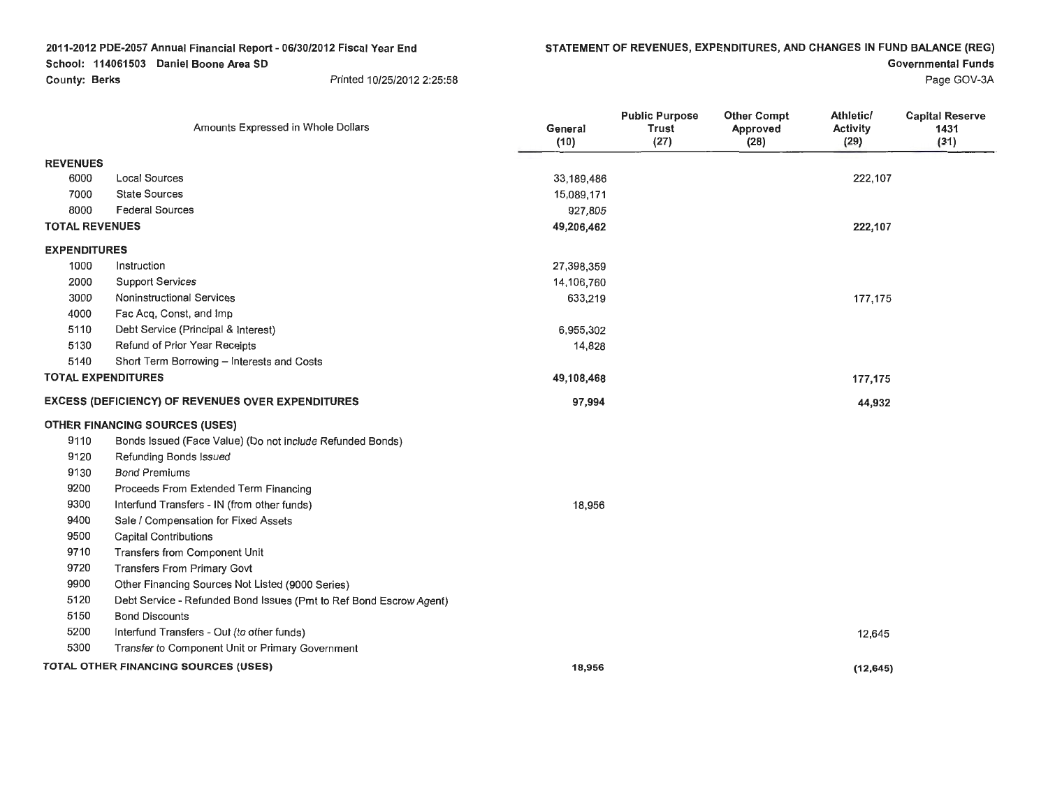2011-2012 PDE-2057 Annual Financial Report - 06/30/2012 Fiscal Year End
School: 114061503 Daniel Boone Area SD
County: Berks
Printed 10/25/2012 2:25:58

# STATEMENT OF REVENUES, EXPENDITURES, AND CHANGES IN FUND BALANCE (REG)

Governmental Funds

Page GOV-3A

| | Amounts Expressed in Whole Dollars | General (10) | Public Purpose Trust (27) | Other Compt Approved (28) | Athletic/ Activity (29) | Capital Reserve 1431 (31) |
|---|---|---|---|---|---|---|
| **REVENUES** | | | | | | |
| 6000 | Local Sources | 33,189,486 | | | 222,107 | |
| 7000 | State Sources | 15,089,171 | | | | |
| 8000 | Federal Sources | 927,805 | | | | |
| **TOTAL REVENUES** | | **49,206,462** | | | **222,107** | |
| **EXPENDITURES** | | | | | | |
| 1000 | Instruction | 27,398,359 | | | | |
| 2000 | Support Services | 14,106,760 | | | | |
| 3000 | Noninstructional Services | 633,219 | | | 177,175 | |
| 4000 | Fac Acq, Const, and Imp | | | | | |
| 5110 | Debt Service (Principal & Interest) | 6,955,302 | | | | |
| 5130 | Refund of Prior Year Receipts | 14,828 | | | | |
| 5140 | Short Term Borrowing – Interests and Costs | | | | | |
| **TOTAL EXPENDITURES** | | **49,108,468** | | | **177,175** | |
| **EXCESS (DEFICIENCY) OF REVENUES OVER EXPENDITURES** | | **97,994** | | | **44,932** | |
| **OTHER FINANCING SOURCES (USES)** | | | | | | |
| 9110 | Bonds Issued (Face Value) (Do not include Refunded Bonds) | | | | | |
| 9120 | Refunding Bonds Issued | | | | | |
| 9130 | Bond Premiums | | | | | |
| 9200 | Proceeds From Extended Term Financing | | | | | |
| 9300 | Interfund Transfers - IN (from other funds) | 18,956 | | | | |
| 9400 | Sale / Compensation for Fixed Assets | | | | | |
| 9500 | Capital Contributions | | | | | |
| 9710 | Transfers from Component Unit | | | | | |
| 9720 | Transfers From Primary Govt | | | | | |
| 9900 | Other Financing Sources Not Listed (9000 Series) | | | | | |
| 5120 | Debt Service - Refunded Bond Issues (Pmt to Ref Bond Escrow Agent) | | | | | |
| 5150 | Bond Discounts | | | | | |
| 5200 | Interfund Transfers - Out (to other funds) | | | | 12,645 | |
| 5300 | Transfer to Component Unit or Primary Government | | | | | |
| **TOTAL OTHER FINANCING SOURCES (USES)** | | **18,956** | | | **(12,645)** | |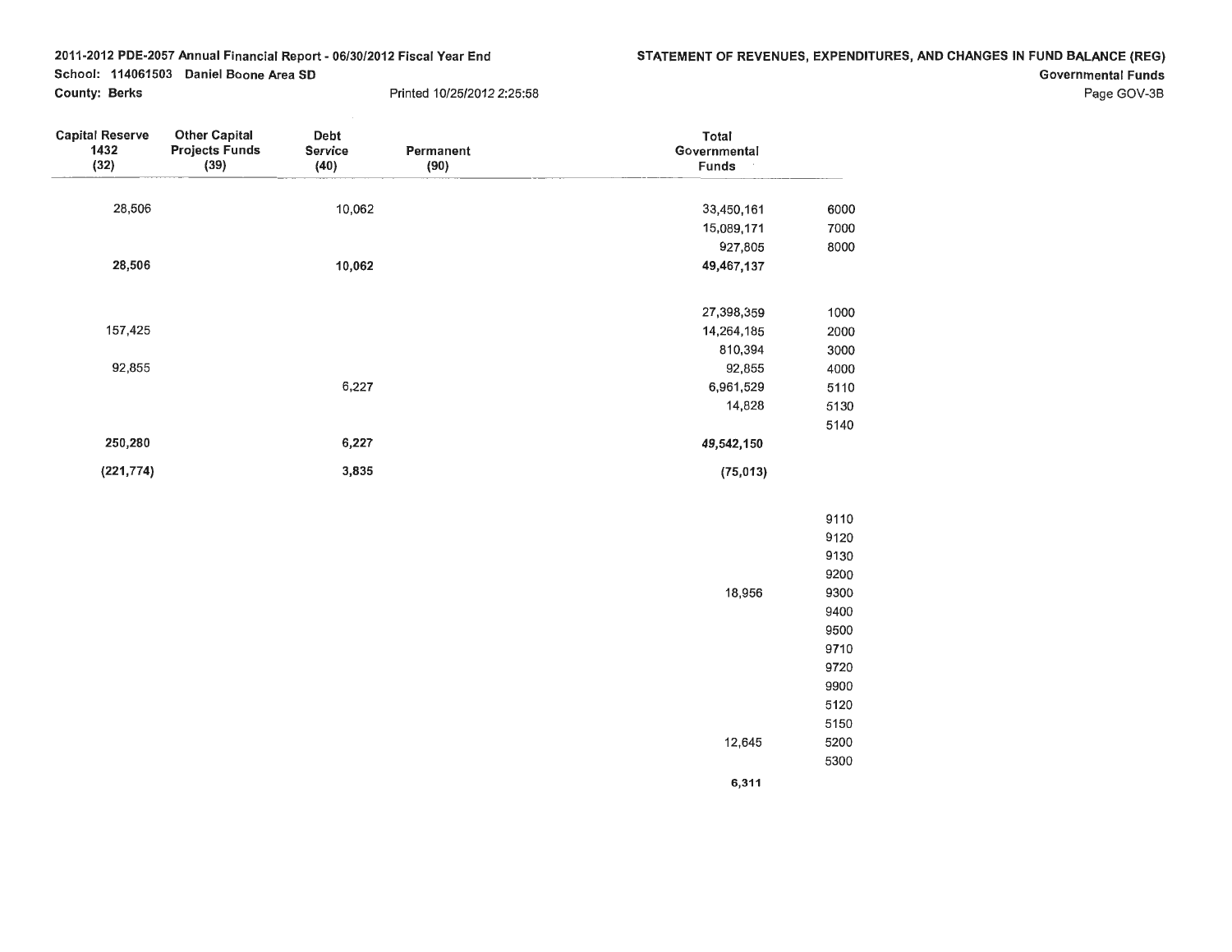2011-2012 PDE-2057 Annual Financial Report - 06/30/2012 Fiscal Year End

School: 114061503 Daniel Boone Area SD

County: Berks

Printed 10/25/2012 2:25:58

**STATEMENT OF REVENUES, EXPENDITURES, AND CHANGES IN FUND BALANCE (REG)**

**Governmental Funds**

| Capital Reserve 1432 (32) | Other Capital Projects Funds (39) | Debt Service (40) | Permanent (90) | Total Governmental Funds | |
|---|---|---|---|---|---|
| 28,506 | | 10,062 | | 33,450,161 | 6000 |
| | | | | 15,089,171 | 7000 |
| | | | | 927,805 | 8000 |
| **28,506** | | **10,062** | | **49,467,137** | |
| | | | | 27,398,359 | 1000 |
| 157,425 | | | | 14,264,185 | 2000 |
| | | | | 810,394 | 3000 |
| 92,855 | | | | 92,855 | 4000 |
| | | 6,227 | | 6,961,529 | 5110 |
| | | | | 14,828 | 5130 |
| | | | | | 5140 |
| **250,280** | | **6,227** | | **49,542,150** | |
| **(221,774)** | | **3,835** | | **(75,013)** | |
| | | | | | 9110 |
| | | | | | 9120 |
| | | | | | 9130 |
| | | | | | 9200 |
| | | | | 18,956 | 9300 |
| | | | | | 9400 |
| | | | | | 9500 |
| | | | | | 9710 |
| | | | | | 9720 |
| | | | | | 9900 |
| | | | | | 5120 |
| | | | | | 5150 |
| | | | | 12,645 | 5200 |
| | | | | | 5300 |
| | | | | **6,311** | |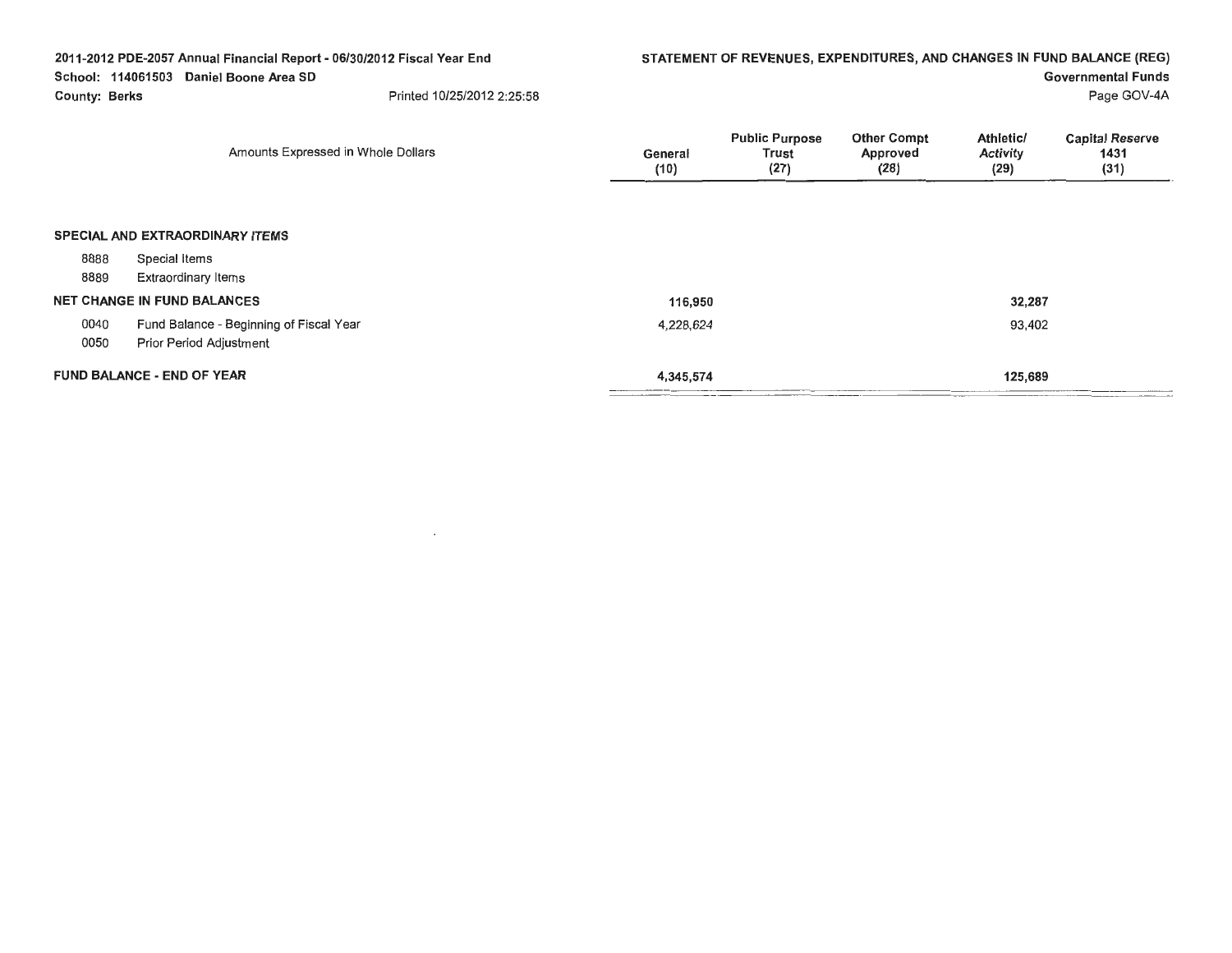2011-2012 PDE-2057 Annual Financial Report - 06/30/2012 Fiscal Year End
School: 114061503 Daniel Boone Area SD
County: Berks Printed 10/25/2012 2:25:58

## STATEMENT OF REVENUES, EXPENDITURES, AND CHANGES IN FUND BALANCE (REG)

**Governmental Funds**

Page GOV-4A

| | Amounts Expressed in Whole Dollars | General (10) | Public Purpose Trust (27) | Other Compt Approved (28) | Athletic/ Activity (29) | Capital Reserve 1431 (31) |
|---|---|---|---|---|---|---|
| **SPECIAL AND EXTRAORDINARY ITEMS** | | | | | | |
| 8888 | Special Items | | | | | |
| 8889 | Extraordinary Items | | | | | |
| **NET CHANGE IN FUND BALANCES** | | 116,950 | | | 32,287 | |
| 0040 | Fund Balance - Beginning of Fiscal Year | 4,228,624 | | | 93,402 | |
| 0050 | Prior Period Adjustment | | | | | |
| **FUND BALANCE - END OF YEAR** | | 4,345,574 | | | 125,689 | |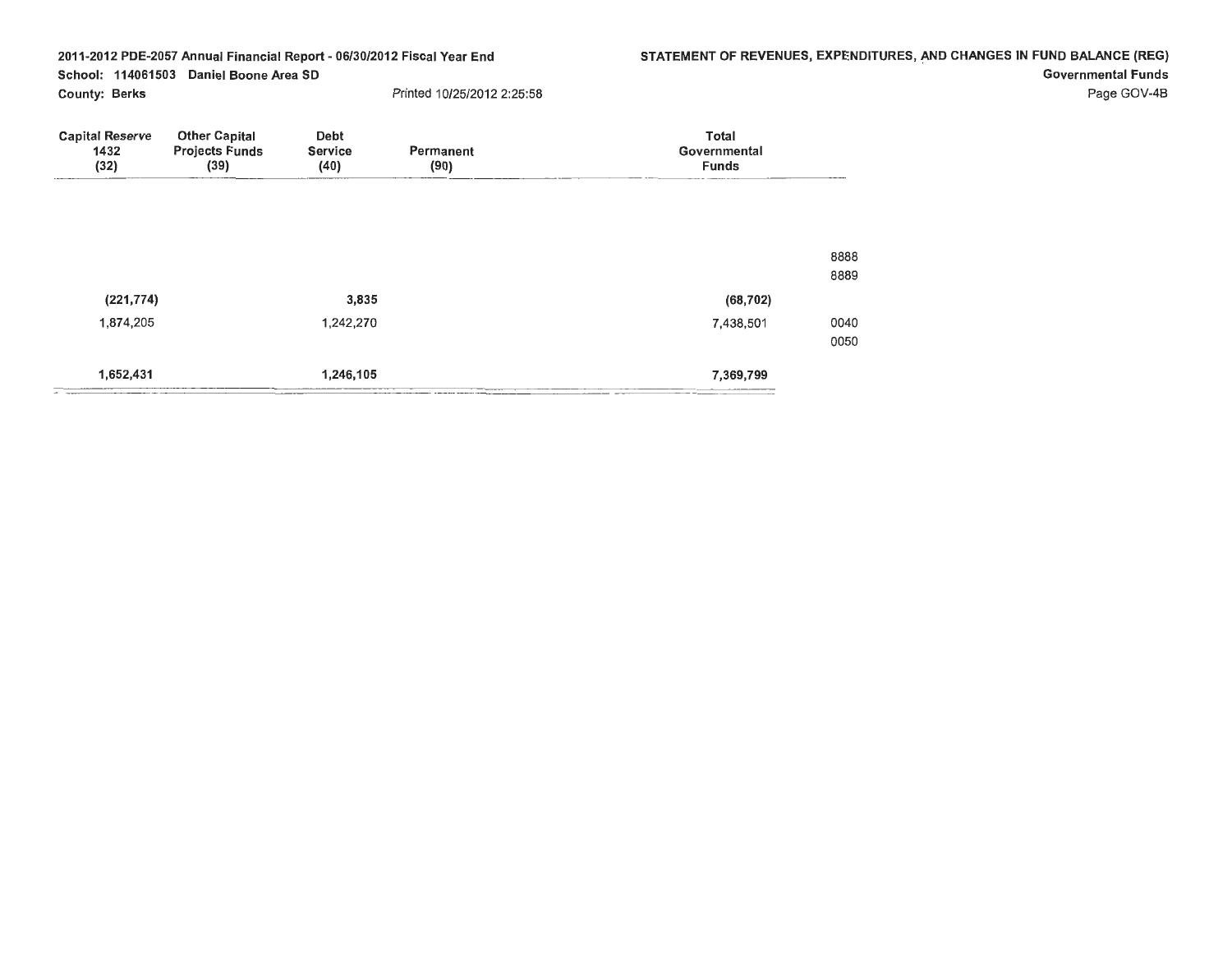2011-2012 PDE-2057 Annual Financial Report - 06/30/2012 Fiscal Year End

School: 114061503 Daniel Boone Area SD

County: Berks

Printed 10/25/2012 2:25:58

# STATEMENT OF REVENUES, EXPENDITURES, AND CHANGES IN FUND BALANCE (REG)

## Governmental Funds

| Capital Reserve 1432 (32) | Other Capital Projects Funds (39) | Debt Service (40) | Permanent (90) | Total Governmental Funds | |
|---|---|---|---|---|---|
| | | | | | 8888 |
| | | | | | 8889 |
| (221,774) | | 3,835 | | (68,702) | |
| 1,874,205 | | 1,242,270 | | 7,438,501 | 0040 |
| | | | | | 0050 |
| 1,652,431 | | 1,246,105 | | 7,369,799 | |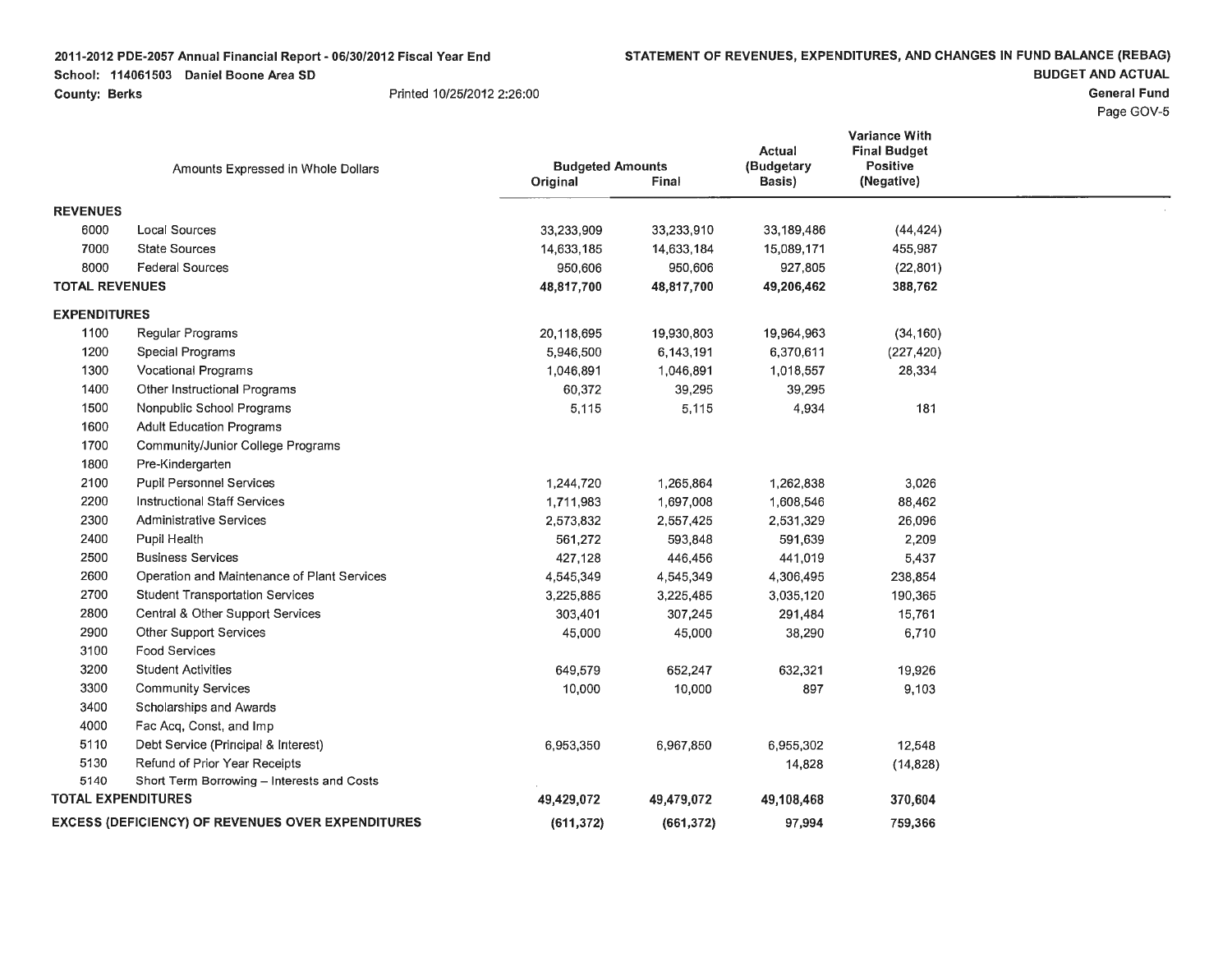**2011-2012 PDE-2057 Annual Financial Report - 06/30/2012 Fiscal Year End**
**School: 114061503 Daniel Boone Area SD**
**County: Berks**
Printed 10/25/2012 2:26:00

**STATEMENT OF REVENUES, EXPENDITURES, AND CHANGES IN FUND BALANCE (REBAG)**
**BUDGET AND ACTUAL**
**General Fund**
Page GOV-5

| Amounts Expressed in Whole Dollars | | Budgeted Amounts | | Actual (Budgetary Basis) | Variance With Final Budget Positive (Negative) |
|---|---|---|---|---|---|
| | | Original | Final | | |
| **REVENUES** | | | | | |
| 6000 | Local Sources | 33,233,909 | 33,233,910 | 33,189,486 | (44,424) |
| 7000 | State Sources | 14,633,185 | 14,633,184 | 15,089,171 | 455,987 |
| 8000 | Federal Sources | 950,606 | 950,606 | 927,805 | (22,801) |
| **TOTAL REVENUES** | | **48,817,700** | **48,817,700** | **49,206,462** | **388,762** |
| **EXPENDITURES** | | | | | |
| 1100 | Regular Programs | 20,118,695 | 19,930,803 | 19,964,963 | (34,160) |
| 1200 | Special Programs | 5,946,500 | 6,143,191 | 6,370,611 | (227,420) |
| 1300 | Vocational Programs | 1,046,891 | 1,046,891 | 1,018,557 | 28,334 |
| 1400 | Other Instructional Programs | 60,372 | 39,295 | 39,295 | |
| 1500 | Nonpublic School Programs | 5,115 | 5,115 | 4,934 | 181 |
| 1600 | Adult Education Programs | | | | |
| 1700 | Community/Junior College Programs | | | | |
| 1800 | Pre-Kindergarten | | | | |
| 2100 | Pupil Personnel Services | 1,244,720 | 1,265,864 | 1,262,838 | 3,026 |
| 2200 | Instructional Staff Services | 1,711,983 | 1,697,008 | 1,608,546 | 88,462 |
| 2300 | Administrative Services | 2,573,832 | 2,557,425 | 2,531,329 | 26,096 |
| 2400 | Pupil Health | 561,272 | 593,848 | 591,639 | 2,209 |
| 2500 | Business Services | 427,128 | 446,456 | 441,019 | 5,437 |
| 2600 | Operation and Maintenance of Plant Services | 4,545,349 | 4,545,349 | 4,306,495 | 238,854 |
| 2700 | Student Transportation Services | 3,225,885 | 3,225,485 | 3,035,120 | 190,365 |
| 2800 | Central & Other Support Services | 303,401 | 307,245 | 291,484 | 15,761 |
| 2900 | Other Support Services | 45,000 | 45,000 | 38,290 | 6,710 |
| 3100 | Food Services | | | | |
| 3200 | Student Activities | 649,579 | 652,247 | 632,321 | 19,926 |
| 3300 | Community Services | 10,000 | 10,000 | 897 | 9,103 |
| 3400 | Scholarships and Awards | | | | |
| 4000 | Fac Acq, Const, and Imp | | | | |
| 5110 | Debt Service (Principal & Interest) | 6,953,350 | 6,967,850 | 6,955,302 | 12,548 |
| 5130 | Refund of Prior Year Receipts | | | 14,828 | (14,828) |
| 5140 | Short Term Borrowing – Interests and Costs | | | | |
| **TOTAL EXPENDITURES** | | **49,429,072** | **49,479,072** | **49,108,468** | **370,604** |
| **EXCESS (DEFICIENCY) OF REVENUES OVER EXPENDITURES** | | **(611,372)** | **(661,372)** | **97,994** | **759,366** |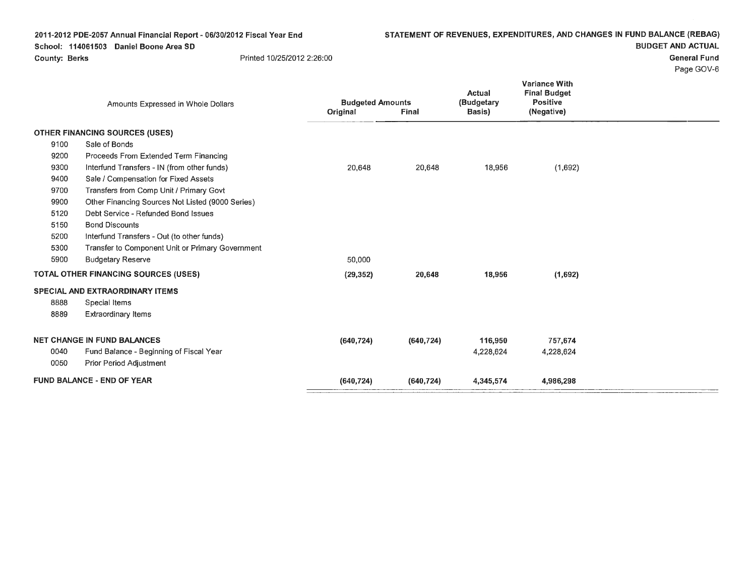2011-2012 PDE-2057 Annual Financial Report - 06/30/2012 Fiscal Year End
School: 114061503 Daniel Boone Area SD
County: Berks Printed 10/25/2012 2:26:00

**STATEMENT OF REVENUES, EXPENDITURES, AND CHANGES IN FUND BALANCE (REBAG)**
**BUDGET AND ACTUAL**
**General Fund**
Page GOV-6

| | Amounts Expressed in Whole Dollars | Budgeted Amounts Original | Budgeted Amounts Final | Actual (Budgetary Basis) | Variance With Final Budget Positive (Negative) |
|---|---|---|---|---|---|
| **OTHER FINANCING SOURCES (USES)** | | | | | |
| 9100 | Sale of Bonds | | | | |
| 9200 | Proceeds From Extended Term Financing | | | | |
| 9300 | Interfund Transfers - IN (from other funds) | 20,648 | 20,648 | 18,956 | (1,692) |
| 9400 | Sale / Compensation for Fixed Assets | | | | |
| 9700 | Transfers from Comp Unit / Primary Govt | | | | |
| 9900 | Other Financing Sources Not Listed (9000 Series) | | | | |
| 5120 | Debt Service - Refunded Bond Issues | | | | |
| 5150 | Bond Discounts | | | | |
| 5200 | Interfund Transfers - Out (to other funds) | | | | |
| 5300 | Transfer to Component Unit or Primary Government | | | | |
| 5900 | Budgetary Reserve | 50,000 | | | |
| **TOTAL OTHER FINANCING SOURCES (USES)** | | **(29,352)** | **20,648** | **18,956** | **(1,692)** |
| **SPECIAL AND EXTRAORDINARY ITEMS** | | | | | |
| 8888 | Special Items | | | | |
| 8889 | Extraordinary Items | | | | |
| **NET CHANGE IN FUND BALANCES** | | **(640,724)** | **(640,724)** | **116,950** | **757,674** |
| 0040 | Fund Balance - Beginning of Fiscal Year | | | 4,228,624 | 4,228,624 |
| 0050 | Prior Period Adjustment | | | | |
| **FUND BALANCE - END OF YEAR** | | **(640,724)** | **(640,724)** | **4,345,574** | **4,986,298** |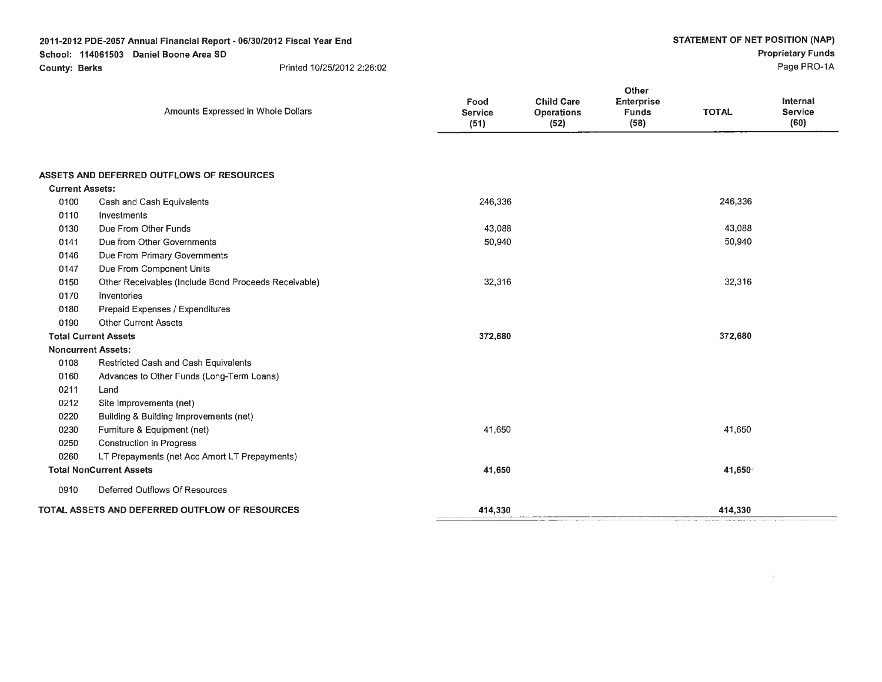2011-2012 PDE-2057 Annual Financial Report - 06/30/2012 Fiscal Year End
School: 114061503 Daniel Boone Area SD
County: Berks Printed 10/25/2012 2:26:02

**STATEMENT OF NET POSITION (NAP)**
**Proprietary Funds**
Page PRO-1A

| | Amounts Expressed in Whole Dollars | Food Service (51) | Child Care Operations (52) | Other Enterprise Funds (58) | TOTAL | Internal Service (60) |
|---|---|---|---|---|---|---|
| **ASSETS AND DEFERRED OUTFLOWS OF RESOURCES** | | | | | | |
| **Current Assets:** | | | | | | |
| 0100 | Cash and Cash Equivalents | 246,336 | | | 246,336 | |
| 0110 | Investments | | | | | |
| 0130 | Due From Other Funds | 43,088 | | | 43,088 | |
| 0141 | Due from Other Governments | 50,940 | | | 50,940 | |
| 0146 | Due From Primary Governments | | | | | |
| 0147 | Due From Component Units | | | | | |
| 0150 | Other Receivables (Include Bond Proceeds Receivable) | 32,316 | | | 32,316 | |
| 0170 | Inventories | | | | | |
| 0180 | Prepaid Expenses / Expenditures | | | | | |
| 0190 | Other Current Assets | | | | | |
| **Total Current Assets** | | **372,680** | | | **372,680** | |
| **Noncurrent Assets:** | | | | | | |
| 0108 | Restricted Cash and Cash Equivalents | | | | | |
| 0160 | Advances to Other Funds (Long-Term Loans) | | | | | |
| 0211 | Land | | | | | |
| 0212 | Site Improvements (net) | | | | | |
| 0220 | Building & Building Improvements (net) | | | | | |
| 0230 | Furniture & Equipment (net) | 41,650 | | | 41,650 | |
| 0250 | Construction in Progress | | | | | |
| 0260 | LT Prepayments (net Acc Amort LT Prepayments) | | | | | |
| **Total NonCurrent Assets** | | **41,650** | | | **41,650** | |
| 0910 | Deferred Outflows Of Resources | | | | | |
| **TOTAL ASSETS AND DEFERRED OUTFLOW OF RESOURCES** | | **414,330** | | | **414,330** | |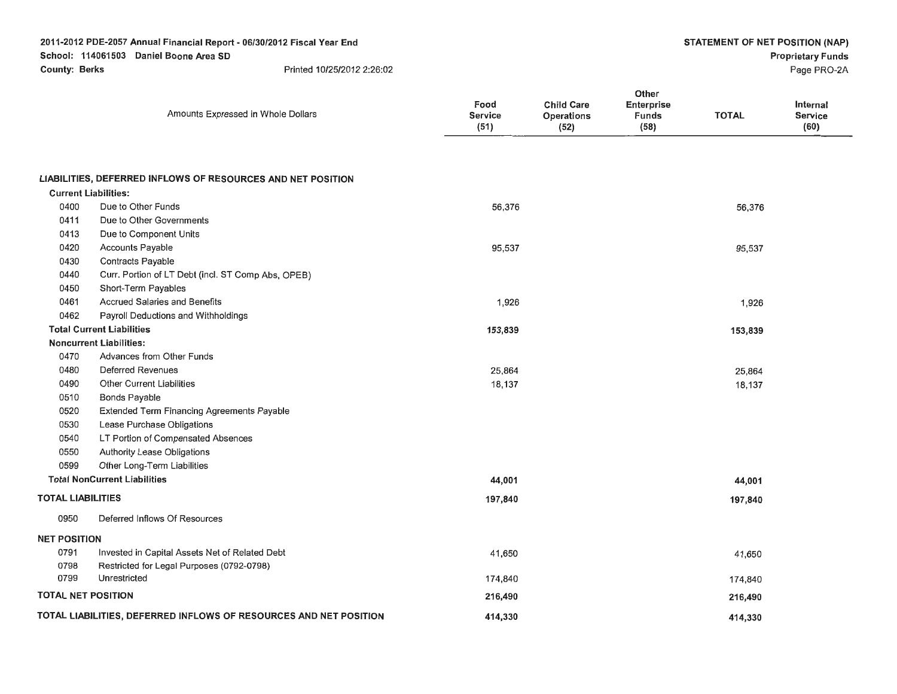2011-2012 PDE-2057 Annual Financial Report - 06/30/2012 Fiscal Year End
School: 114061503 Daniel Boone Area SD
County: Berks
Printed 10/25/2012 2:26:02

**STATEMENT OF NET POSITION (NAP)**
**Proprietary Funds**
Page PRO-2A

| | Amounts Expressed in Whole Dollars | Food Service (51) | Child Care Operations (52) | Other Enterprise Funds (58) | TOTAL | Internal Service (60) |
|---|---|---|---|---|---|---|
| | **LIABILITIES, DEFERRED INFLOWS OF RESOURCES AND NET POSITION** | | | | | |
| | **Current Liabilities:** | | | | | |
| 0400 | Due to Other Funds | 56,376 | | | 56,376 | |
| 0411 | Due to Other Governments | | | | | |
| 0413 | Due to Component Units | | | | | |
| 0420 | Accounts Payable | 95,537 | | | 95,537 | |
| 0430 | Contracts Payable | | | | | |
| 0440 | Curr. Portion of LT Debt (incl. ST Comp Abs, OPEB) | | | | | |
| 0450 | Short-Term Payables | | | | | |
| 0461 | Accrued Salaries and Benefits | 1,926 | | | 1,926 | |
| 0462 | Payroll Deductions and Withholdings | | | | | |
| | **Total Current Liabilities** | **153,839** | | | **153,839** | |
| | **Noncurrent Liabilities:** | | | | | |
| 0470 | Advances from Other Funds | | | | | |
| 0480 | Deferred Revenues | 25,864 | | | 25,864 | |
| 0490 | Other Current Liabilities | 18,137 | | | 18,137 | |
| 0510 | Bonds Payable | | | | | |
| 0520 | Extended Term Financing Agreements Payable | | | | | |
| 0530 | Lease Purchase Obligations | | | | | |
| 0540 | LT Portion of Compensated Absences | | | | | |
| 0550 | Authority Lease Obligations | | | | | |
| 0599 | Other Long-Term Liabilities | | | | | |
| | **Total NonCurrent Liabilities** | **44,001** | | | **44,001** | |
| | **TOTAL LIABILITIES** | **197,840** | | | **197,840** | |
| 0950 | Deferred Inflows Of Resources | | | | | |
| | **NET POSITION** | | | | | |
| 0791 | Invested in Capital Assets Net of Related Debt | 41,650 | | | 41,650 | |
| 0798 | Restricted for Legal Purposes (0792-0798) | | | | | |
| 0799 | Unrestricted | 174,840 | | | 174,840 | |
| | **TOTAL NET POSITION** | **216,490** | | | **216,490** | |
| | **TOTAL LIABILITIES, DEFERRED INFLOWS OF RESOURCES AND NET POSITION** | **414,330** | | | **414,330** | |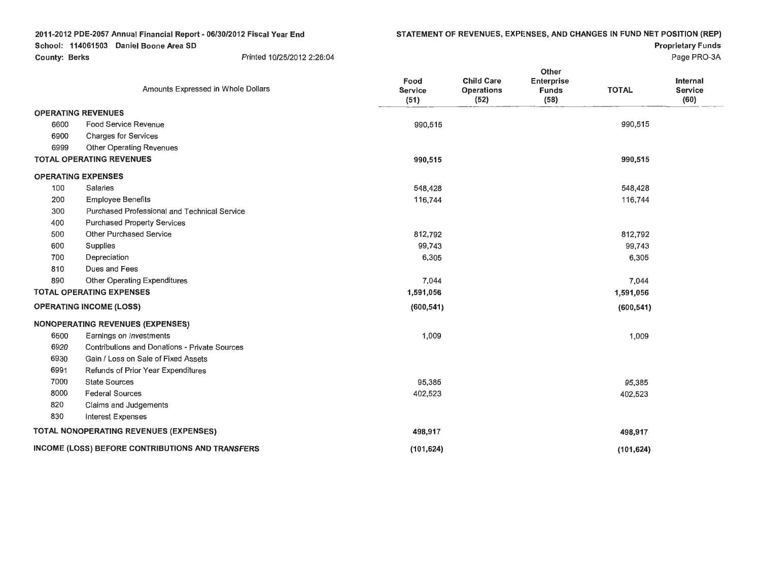2011-2012 PDE-2057 Annual Financial Report - 06/30/2012 Fiscal Year End
School: 114061503 Daniel Boone Area SD
County: Berks

Printed 10/25/2012 2:26:04

## STATEMENT OF REVENUES, EXPENSES, AND CHANGES IN FUND NET POSITION (REP)

**Proprietary Funds**

Page PRO-3A

| | Amounts Expressed in Whole Dollars | Food Service (51) | Child Care Operations (52) | Other Enterprise Funds (58) | TOTAL | Internal Service (60) |
|---|---|---|---|---|---|---|
| **OPERATING REVENUES** | | | | | | |
| 6600 | Food Service Revenue | 990,515 | | | 990,515 | |
| 6900 | Charges for Services | | | | | |
| 6999 | Other Operating Revenues | | | | | |
| **TOTAL OPERATING REVENUES** | | **990,515** | | | **990,515** | |
| **OPERATING EXPENSES** | | | | | | |
| 100 | Salaries | 548,428 | | | 548,428 | |
| 200 | Employee Benefits | 116,744 | | | 116,744 | |
| 300 | Purchased Professional and Technical Service | | | | | |
| 400 | Purchased Property Services | | | | | |
| 500 | Other Purchased Service | 812,792 | | | 812,792 | |
| 600 | Supplies | 99,743 | | | 99,743 | |
| 700 | Depreciation | 6,305 | | | 6,305 | |
| 810 | Dues and Fees | | | | | |
| 890 | Other Operating Expenditures | 7,044 | | | 7,044 | |
| **TOTAL OPERATING EXPENSES** | | **1,591,056** | | | **1,591,056** | |
| **OPERATING INCOME (LOSS)** | | **(600,541)** | | | **(600,541)** | |
| **NONOPERATING REVENUES (EXPENSES)** | | | | | | |
| 6500 | Earnings on Investments | 1,009 | | | 1,009 | |
| 6920 | Contributions and Donations - Private Sources | | | | | |
| 6930 | Gain / Loss on Sale of Fixed Assets | | | | | |
| 6991 | Refunds of Prior Year Expenditures | | | | | |
| 7000 | State Sources | 95,385 | | | 95,385 | |
| 8000 | Federal Sources | 402,523 | | | 402,523 | |
| 820 | Claims and Judgements | | | | | |
| 830 | Interest Expenses | | | | | |
| **TOTAL NONOPERATING REVENUES (EXPENSES)** | | **498,917** | | | **498,917** | |
| **INCOME (LOSS) BEFORE CONTRIBUTIONS AND TRANSFERS** | | **(101,624)** | | | **(101,624)** | |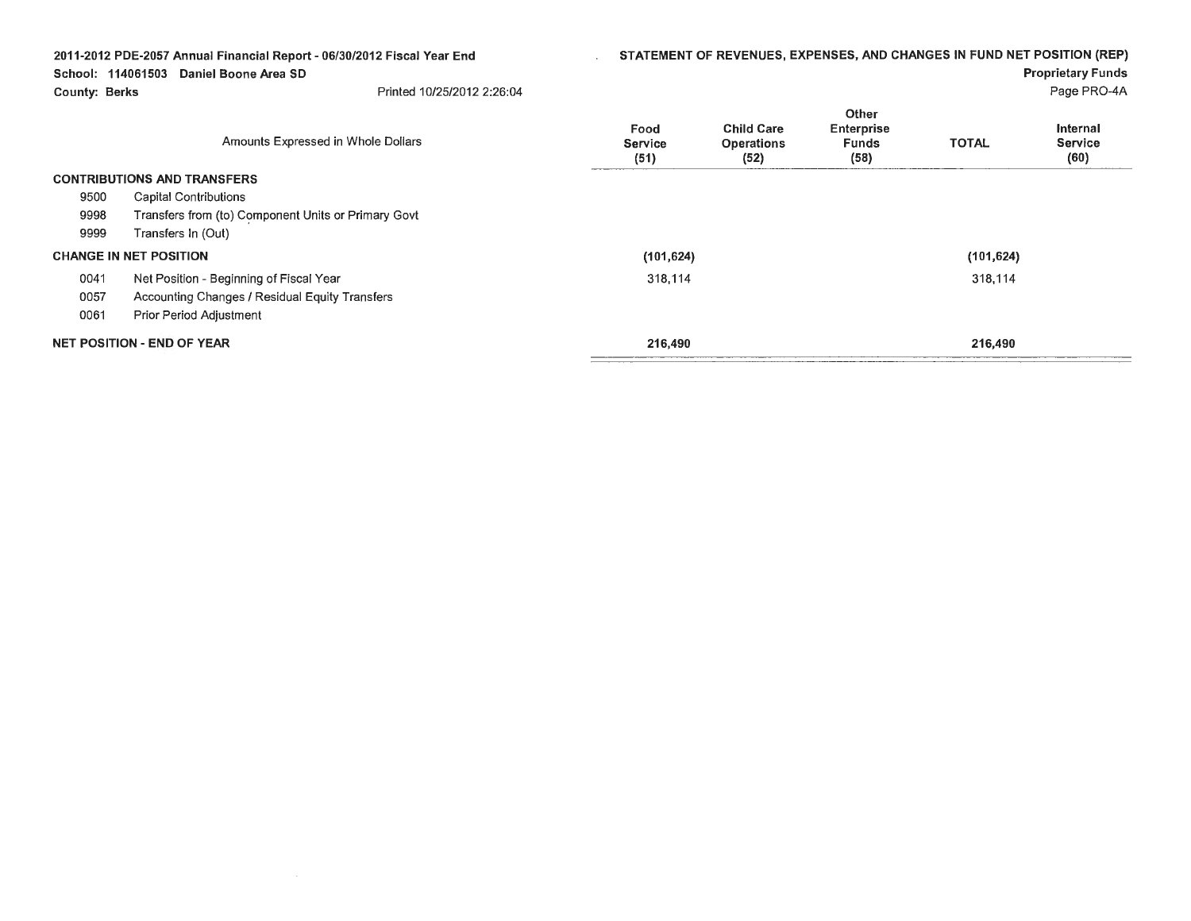2011-2012 PDE-2057 Annual Financial Report - 06/30/2012 Fiscal Year End

School: 114061503 Daniel Boone Area SD

County: Berks

Printed 10/25/2012 2:26:04

## STATEMENT OF REVENUES, EXPENSES, AND CHANGES IN FUND NET POSITION (REP)

**Proprietary Funds**

Page PRO-4A

| Amounts Expressed in Whole Dollars | | Food Service (51) | Child Care Operations (52) | Other Enterprise Funds (58) | TOTAL | Internal Service (60) |
|---|---|---|---|---|---|---|
| **CONTRIBUTIONS AND TRANSFERS** | | | | | | |
| 9500 | Capital Contributions | | | | | |
| 9998 | Transfers from (to) Component Units or Primary Govt | | | | | |
| 9999 | Transfers In (Out) | | | | | |
| **CHANGE IN NET POSITION** | | (101,624) | | | (101,624) | |
| 0041 | Net Position - Beginning of Fiscal Year | 318,114 | | | 318,114 | |
| 0057 | Accounting Changes / Residual Equity Transfers | | | | | |
| 0061 | Prior Period Adjustment | | | | | |
| **NET POSITION - END OF YEAR** | | 216,490 | | | 216,490 | |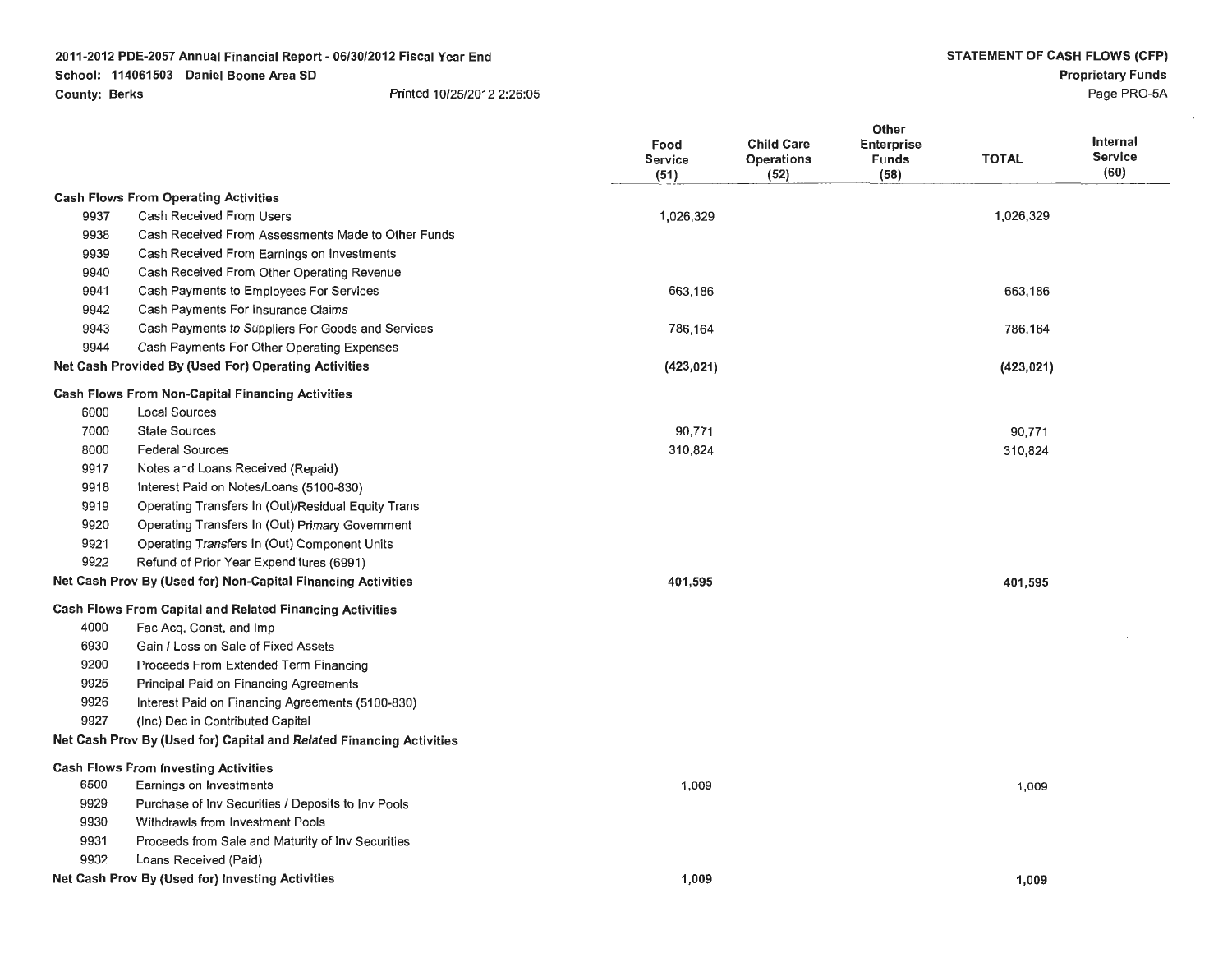2011-2012 PDE-2057 Annual Financial Report - 06/30/2012 Fiscal Year End
School: 114061503 Daniel Boone Area SD
County: Berks Printed 10/25/2012 2:26:05

**STATEMENT OF CASH FLOWS (CFP)**
**Proprietary Funds**
Page PRO-5A

| | | Food Service (51) | Child Care Operations (52) | Other Enterprise Funds (58) | TOTAL | Internal Service (60) |
|---|---|---|---|---|---|---|
| **Cash Flows From Operating Activities** | | | | | | |
| 9937 | Cash Received From Users | 1,026,329 | | | 1,026,329 | |
| 9938 | Cash Received From Assessments Made to Other Funds | | | | | |
| 9939 | Cash Received From Earnings on Investments | | | | | |
| 9940 | Cash Received From Other Operating Revenue | | | | | |
| 9941 | Cash Payments to Employees For Services | 663,186 | | | 663,186 | |
| 9942 | Cash Payments For Insurance Claims | | | | | |
| 9943 | Cash Payments to Suppliers For Goods and Services | 786,164 | | | 786,164 | |
| 9944 | Cash Payments For Other Operating Expenses | | | | | |
| **Net Cash Provided By (Used For) Operating Activities** | | **(423,021)** | | | **(423,021)** | |
| **Cash Flows From Non-Capital Financing Activities** | | | | | | |
| 6000 | Local Sources | | | | | |
| 7000 | State Sources | 90,771 | | | 90,771 | |
| 8000 | Federal Sources | 310,824 | | | 310,824 | |
| 9917 | Notes and Loans Received (Repaid) | | | | | |
| 9918 | Interest Paid on Notes/Loans (5100-830) | | | | | |
| 9919 | Operating Transfers In (Out)/Residual Equity Trans | | | | | |
| 9920 | Operating Transfers In (Out) Primary Government | | | | | |
| 9921 | Operating Transfers In (Out) Component Units | | | | | |
| 9922 | Refund of Prior Year Expenditures (6991) | | | | | |
| **Net Cash Prov By (Used for) Non-Capital Financing Activities** | | **401,595** | | | **401,595** | |
| **Cash Flows From Capital and Related Financing Activities** | | | | | | |
| 4000 | Fac Acq, Const, and Imp | | | | | |
| 6930 | Gain / Loss on Sale of Fixed Assets | | | | | |
| 9200 | Proceeds From Extended Term Financing | | | | | |
| 9925 | Principal Paid on Financing Agreements | | | | | |
| 9926 | Interest Paid on Financing Agreements (5100-830) | | | | | |
| 9927 | (Inc) Dec in Contributed Capital | | | | | |
| **Net Cash Prov By (Used for) Capital and Related Financing Activities** | | | | | | |
| **Cash Flows From Investing Activities** | | | | | | |
| 6500 | Earnings on Investments | 1,009 | | | 1,009 | |
| 9929 | Purchase of Inv Securities / Deposits to Inv Pools | | | | | |
| 9930 | Withdrawls from Investment Pools | | | | | |
| 9931 | Proceeds from Sale and Maturity of Inv Securities | | | | | |
| 9932 | Loans Received (Paid) | | | | | |
| **Net Cash Prov By (Used for) Investing Activities** | | **1,009** | | | **1,009** | |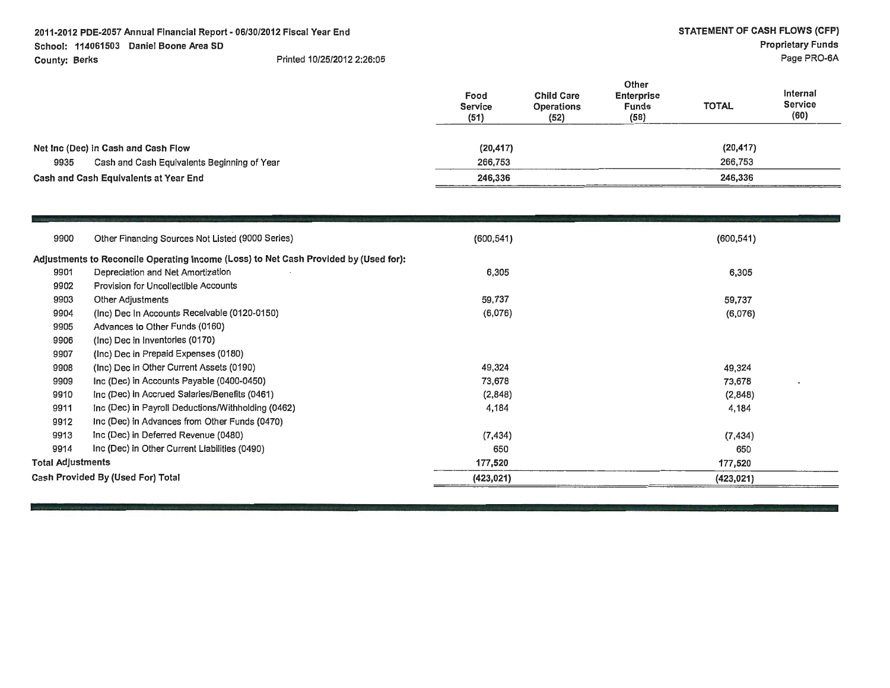2011-2012 PDE-2057 Annual Financial Report - 06/30/2012 Fiscal Year End

School: 114061503 Daniel Boone Area SD

County: Berks

Printed 10/25/2012 2:26:05

**STATEMENT OF CASH FLOWS (CFP)**

**Proprietary Funds**

Page PRO-6A

| | | Food Service (51) | Child Care Operations (52) | Other Enterprise Funds (58) | TOTAL | Internal Service (60) |
|---|---|---|---|---|---|---|
| **Net Inc (Dec) in Cash and Cash Flow** | | (20,417) | | | (20,417) | |
| 9935 | Cash and Cash Equivalents Beginning of Year | 266,753 | | | 266,753 | |
| **Cash and Cash Equivalents at Year End** | | **246,336** | | | **246,336** | |

| | | Food Service (51) | Child Care Operations (52) | Other Enterprise Funds (58) | TOTAL | Internal Service (60) |
|---|---|---|---|---|---|---|
| 9900 | Other Financing Sources Not Listed (9000 Series) | (600,541) | | | (600,541) | |
| **Adjustments to Reconcile Operating Income (Loss) to Net Cash Provided by (Used for):** | | | | | | |
| 9901 | Depreciation and Net Amortization | 6,305 | | | 6,305 | |
| 9902 | Provision for Uncollectible Accounts | | | | | |
| 9903 | Other Adjustments | 59,737 | | | 59,737 | |
| 9904 | (Inc) Dec in Accounts Receivable (0120-0150) | (6,076) | | | (6,076) | |
| 9905 | Advances to Other Funds (0160) | | | | | |
| 9906 | (Inc) Dec in Inventories (0170) | | | | | |
| 9907 | (Inc) Dec in Prepaid Expenses (0180) | | | | | |
| 9908 | (Inc) Dec in Other Current Assets (0190) | 49,324 | | | 49,324 | |
| 9909 | Inc (Dec) in Accounts Payable (0400-0450) | 73,678 | | | 73,678 | |
| 9910 | Inc (Dec) in Accrued Salaries/Benefits (0461) | (2,848) | | | (2,848) | |
| 9911 | Inc (Dec) in Payroll Deductions/Withholding (0462) | 4,184 | | | 4,184 | |
| 9912 | Inc (Dec) in Advances from Other Funds (0470) | | | | | |
| 9913 | Inc (Dec) in Deferred Revenue (0480) | (7,434) | | | (7,434) | |
| 9914 | Inc (Dec) in Other Current Liabilities (0490) | 650 | | | 650 | |
| **Total Adjustments** | | **177,520** | | | **177,520** | |
| **Cash Provided By (Used For) Total** | | **(423,021)** | | | **(423,021)** | |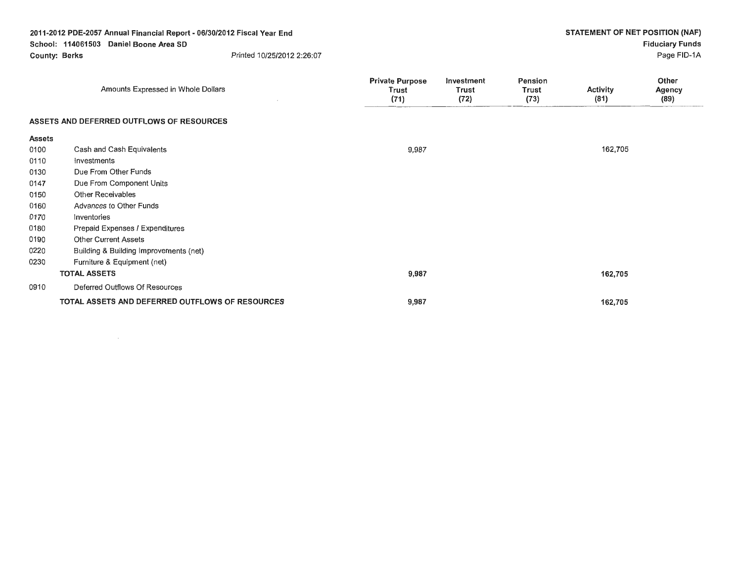**2011-2012 PDE-2057 Annual Financial Report - 06/30/2012 Fiscal Year End**
**School: 114061503 Daniel Boone Area SD**
**County: Berks** Printed 10/25/2012 2:26:07

**STATEMENT OF NET POSITION (NAF)**
**Fiduciary Funds**
Page FID-1A

| | Amounts Expressed in Whole Dollars | Private Purpose Trust (71) | Investment Trust (72) | Pension Trust (73) | Activity (81) | Other Agency (89) |
|---|---|---|---|---|---|---|
| **ASSETS AND DEFERRED OUTFLOWS OF RESOURCES** | | | | | | |
| **Assets** | | | | | | |
| 0100 | Cash and Cash Equivalents | 9,987 | | | 162,705 | |
| 0110 | Investments | | | | | |
| 0130 | Due From Other Funds | | | | | |
| 0147 | Due From Component Units | | | | | |
| 0150 | Other Receivables | | | | | |
| 0160 | Advances to Other Funds | | | | | |
| 0170 | Inventories | | | | | |
| 0180 | Prepaid Expenses / Expenditures | | | | | |
| 0190 | Other Current Assets | | | | | |
| 0220 | Building & Building Improvements (net) | | | | | |
| 0230 | Furniture & Equipment (net) | | | | | |
| | **TOTAL ASSETS** | 9,987 | | | 162,705 | |
| 0910 | Deferred Outflows Of Resources | | | | | |
| | **TOTAL ASSETS AND DEFERRED OUTFLOWS OF RESOURCES** | 9,987 | | | 162,705 | |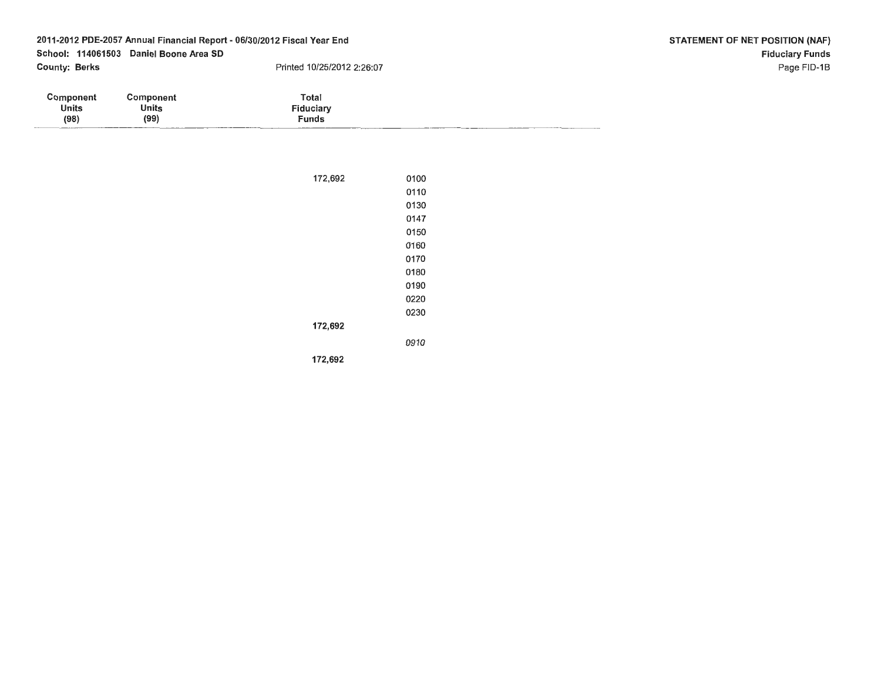2011-2012 PDE-2057 Annual Financial Report - 06/30/2012 Fiscal Year End
School: 114061503 Daniel Boone Area SD
County: Berks
Printed 10/25/2012 2:26:07

**STATEMENT OF NET POSITION (NAF)**
**Fiduciary Funds**
Page FID-1B

| Component Units (98) | Component Units (99) | Total Fiduciary Funds | |
|---|---|---|---|
| | | 172,692 | 0100 |
| | | | 0110 |
| | | | 0130 |
| | | | 0147 |
| | | | 0150 |
| | | | 0160 |
| | | | 0170 |
| | | | 0180 |
| | | | 0190 |
| | | | 0220 |
| | | | 0230 |
| | | **172,692** | |
| | | | *0910* |
| | | **172,692** | |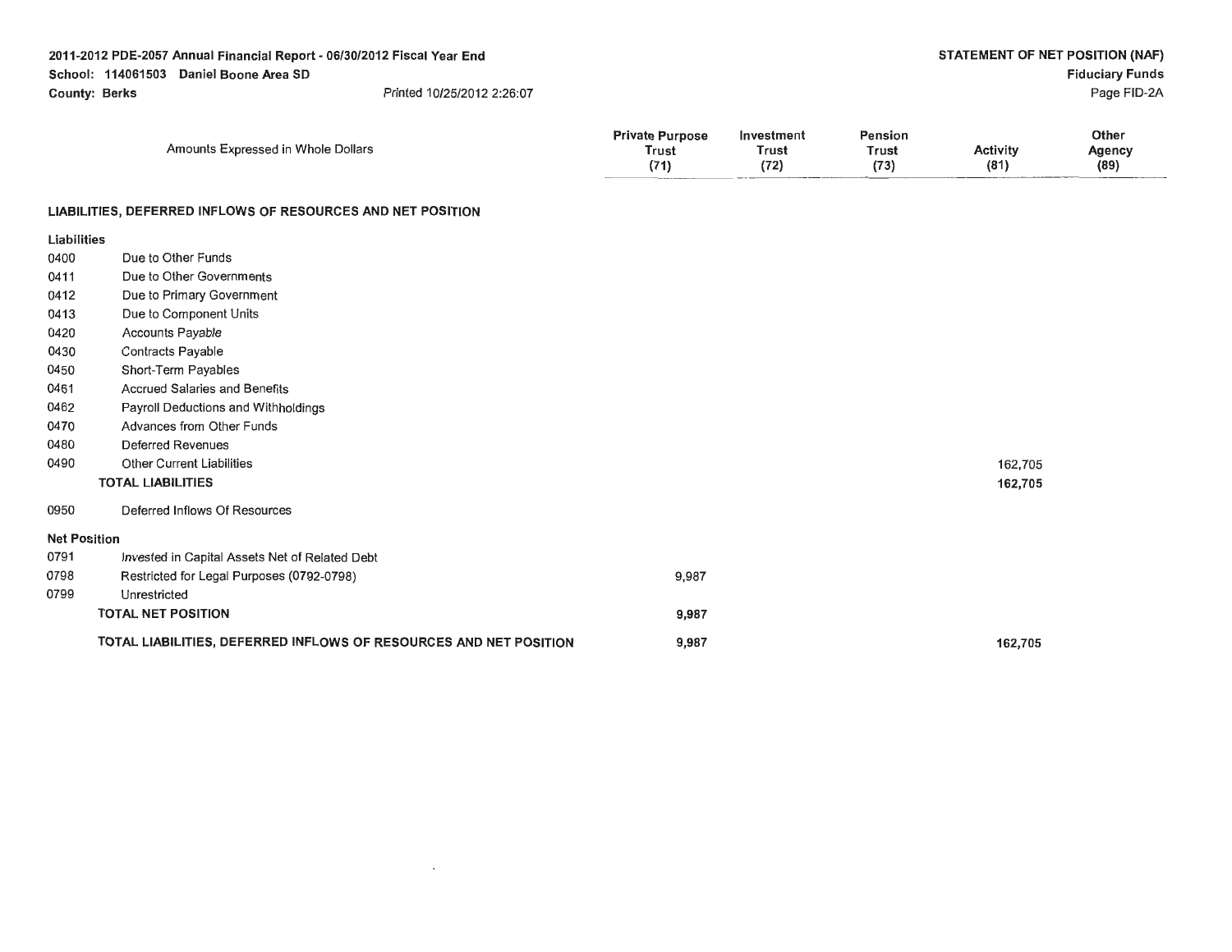# 2011-2012 PDE-2057 Annual Financial Report - 06/30/2012 Fiscal Year End

**School:** 114061503 Daniel Boone Area SD

**County:** Berks

Printed 10/25/2012 2:26:07

## STATEMENT OF NET POSITION (NAF)

**Fiduciary Funds**

Page FID-2A

| | Amounts Expressed in Whole Dollars | Private Purpose Trust (71) | Investment Trust (72) | Pension Trust (73) | Activity (81) | Other Agency (89) |
|---|---|---|---|---|---|---|
| | **LIABILITIES, DEFERRED INFLOWS OF RESOURCES AND NET POSITION** | | | | | |
| | **Liabilities** | | | | | |
| 0400 | Due to Other Funds | | | | | |
| 0411 | Due to Other Governments | | | | | |
| 0412 | Due to Primary Government | | | | | |
| 0413 | Due to Component Units | | | | | |
| 0420 | Accounts Payable | | | | | |
| 0430 | Contracts Payable | | | | | |
| 0450 | Short-Term Payables | | | | | |
| 0461 | Accrued Salaries and Benefits | | | | | |
| 0462 | Payroll Deductions and Withholdings | | | | | |
| 0470 | Advances from Other Funds | | | | | |
| 0480 | Deferred Revenues | | | | | |
| 0490 | Other Current Liabilities | | | | 162,705 | |
| | **TOTAL LIABILITIES** | | | | 162,705 | |
| 0950 | Deferred Inflows Of Resources | | | | | |
| | **Net Position** | | | | | |
| 0791 | Invested in Capital Assets Net of Related Debt | | | | | |
| 0798 | Restricted for Legal Purposes (0792-0798) | 9,987 | | | | |
| 0799 | Unrestricted | | | | | |
| | **TOTAL NET POSITION** | 9,987 | | | | |
| | **TOTAL LIABILITIES, DEFERRED INFLOWS OF RESOURCES AND NET POSITION** | 9,987 | | | 162,705 | |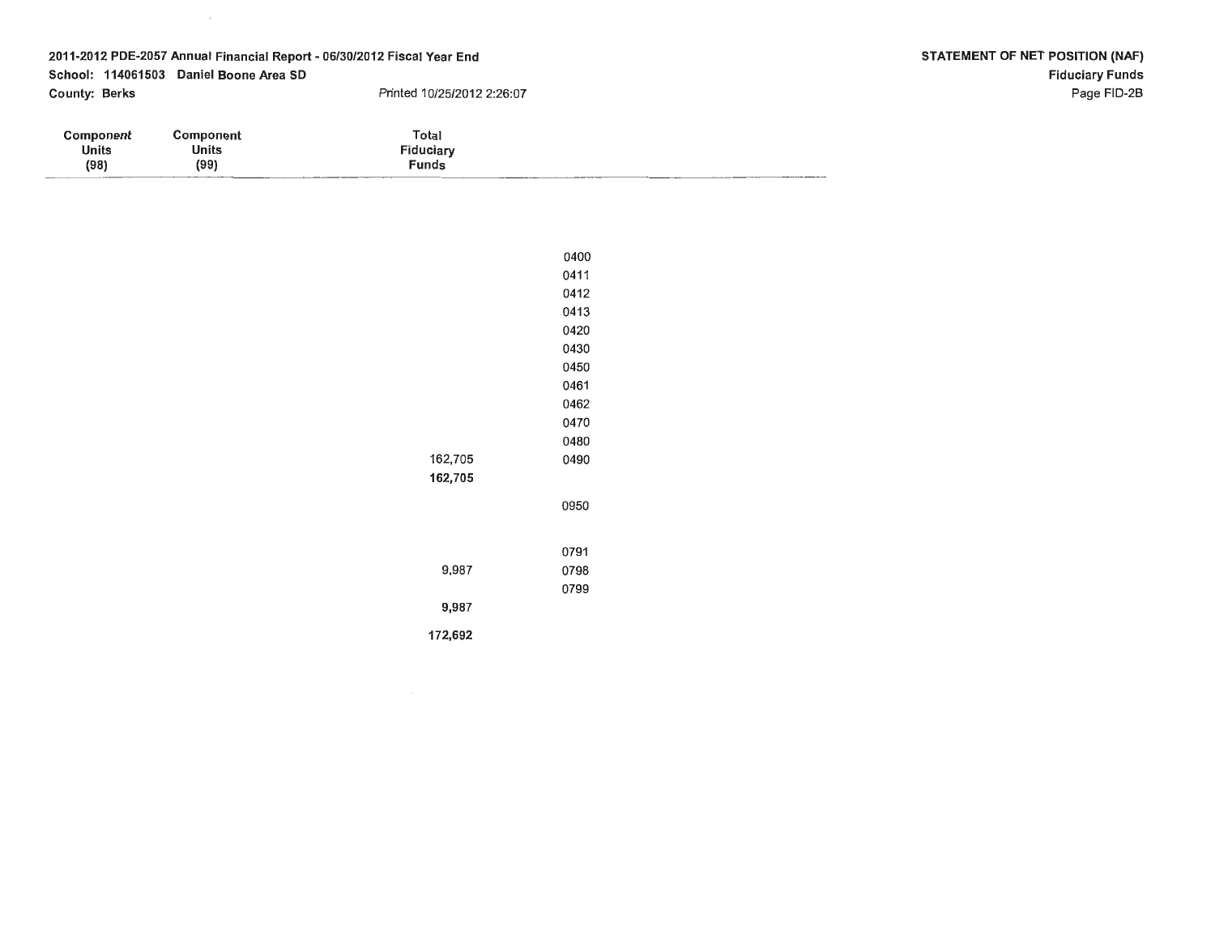**2011-2012 PDE-2057 Annual Financial Report - 06/30/2012 Fiscal Year End**
**School: 114061503 Daniel Boone Area SD**
**County: Berks**
Printed 10/25/2012 2:26:07

**STATEMENT OF NET POSITION (NAF)**
**Fiduciary Funds**
Page FID-2B

| Component Units (98) | Component Units (99) | Total Fiduciary Funds | |
|---|---|---|---|
| | | | 0400 |
| | | | 0411 |
| | | | 0412 |
| | | | 0413 |
| | | | 0420 |
| | | | 0430 |
| | | | 0450 |
| | | | 0461 |
| | | | 0462 |
| | | | 0470 |
| | | | 0480 |
| | | 162,705 | 0490 |
| | | **162,705** | |
| | | | 0950 |
| | | | 0791 |
| | | 9,987 | 0798 |
| | | | 0799 |
| | | **9,987** | |
| | | **172,692** | |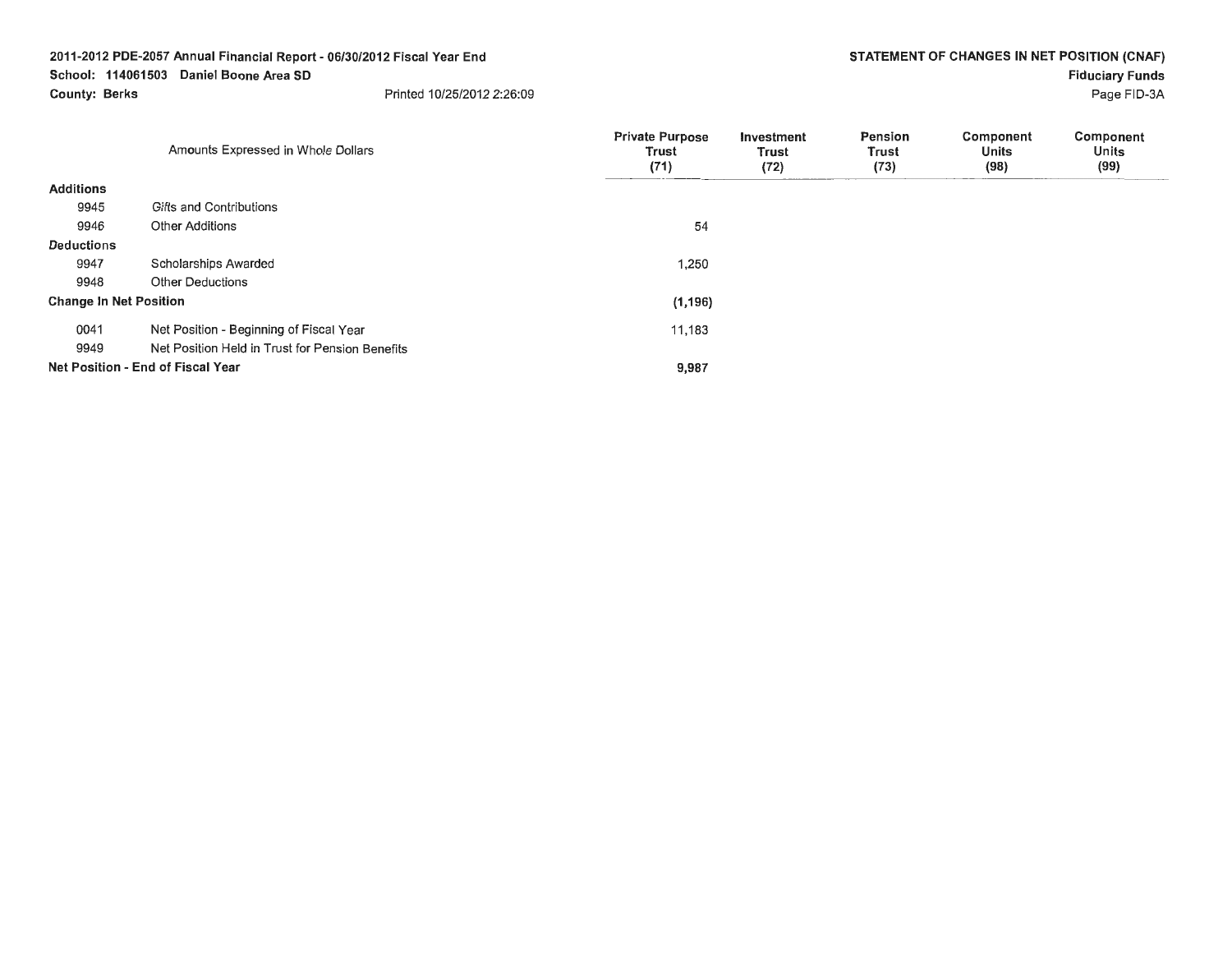2011-2012 PDE-2057 Annual Financial Report - 06/30/2012 Fiscal Year End
School: 114061503 Daniel Boone Area SD
County: Berks
Printed 10/25/2012 2:26:09

## STATEMENT OF CHANGES IN NET POSITION (CNAF)

**Fiduciary Funds**

Page FID-3A

| | Amounts Expressed in Whole Dollars | Private Purpose Trust (71) | Investment Trust (72) | Pension Trust (73) | Component Units (98) | Component Units (99) |
|---|---|---|---|---|---|---|
| **Additions** | | | | | | |
| 9945 | Gifts and Contributions | | | | | |
| 9946 | Other Additions | 54 | | | | |
| **Deductions** | | | | | | |
| 9947 | Scholarships Awarded | 1,250 | | | | |
| 9948 | Other Deductions | | | | | |
| **Change In Net Position** | | (1,196) | | | | |
| 0041 | Net Position - Beginning of Fiscal Year | 11,183 | | | | |
| 9949 | Net Position Held in Trust for Pension Benefits | | | | | |
| **Net Position - End of Fiscal Year** | | 9,987 | | | | |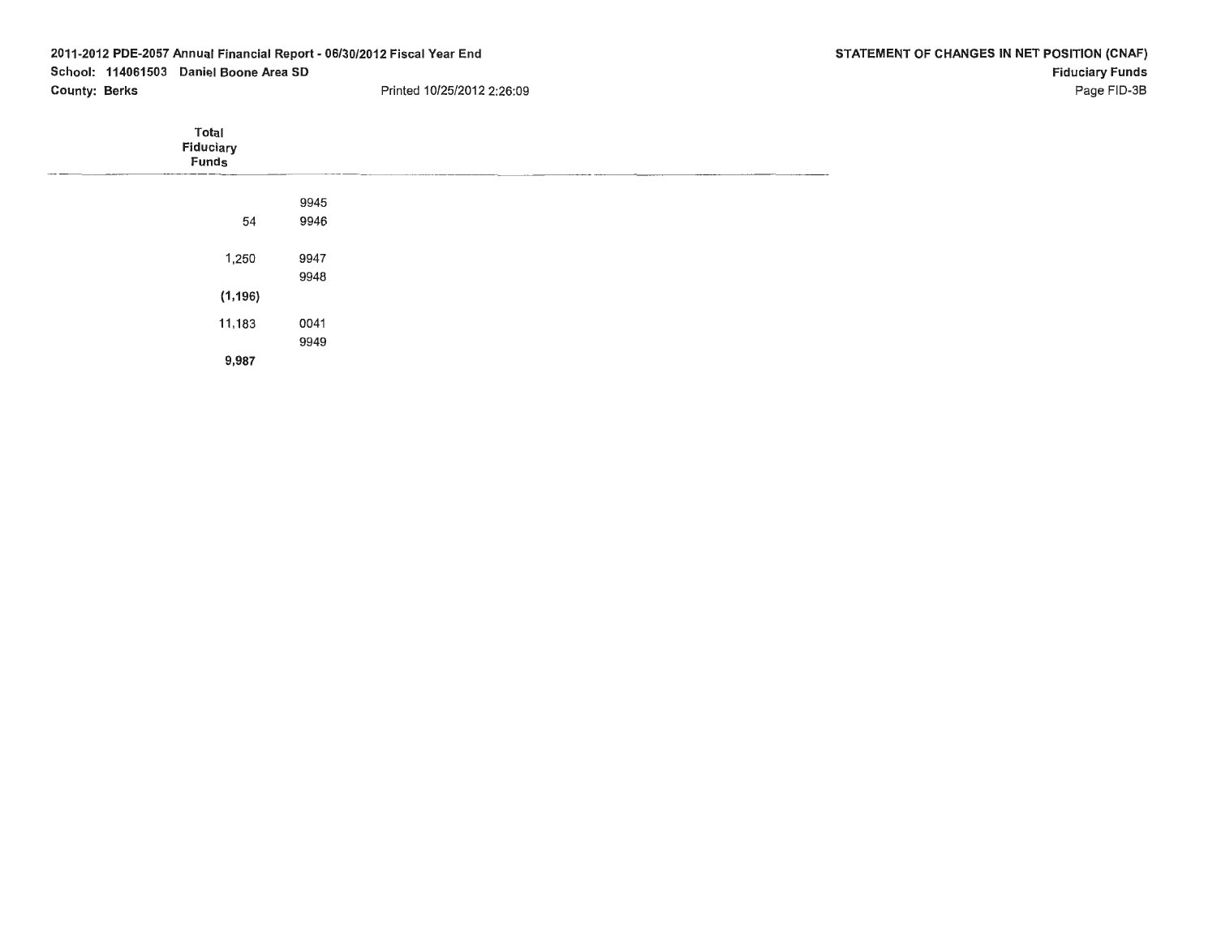2011-2012 PDE-2057 Annual Financial Report - 06/30/2012 Fiscal Year End
School: 114061503 Daniel Boone Area SD
County: Berks

Printed 10/25/2012 2:26:09

**STATEMENT OF CHANGES IN NET POSITION (CNAF)**
**Fiscal Funds**
Page FID-3B

| Total Fiduciary Funds | |
|---|---|
| | 9945 |
| 54 | 9946 |
| 1,250 | 9947 |
| | 9948 |
| **(1,196)** | |
| 11,183 | 0041 |
| | 9949 |
| **9,987** | |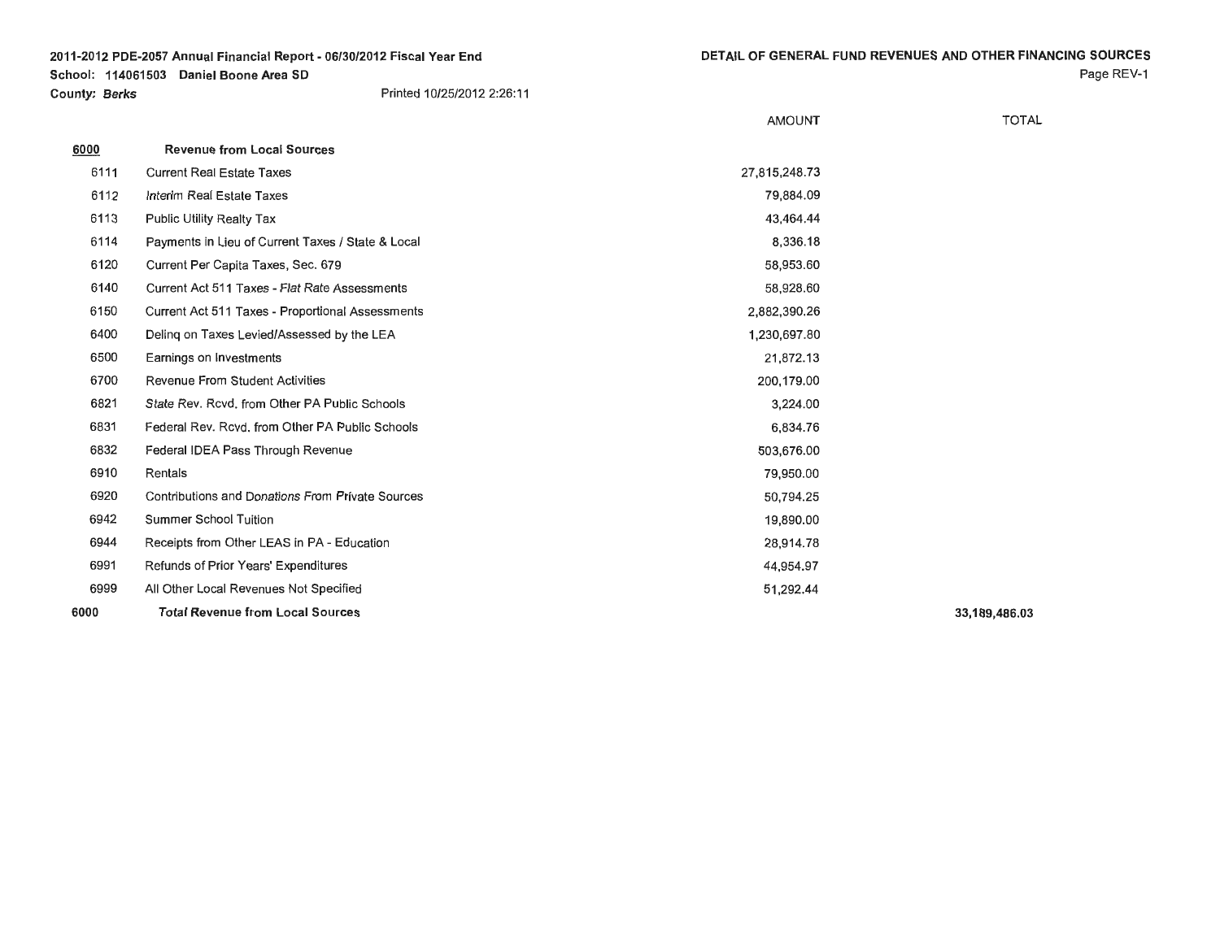2011-2012 PDE-2057 Annual Financial Report - 06/30/2012 Fiscal Year End
School: 114061503 Daniel Boone Area SD
County: *Berks*
Printed 10/25/2012 2:26:11

**DETAIL OF GENERAL FUND REVENUES AND OTHER FINANCING SOURCES**

| | | AMOUNT | TOTAL |
|---|---|---|---|
| 6000 | **Revenue from Local Sources** | | |
| 6111 | Current Real Estate Taxes | 27,815,248.73 | |
| 6112 | Interim Real Estate Taxes | 79,884.09 | |
| 6113 | Public Utility Realty Tax | 43,464.44 | |
| 6114 | Payments in Lieu of Current Taxes / State & Local | 8,336.18 | |
| 6120 | Current Per Capita Taxes, Sec. 679 | 58,953.60 | |
| 6140 | Current Act 511 Taxes - Flat Rate Assessments | 58,928.60 | |
| 6150 | Current Act 511 Taxes - Proportional Assessments | 2,882,390.26 | |
| 6400 | Delinq on Taxes Levied/Assessed by the LEA | 1,230,697.80 | |
| 6500 | Earnings on Investments | 21,872.13 | |
| 6700 | Revenue From Student Activities | 200,179.00 | |
| 6821 | State Rev. Rcvd. from Other PA Public Schools | 3,224.00 | |
| 6831 | Federal Rev. Rcvd. from Other PA Public Schools | 6,834.76 | |
| 6832 | Federal IDEA Pass Through Revenue | 503,676.00 | |
| 6910 | Rentals | 79,950.00 | |
| 6920 | Contributions and Donations From Private Sources | 50,794.25 | |
| 6942 | Summer School Tuition | 19,890.00 | |
| 6944 | Receipts from Other LEAS in PA - Education | 28,914.78 | |
| 6991 | Refunds of Prior Years' Expenditures | 44,954.97 | |
| 6999 | All Other Local Revenues Not Specified | 51,292.44 | |
| 6000 | **Total Revenue from Local Sources** | | **33,189,486.03** |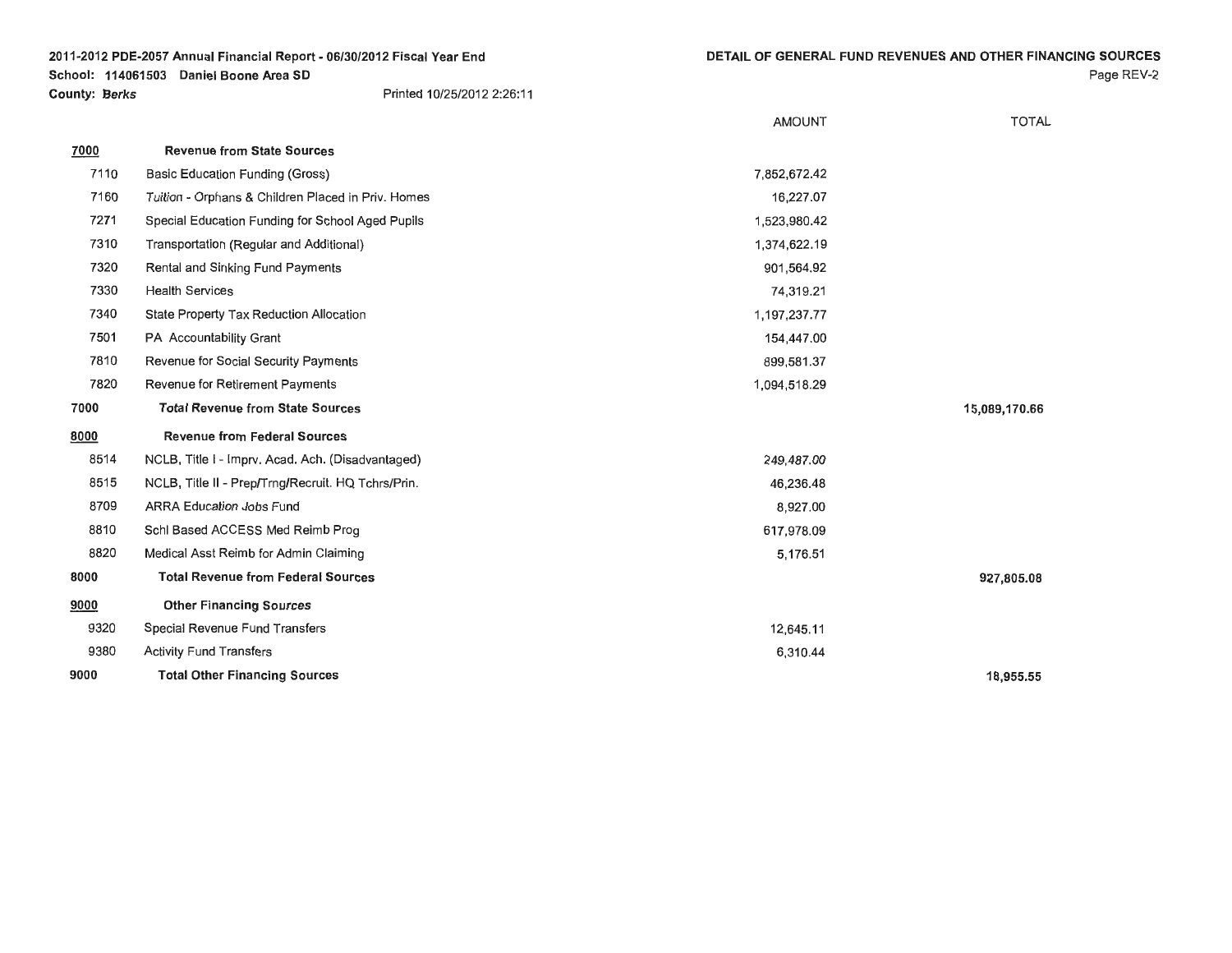**2011-2012 PDE-2057 Annual Financial Report - 06/30/2012 Fiscal Year End**
**School: 114061503 Daniel Boone Area SD**
**County: Berks** Printed 10/25/2012 2:26:11

**DETAIL OF GENERAL FUND REVENUES AND OTHER FINANCING SOURCES**

| | | AMOUNT | TOTAL |
|---|---|---|---|
| **7000** | **Revenue from State Sources** | | |
| 7110 | Basic Education Funding (Gross) | 7,852,672.42 | |
| 7160 | Tuition - Orphans & Children Placed in Priv. Homes | 16,227.07 | |
| 7271 | Special Education Funding for School Aged Pupils | 1,523,980.42 | |
| 7310 | Transportation (Regular and Additional) | 1,374,622.19 | |
| 7320 | Rental and Sinking Fund Payments | 901,564.92 | |
| 7330 | Health Services | 74,319.21 | |
| 7340 | State Property Tax Reduction Allocation | 1,197,237.77 | |
| 7501 | PA Accountability Grant | 154,447.00 | |
| 7810 | Revenue for Social Security Payments | 899,581.37 | |
| 7820 | Revenue for Retirement Payments | 1,094,518.29 | |
| 7000 | **Total Revenue from State Sources** | | 15,089,170.66 |
| **8000** | **Revenue from Federal Sources** | | |
| 8514 | NCLB, Title I - Imprv. Acad. Ach. (Disadvantaged) | 249,487.00 | |
| 8515 | NCLB, Title II - Prep/Trng/Recruit. HQ Tchrs/Prin. | 46,236.48 | |
| 8709 | ARRA Education Jobs Fund | 8,927.00 | |
| 8810 | Schl Based ACCESS Med Reimb Prog | 617,978.09 | |
| 8820 | Medical Asst Reimb for Admin Claiming | 5,176.51 | |
| 8000 | **Total Revenue from Federal Sources** | | 927,805.08 |
| **9000** | **Other Financing Sources** | | |
| 9320 | Special Revenue Fund Transfers | 12,645.11 | |
| 9380 | Activity Fund Transfers | 6,310.44 | |
| 9000 | **Total Other Financing Sources** | | 18,955.55 |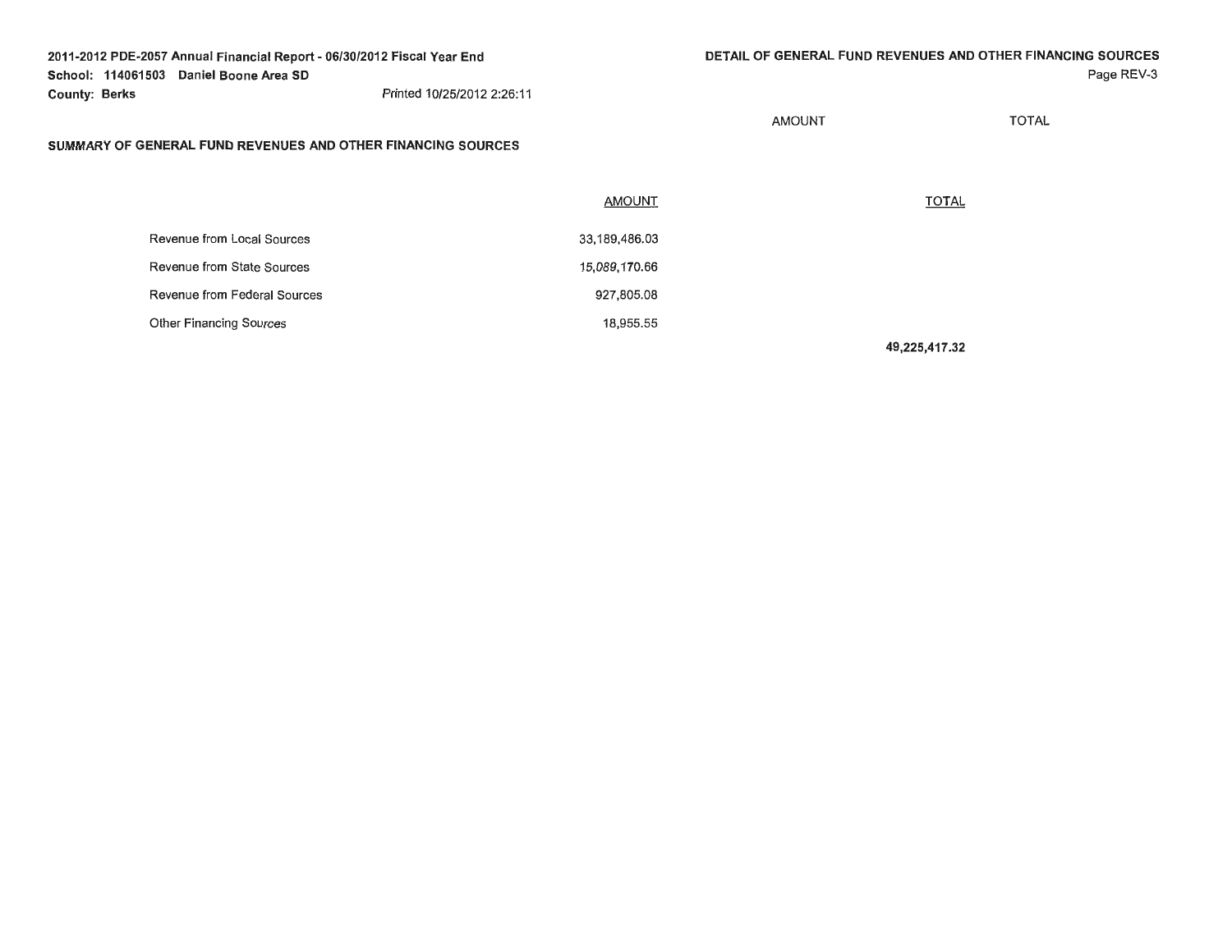2011-2012 PDE-2057 Annual Financial Report - 06/30/2012 Fiscal Year End
School: 114061503 Daniel Boone Area SD
County: Berks
Printed 10/25/2012 2:26:11

## DETAIL OF GENERAL FUND REVENUES AND OTHER FINANCING SOURCES

## SUMMARY OF GENERAL FUND REVENUES AND OTHER FINANCING SOURCES

| | AMOUNT | TOTAL |
|---|---|---|
| Revenue from Local Sources | 33,189,486.03 | |
| Revenue from State Sources | 15,089,170.66 | |
| Revenue from Federal Sources | 927,805.08 | |
| Other Financing Sources | 18,955.55 | |
| | | **49,225,417.32** |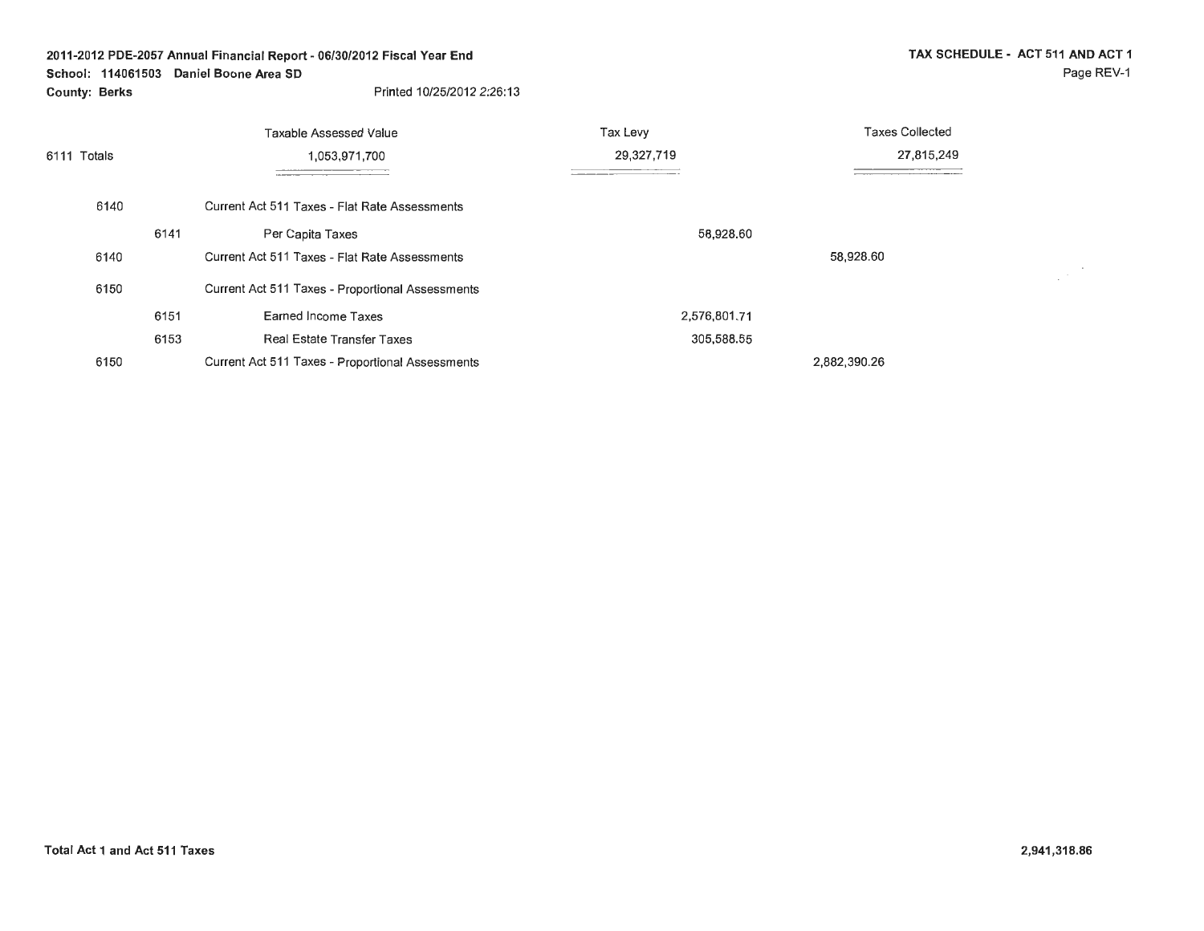**2011-2012 PDE-2057 Annual Financial Report - 06/30/2012 Fiscal Year End**
**School: 114061503 Daniel Boone Area SD**
**County: Berks**

Printed 10/25/2012 2:26:13

**TAX SCHEDULE - ACT 511 AND ACT 1**

Page REV-1

| | Taxable Assessed Value | Tax Levy | Taxes Collected |
|---|---|---|---|
| 6111 Totals | 1,053,971,700 | 29,327,719 | 27,815,249 |

| | | | | |
|---|---|---|---|---|
| 6140 | | Current Act 511 Taxes - Flat Rate Assessments | | |
| | 6141 | Per Capita Taxes | 58,928.60 | |
| 6140 | | Current Act 511 Taxes - Flat Rate Assessments | | 58,928.60 |
| 6150 | | Current Act 511 Taxes - Proportional Assessments | | |
| | 6151 | Earned Income Taxes | 2,576,801.71 | |
| | 6153 | Real Estate Transfer Taxes | 305,588.55 | |
| 6150 | | Current Act 511 Taxes - Proportional Assessments | | 2,882,390.26 |

**Total Act 1 and Act 511 Taxes** **2,941,318.86**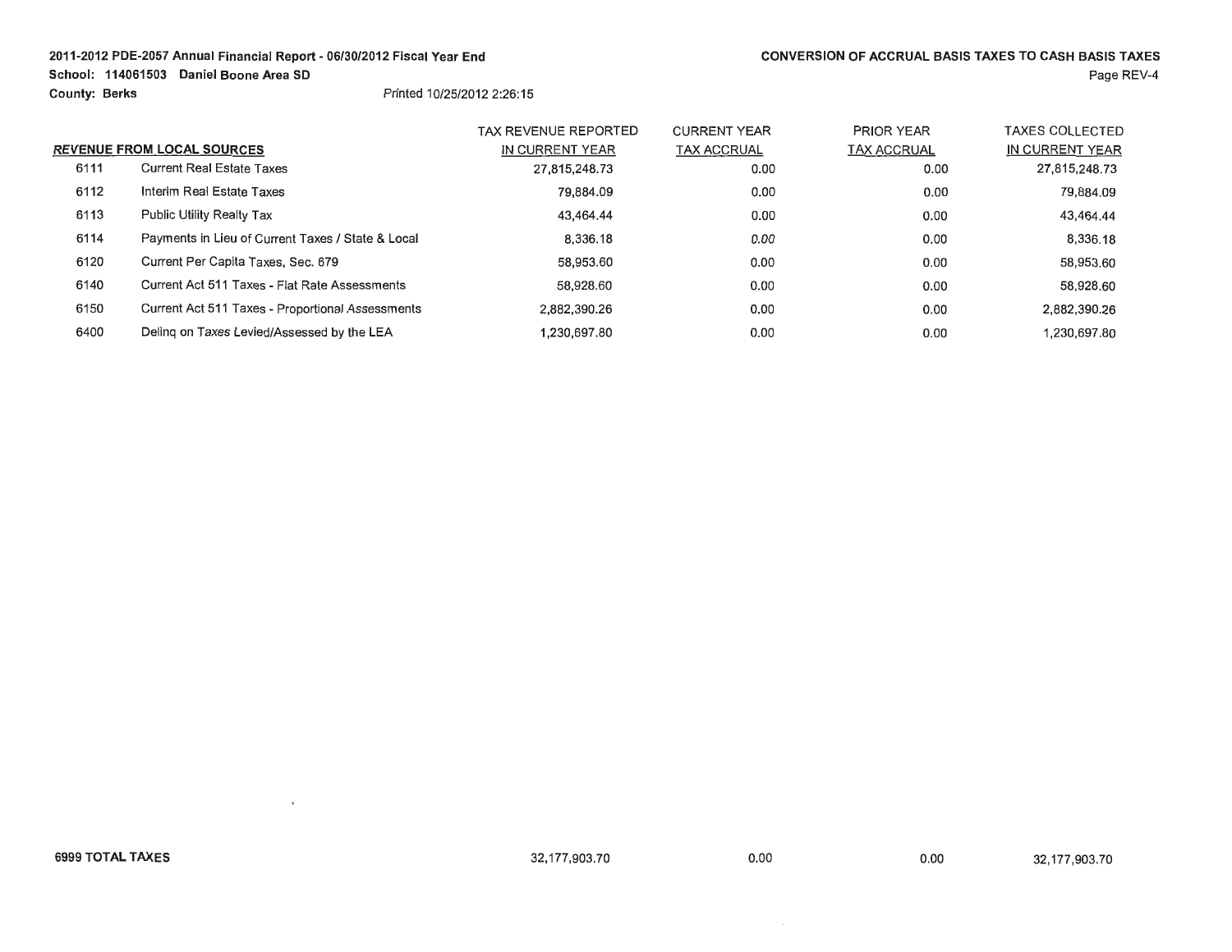**2011-2012 PDE-2057 Annual Financial Report - 06/30/2012 Fiscal Year End**
**School: 114061503 Daniel Boone Area SD**
**County: Berks**

Printed 10/25/2012 2:26:15

## CONVERSION OF ACCRUAL BASIS TAXES TO CASH BASIS TAXES

| REVENUE FROM LOCAL SOURCES | | TAX REVENUE REPORTED IN CURRENT YEAR | CURRENT YEAR TAX ACCRUAL | PRIOR YEAR TAX ACCRUAL | TAXES COLLECTED IN CURRENT YEAR |
|---|---|---|---|---|---|
| 6111 | Current Real Estate Taxes | 27,815,248.73 | 0.00 | 0.00 | 27,815,248.73 |
| 6112 | Interim Real Estate Taxes | 79,884.09 | 0.00 | 0.00 | 79,884.09 |
| 6113 | Public Utility Realty Tax | 43,464.44 | 0.00 | 0.00 | 43,464.44 |
| 6114 | Payments in Lieu of Current Taxes / State & Local | 8,336.18 | 0.00 | 0.00 | 8,336.18 |
| 6120 | Current Per Capita Taxes, Sec. 679 | 58,953.60 | 0.00 | 0.00 | 58,953.60 |
| 6140 | Current Act 511 Taxes - Flat Rate Assessments | 58,928.60 | 0.00 | 0.00 | 58,928.60 |
| 6150 | Current Act 511 Taxes - Proportional Assessments | 2,882,390.26 | 0.00 | 0.00 | 2,882,390.26 |
| 6400 | Delinq on Taxes Levied/Assessed by the LEA | 1,230,697.80 | 0.00 | 0.00 | 1,230,697.80 |
| **6999 TOTAL TAXES** | | 32,177,903.70 | 0.00 | 0.00 | 32,177,903.70 |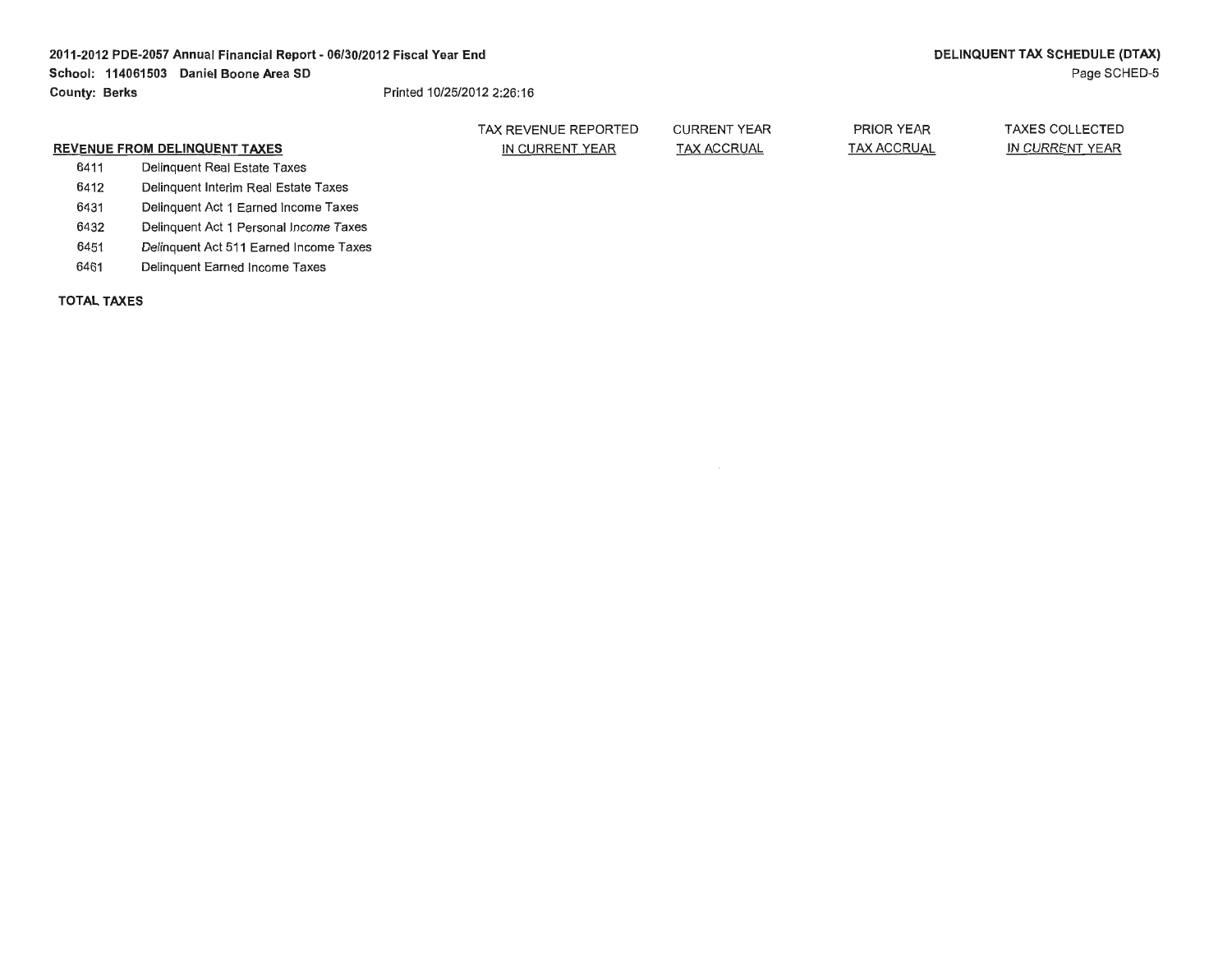**2011-2012 PDE-2057 Annual Financial Report - 06/30/2012 Fiscal Year End**
**School: 114061503 Daniel Boone Area SD**
**County: Berks**
Printed 10/25/2012 2:26:16

**DELINQUENT TAX SCHEDULE (DTAX)**
Page SCHED-5

| REVENUE FROM DELINQUENT TAXES | | TAX REVENUE REPORTED IN CURRENT YEAR | CURRENT YEAR TAX ACCRUAL | PRIOR YEAR TAX ACCRUAL | TAXES COLLECTED IN CURRENT YEAR |
|---|---|---|---|---|---|
| 6411 | Delinquent Real Estate Taxes | | | | |
| 6412 | Delinquent Interim Real Estate Taxes | | | | |
| 6431 | Delinquent Act 1 Earned Income Taxes | | | | |
| 6432 | Delinquent Act 1 Personal Income Taxes | | | | |
| 6451 | Delinquent Act 511 Earned Income Taxes | | | | |
| 6461 | Delinquent Earned Income Taxes | | | | |
| **TOTAL TAXES** | | | | | |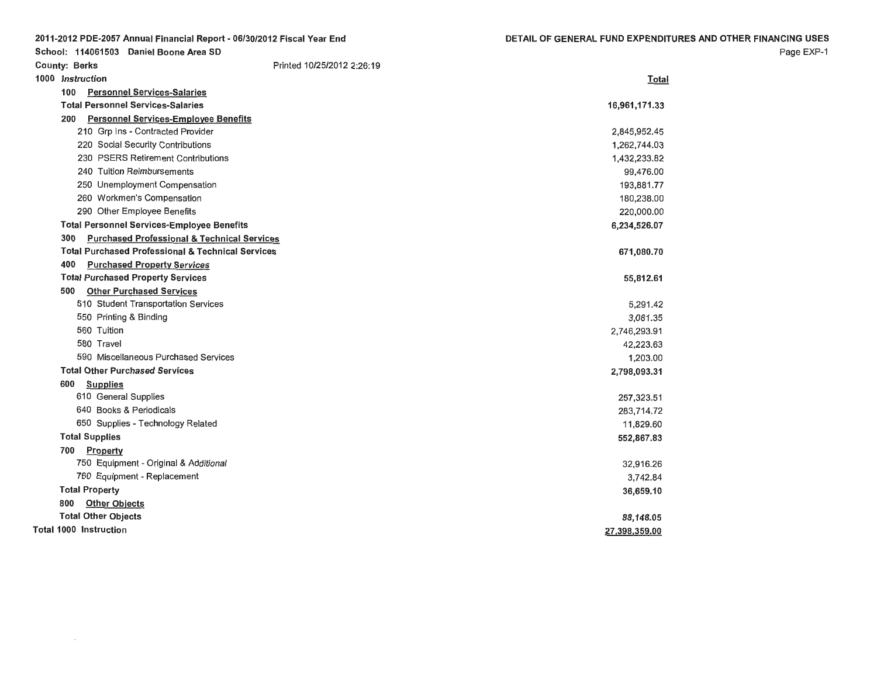**2011-2012 PDE-2057 Annual Financial Report - 06/30/2012 Fiscal Year End**

**School: 114061503 Daniel Boone Area SD**

**County: Berks** Printed 10/25/2012 2:26:19

**DETAIL OF GENERAL FUND EXPENDITURES AND OTHER FINANCING USES**

Page EXP-1

| | Total |
|---|---|
| **1000 Instruction** | |
| **100 Personnel Services-Salaries** | |
| **Total Personnel Services-Salaries** | **16,961,171.33** |
| **200 Personnel Services-Employee Benefits** | |
| 210 Grp Ins - Contracted Provider | 2,845,952.45 |
| 220 Social Security Contributions | 1,262,744.03 |
| 230 PSERS Retirement Contributions | 1,432,233.82 |
| 240 Tuition Reimbursements | 99,476.00 |
| 250 Unemployment Compensation | 193,881.77 |
| 260 Workmen's Compensation | 180,238.00 |
| 290 Other Employee Benefits | 220,000.00 |
| **Total Personnel Services-Employee Benefits** | **6,234,526.07** |
| **300 Purchased Professional & Technical Services** | |
| **Total Purchased Professional & Technical Services** | **671,080.70** |
| **400 Purchased Property Services** | |
| **Total Purchased Property Services** | **55,812.61** |
| **500 Other Purchased Services** | |
| 510 Student Transportation Services | 5,291.42 |
| 550 Printing & Binding | 3,081.35 |
| 560 Tuition | 2,746,293.91 |
| 580 Travel | 42,223.63 |
| 590 Miscellaneous Purchased Services | 1,203.00 |
| **Total Other Purchased Services** | **2,798,093.31** |
| **600 Supplies** | |
| 610 General Supplies | 257,323.51 |
| 640 Books & Periodicals | 283,714.72 |
| 650 Supplies - Technology Related | 11,829.60 |
| **Total Supplies** | **552,867.83** |
| **700 Property** | |
| 750 Equipment - Original & Additional | 32,916.26 |
| 760 Equipment - Replacement | 3,742.84 |
| **Total Property** | **36,659.10** |
| **800 Other Objects** | |
| **Total Other Objects** | **88,148.05** |
| **Total 1000 Instruction** | **27,398,359.00** |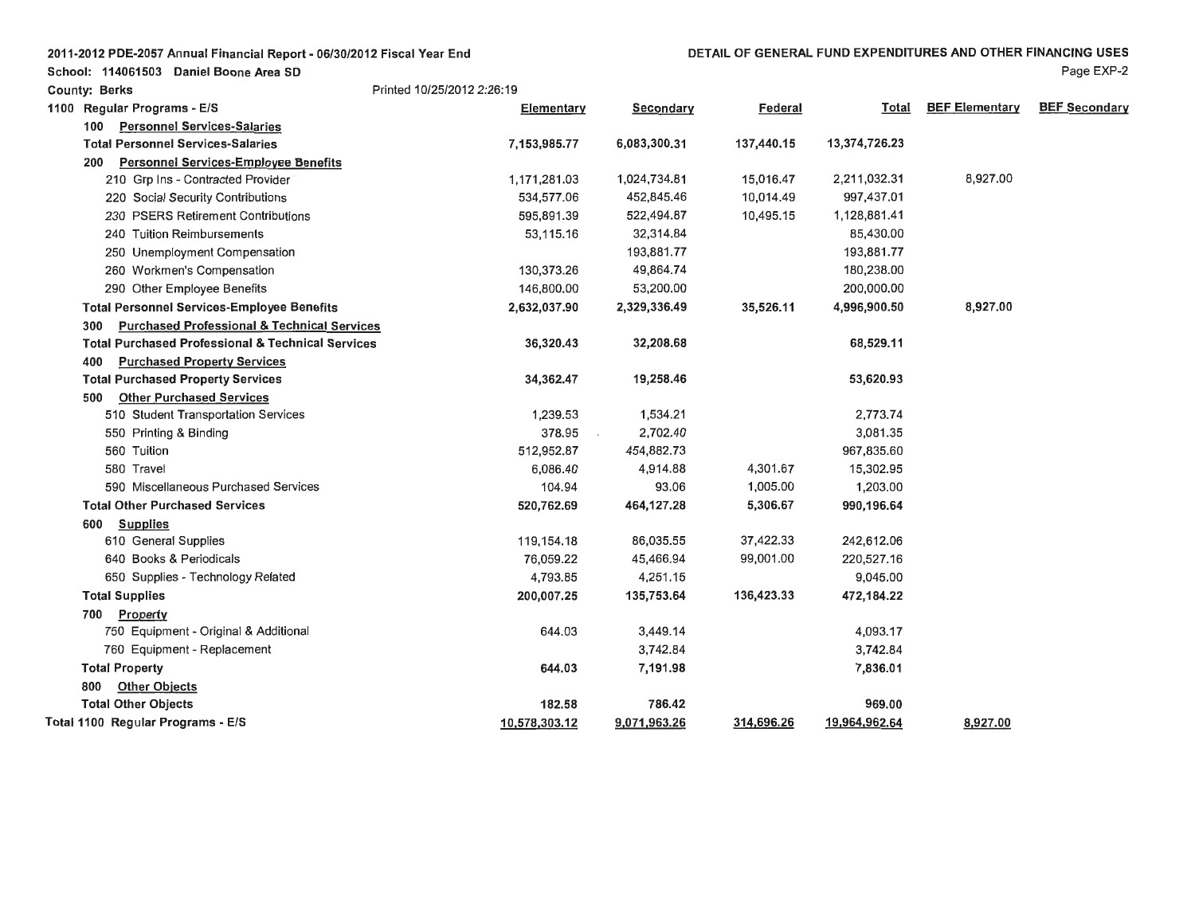2011-2012 PDE-2057 Annual Financial Report - 06/30/2012 Fiscal Year End

School: 114061503 Daniel Boone Area SD

County: Berks

Printed 10/25/2012 2:26:19

DETAIL OF GENERAL FUND EXPENDITURES AND OTHER FINANCING USES

Page EXP-2

| 1100 Regular Programs - E/S | Elementary | Secondary | Federal | Total | BEF Elementary | BEF Secondary |
|---|---|---|---|---|---|---|
| **100 Personnel Services-Salaries** | | | | | | |
| **Total Personnel Services-Salaries** | **7,153,985.77** | **6,083,300.31** | **137,440.15** | **13,374,726.23** | | |
| **200 Personnel Services-Employee Benefits** | | | | | | |
| 210 Grp Ins - Contracted Provider | 1,171,281.03 | 1,024,734.81 | 15,016.47 | 2,211,032.31 | 8,927.00 | |
| 220 Social Security Contributions | 534,577.06 | 452,845.46 | 10,014.49 | 997,437.01 | | |
| 230 PSERS Retirement Contributions | 595,891.39 | 522,494.87 | 10,495.15 | 1,128,881.41 | | |
| 240 Tuition Reimbursements | 53,115.16 | 32,314.84 | | 85,430.00 | | |
| 250 Unemployment Compensation | | 193,881.77 | | 193,881.77 | | |
| 260 Workmen's Compensation | 130,373.26 | 49,864.74 | | 180,238.00 | | |
| 290 Other Employee Benefits | 146,800.00 | 53,200.00 | | 200,000.00 | | |
| **Total Personnel Services-Employee Benefits** | **2,632,037.90** | **2,329,336.49** | **35,526.11** | **4,996,900.50** | **8,927.00** | |
| **300 Purchased Professional & Technical Services** | | | | | | |
| **Total Purchased Professional & Technical Services** | **36,320.43** | **32,208.68** | | **68,529.11** | | |
| **400 Purchased Property Services** | | | | | | |
| **Total Purchased Property Services** | **34,362.47** | **19,258.46** | | **53,620.93** | | |
| **500 Other Purchased Services** | | | | | | |
| 510 Student Transportation Services | 1,239.53 | 1,534.21 | | 2,773.74 | | |
| 550 Printing & Binding | 378.95 | 2,702.40 | | 3,081.35 | | |
| 560 Tuition | 512,952.87 | 454,882.73 | | 967,835.60 | | |
| 580 Travel | 6,086.40 | 4,914.88 | 4,301.67 | 15,302.95 | | |
| 590 Miscellaneous Purchased Services | 104.94 | 93.06 | 1,005.00 | 1,203.00 | | |
| **Total Other Purchased Services** | **520,762.69** | **464,127.28** | **5,306.67** | **990,196.64** | | |
| **600 Supplies** | | | | | | |
| 610 General Supplies | 119,154.18 | 86,035.55 | 37,422.33 | 242,612.06 | | |
| 640 Books & Periodicals | 76,059.22 | 45,466.94 | 99,001.00 | 220,527.16 | | |
| 650 Supplies - Technology Related | 4,793.85 | 4,251.15 | | 9,045.00 | | |
| **Total Supplies** | **200,007.25** | **135,753.64** | **136,423.33** | **472,184.22** | | |
| **700 Property** | | | | | | |
| 750 Equipment - Original & Additional | 644.03 | 3,449.14 | | 4,093.17 | | |
| 760 Equipment - Replacement | | 3,742.84 | | 3,742.84 | | |
| **Total Property** | **644.03** | **7,191.98** | | **7,836.01** | | |
| **800 Other Objects** | | | | | | |
| **Total Other Objects** | **182.58** | **786.42** | | **969.00** | | |
| **Total 1100 Regular Programs - E/S** | **10,578,303.12** | **9,071,963.26** | **314,696.26** | **19,964,962.64** | **8,927.00** | |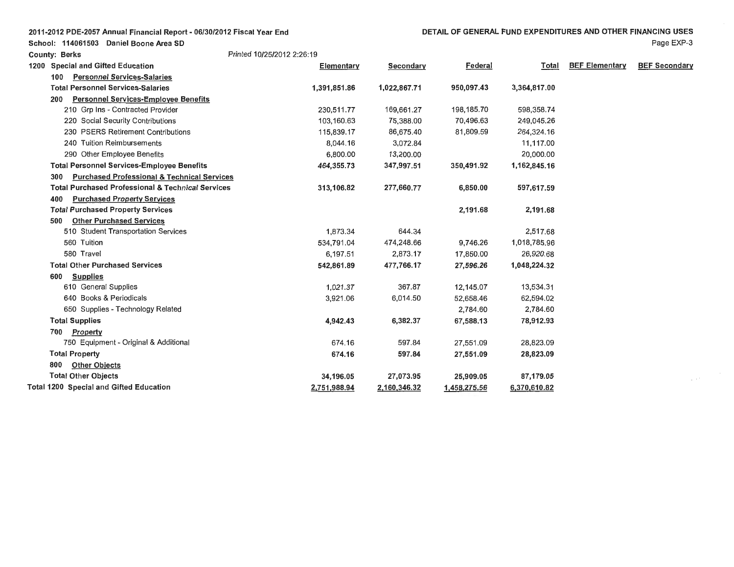2011-2012 PDE-2057 Annual Financial Report - 06/30/2012 Fiscal Year End

**DETAIL OF GENERAL FUND EXPENDITURES AND OTHER FINANCING USES**

School: 114061503 Daniel Boone Area SD

County: Berks

Printed 10/25/2012 2:26:19

| 1200 Special and Gifted Education | Elementary | Secondary | Federal | Total | BEF Elementary | BEF Secondary |
|---|---|---|---|---|---|---|
| 100 Personnel Services-Salaries | | | | | | |
| **Total Personnel Services-Salaries** | **1,391,851.86** | **1,022,867.71** | **950,097.43** | **3,364,817.00** | | |
| 200 Personnel Services-Employee Benefits | | | | | | |
| 210 Grp Ins - Contracted Provider | 230,511.77 | 169,661.27 | 198,185.70 | 598,358.74 | | |
| 220 Social Security Contributions | 103,160.63 | 75,388.00 | 70,496.63 | 249,045.26 | | |
| 230 PSERS Retirement Contributions | 115,839.17 | 86,675.40 | 81,809.59 | 284,324.16 | | |
| 240 Tuition Reimbursements | 8,044.16 | 3,072.84 | | 11,117.00 | | |
| 290 Other Employee Benefits | 6,800.00 | 13,200.00 | | 20,000.00 | | |
| **Total Personnel Services-Employee Benefits** | **464,355.73** | **347,997.51** | **350,491.92** | **1,162,845.16** | | |
| 300 Purchased Professional & Technical Services | | | | | | |
| **Total Purchased Professional & Technical Services** | **313,106.82** | **277,660.77** | **6,850.00** | **597,617.59** | | |
| 400 Purchased Property Services | | | | | | |
| **Total Purchased Property Services** | | | **2,191.68** | **2,191.68** | | |
| 500 Other Purchased Services | | | | | | |
| 510 Student Transportation Services | 1,873.34 | 644.34 | | 2,517.68 | | |
| 560 Tuition | 534,791.04 | 474,248.66 | 9,746.26 | 1,018,785.96 | | |
| 580 Travel | 6,197.51 | 2,873.17 | 17,850.00 | 26,920.68 | | |
| **Total Other Purchased Services** | **542,861.89** | **477,766.17** | **27,596.26** | **1,048,224.32** | | |
| 600 Supplies | | | | | | |
| 610 General Supplies | 1,021.37 | 367.87 | 12,145.07 | 13,534.31 | | |
| 640 Books & Periodicals | 3,921.06 | 6,014.50 | 52,658.46 | 62,594.02 | | |
| 650 Supplies - Technology Related | | | 2,784.60 | 2,784.60 | | |
| **Total Supplies** | **4,942.43** | **6,382.37** | **67,588.13** | **78,912.93** | | |
| 700 Property | | | | | | |
| 750 Equipment - Original & Additional | 674.16 | 597.84 | 27,551.09 | 28,823.09 | | |
| **Total Property** | **674.16** | **597.84** | **27,551.09** | **28,823.09** | | |
| 800 Other Objects | | | | | | |
| **Total Other Objects** | **34,196.05** | **27,073.95** | **25,909.05** | **87,179.05** | | |
| **Total 1200 Special and Gifted Education** | **2,751,988.94** | **2,160,346.32** | **1,458,275.56** | **6,370,610.82** | | |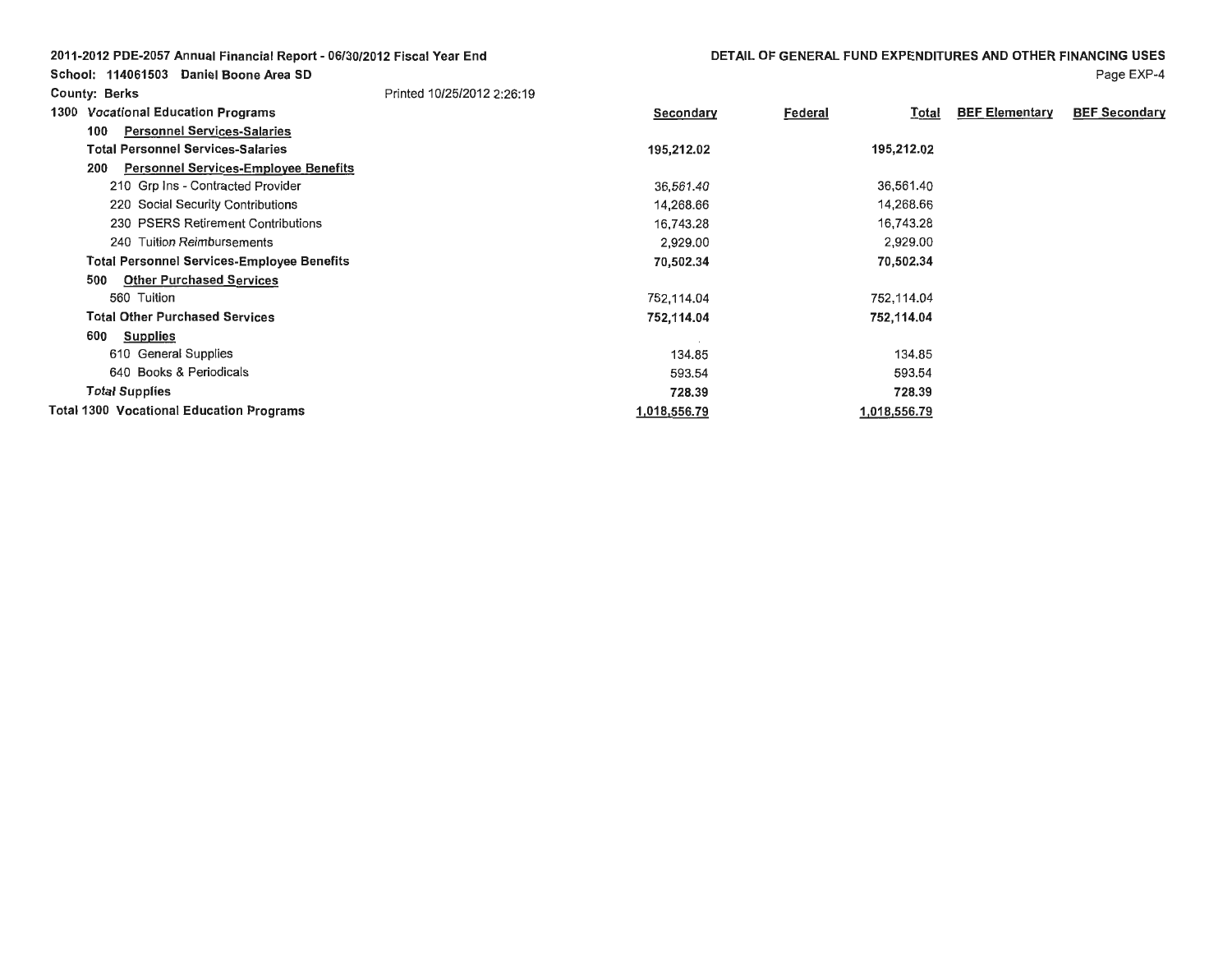2011-2012 PDE-2057 Annual Financial Report - 06/30/2012 Fiscal Year End

School: 114061503 Daniel Boone Area SD

County: Berks

Printed 10/25/2012 2:26:19

DETAIL OF GENERAL FUND EXPENDITURES AND OTHER FINANCING USES

| 1300 *Vocational Education Programs* | Secondary | Federal | Total | BEF Elementary | BEF Secondary |
|---|---|---|---|---|---|
| 100 Personnel Services-Salaries | | | | | |
| **Total Personnel Services-Salaries** | **195,212.02** | | **195,212.02** | | |
| 200 Personnel Services-Employee Benefits | | | | | |
| 210 Grp Ins - Contracted Provider | 36,561.40 | | 36,561.40 | | |
| 220 Social Security Contributions | 14,268.66 | | 14,268.66 | | |
| 230 PSERS Retirement Contributions | 16,743.28 | | 16,743.28 | | |
| 240 Tuition Reimbursements | 2,929.00 | | 2,929.00 | | |
| **Total Personnel Services-Employee Benefits** | **70,502.34** | | **70,502.34** | | |
| 500 Other Purchased Services | | | | | |
| 560 Tuition | 752,114.04 | | 752,114.04 | | |
| **Total Other Purchased Services** | **752,114.04** | | **752,114.04** | | |
| 600 Supplies | | | | | |
| 610 General Supplies | 134.85 | | 134.85 | | |
| 640 Books & Periodicals | 593.54 | | 593.54 | | |
| **Total Supplies** | **728.39** | | **728.39** | | |
| **Total 1300 Vocational Education Programs** | **1,018,556.79** | | **1,018,556.79** | | |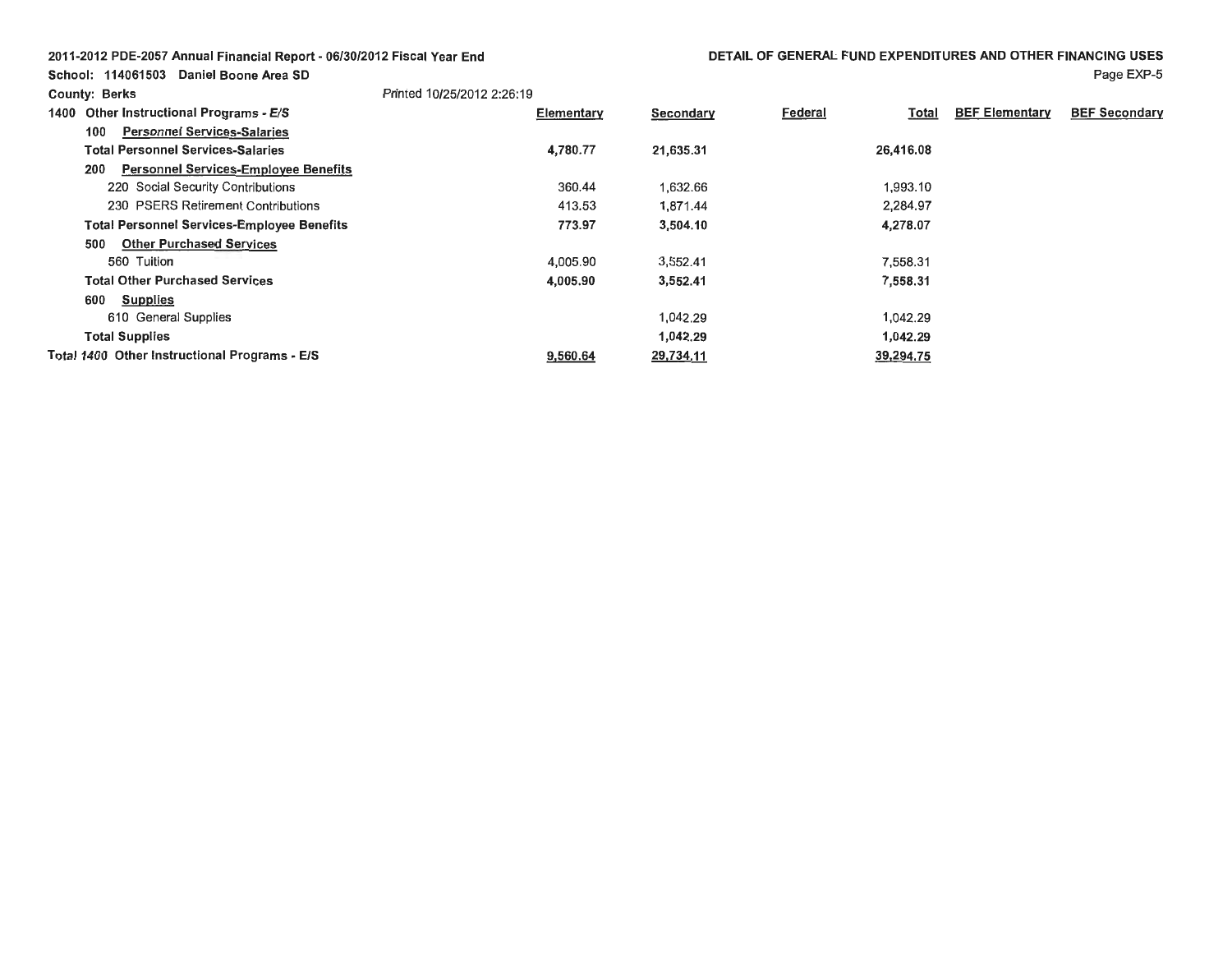2011-2012 PDE-2057 Annual Financial Report - 06/30/2012 Fiscal Year End

School: 114061503 Daniel Boone Area SD

County: Berks

Printed 10/25/2012 2:26:19

DETAIL OF GENERAL FUND EXPENDITURES AND OTHER FINANCING USES

Page EXP-5

| 1400 Other Instructional Programs - *E/S* | Elementary | Secondary | Federal | Total | BEF Elementary | BEF Secondary |
|---|---|---|---|---|---|---|
| 100 Personnel Services-Salaries | | | | | | |
| **Total Personnel Services-Salaries** | **4,780.77** | **21,635.31** | | **26,416.08** | | |
| 200 Personnel Services-Employee Benefits | | | | | | |
| 220 Social Security Contributions | 360.44 | 1,632.66 | | 1,993.10 | | |
| 230 PSERS Retirement Contributions | 413.53 | 1,871.44 | | 2,284.97 | | |
| **Total Personnel Services-Employee Benefits** | **773.97** | **3,504.10** | | **4,278.07** | | |
| 500 Other Purchased Services | | | | | | |
| 560 Tuition | 4,005.90 | 3,552.41 | | 7,558.31 | | |
| **Total Other Purchased Services** | **4,005.90** | **3,552.41** | | **7,558.31** | | |
| 600 Supplies | | | | | | |
| 610 General Supplies | | 1,042.29 | | 1,042.29 | | |
| **Total Supplies** | | **1,042.29** | | **1,042.29** | | |
| **Total 1400 Other Instructional Programs - E/S** | **9,560.64** | **29,734.11** | | **39,294.75** | | |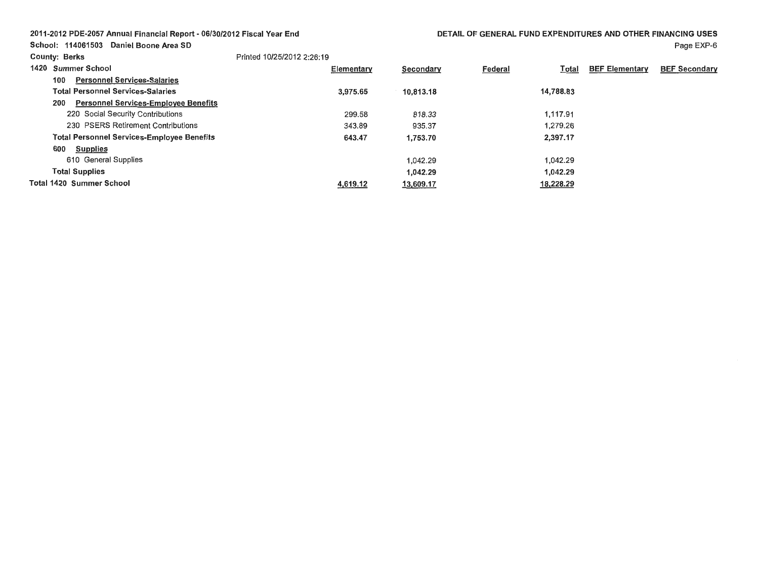2011-2012 PDE-2057 Annual Financial Report - 06/30/2012 Fiscal Year End

School: 114061503 Daniel Boone Area SD

County: Berks

Printed 10/25/2012 2:26:19

DETAIL OF GENERAL FUND EXPENDITURES AND OTHER FINANCING USES

| 1420 *Summer School* | Elementary | Secondary | Federal | Total | BEF Elementary | BEF Secondary |
|---|---|---|---|---|---|---|
| 100 Personnel Services-Salaries | | | | | | |
| **Total Personnel Services-Salaries** | **3,975.65** | **10,813.18** | | **14,788.83** | | |
| 200 Personnel Services-Employee Benefits | | | | | | |
| 220 Social Security Contributions | 299.58 | 818.33 | | 1,117.91 | | |
| 230 PSERS Retirement Contributions | 343.89 | 935.37 | | 1,279.26 | | |
| **Total Personnel Services-Employee Benefits** | **643.47** | **1,753.70** | | **2,397.17** | | |
| 600 Supplies | | | | | | |
| 610 General Supplies | | 1,042.29 | | 1,042.29 | | |
| **Total Supplies** | | **1,042.29** | | **1,042.29** | | |
| **Total 1420 Summer School** | **4,619.12** | **13,609.17** | | **18,228.29** | | |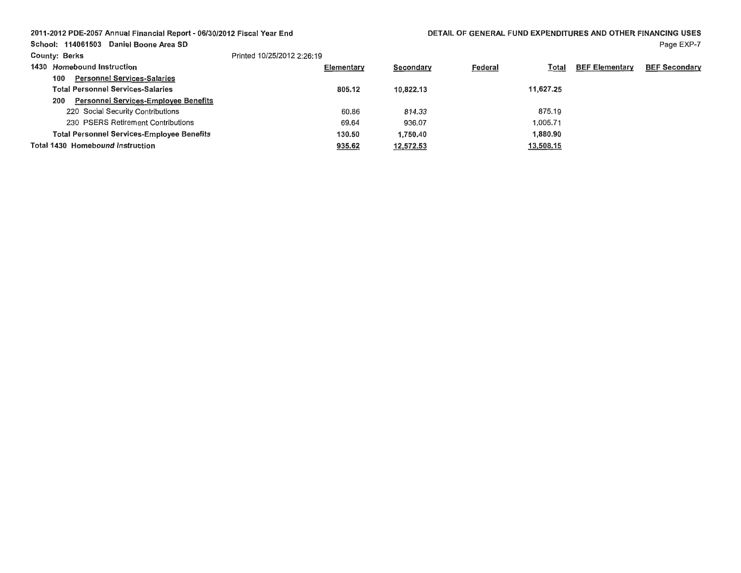2011-2012 PDE-2057 Annual Financial Report - 06/30/2012 Fiscal Year End

School: 114061503 Daniel Boone Area SD

County: Berks

Printed 10/25/2012 2:26:19

DETAIL OF GENERAL FUND EXPENDITURES AND OTHER FINANCING USES

| 1430 Homebound Instruction | Elementary | Secondary | Federal | Total | BEF Elementary | BEF Secondary |
|---|---|---|---|---|---|---|
| 100 Personnel Services-Salaries | | | | | | |
| **Total Personnel Services-Salaries** | **805.12** | **10,822.13** | | **11,627.25** | | |
| 200 Personnel Services-Employee Benefits | | | | | | |
| 220 Social Security Contributions | 60.86 | 814.33 | | 875.19 | | |
| 230 PSERS Retirement Contributions | 69.64 | 936.07 | | 1,005.71 | | |
| **Total Personnel Services-Employee Benefits** | **130.50** | **1,750.40** | | **1,880.90** | | |
| **Total 1430 Homebound Instruction** | **935.62** | **12,572.53** | | **13,508.15** | | |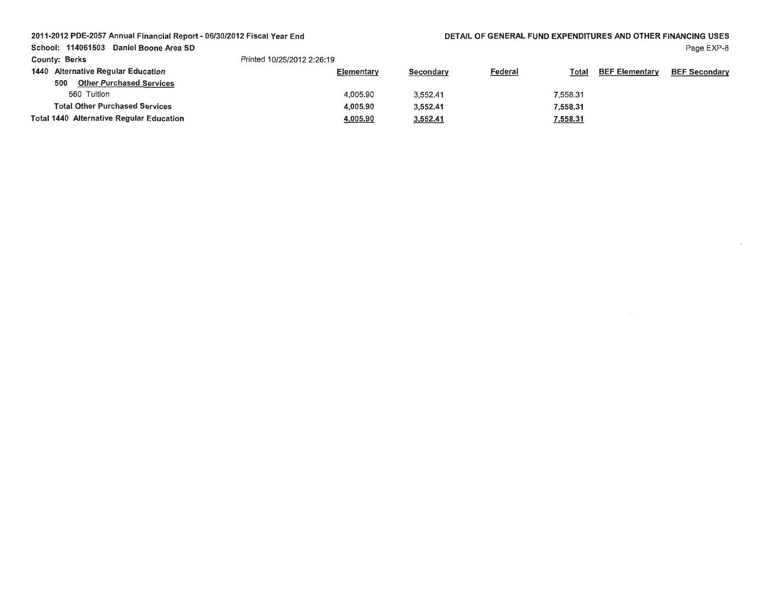2011-2012 PDE-2057 Annual Financial Report - 06/30/2012 Fiscal Year End

School: 114061503 Daniel Boone Area SD

County: Berks

Printed 10/25/2012 2:26:19

**DETAIL OF GENERAL FUND EXPENDITURES AND OTHER FINANCING USES**

| 1440 Alternative Regular Education | Elementary | Secondary | Federal | Total | BEF Elementary | BEF Secondary |
|---|---|---|---|---|---|---|
| 500 Other Purchased Services | | | | | | |
| 560 Tuition | 4,005.90 | 3,552.41 | | 7,558.31 | | |
| **Total Other Purchased Services** | **4,005.90** | **3,552.41** | | **7,558.31** | | |
| **Total 1440 Alternative Regular Education** | **4,005.90** | **3,552.41** | | **7,558.31** | | |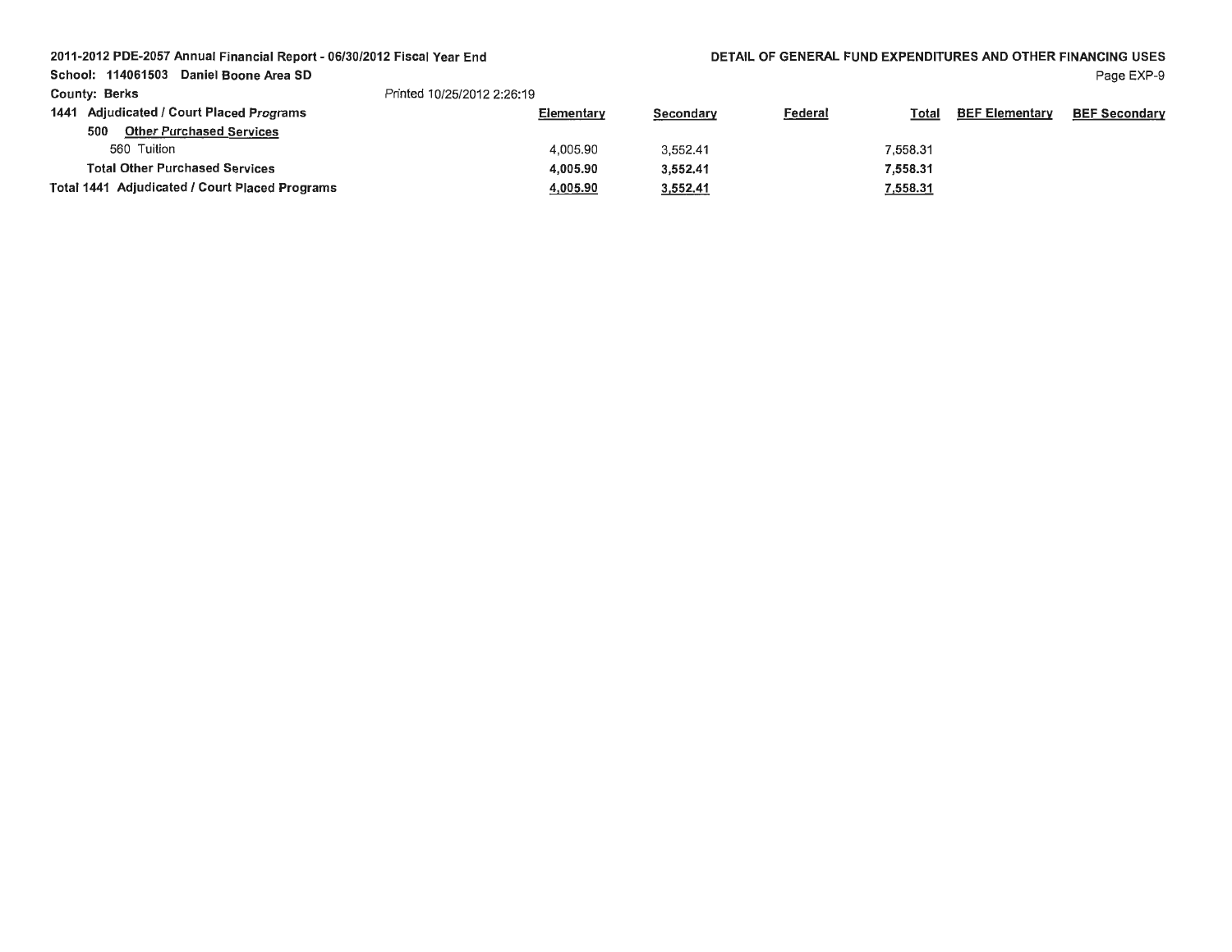2011-2012 PDE-2057 Annual Financial Report - 06/30/2012 Fiscal Year End

School: 114061503 Daniel Boone Area SD

County: Berks

Printed 10/25/2012 2:26:19

DETAIL OF GENERAL FUND EXPENDITURES AND OTHER FINANCING USES

| 1441 Adjudicated / Court Placed Programs | Elementary | Secondary | Federal | Total | BEF Elementary | BEF Secondary |
|---|---|---|---|---|---|---|
| **500 Other Purchased Services** | | | | | | |
| 560 Tuition | 4,005.90 | 3,552.41 | | 7,558.31 | | |
| **Total Other Purchased Services** | **4,005.90** | **3,552.41** | | **7,558.31** | | |
| **Total 1441 Adjudicated / Court Placed Programs** | **4,005.90** | **3,552.41** | | **7,558.31** | | |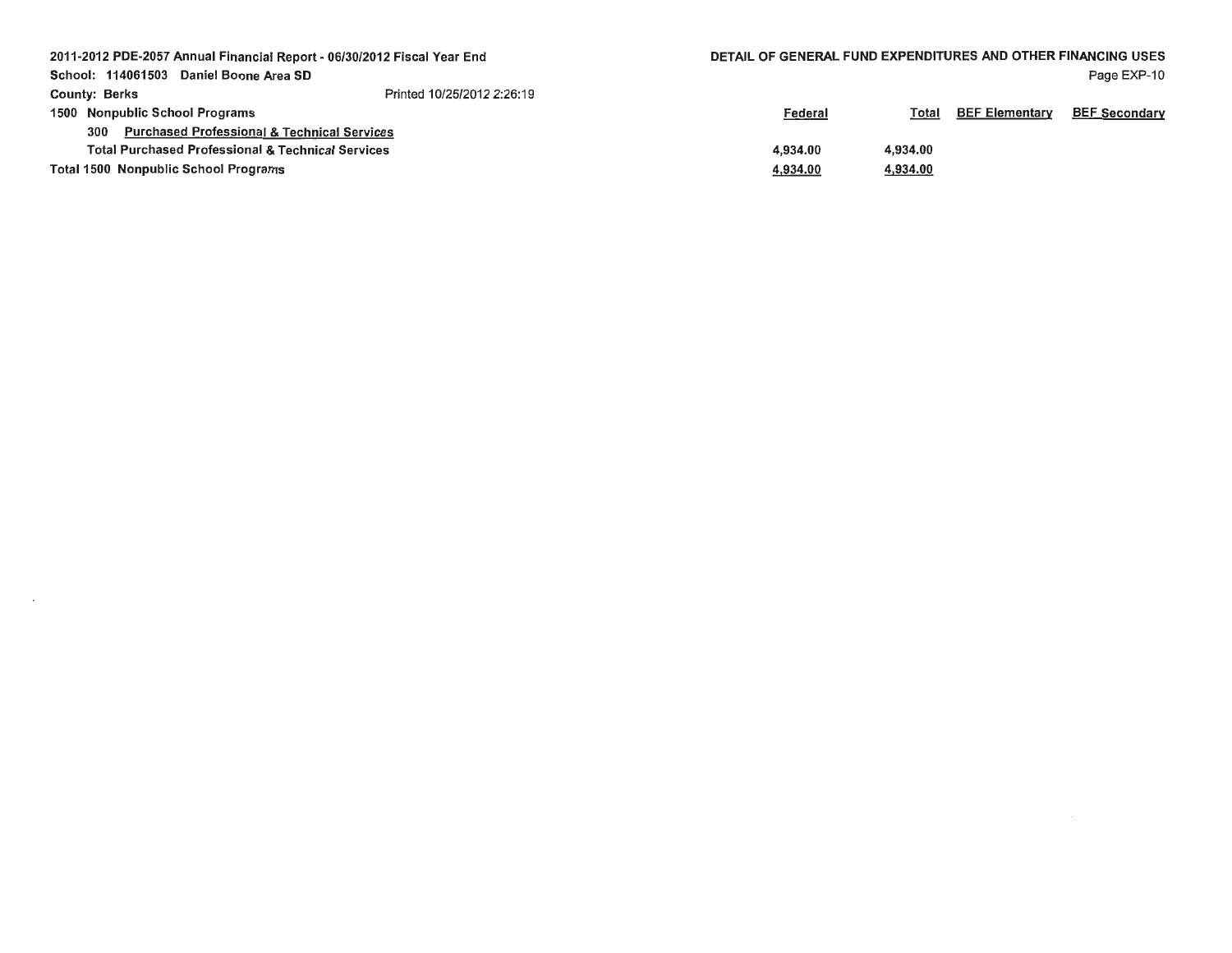2011-2012 PDE-2057 Annual Financial Report - 06/30/2012 Fiscal Year End

School: 114061503 Daniel Boone Area SD

County: Berks

Printed 10/25/2012 2:26:19

**DETAIL OF GENERAL FUND EXPENDITURES AND OTHER FINANCING USES**

Page EXP-10

| | Federal | Total | BEF Elementary | BEF Secondary |
|---|---|---|---|---|
| **1500 Nonpublic School Programs** | | | | |
| 300 Purchased Professional & Technical Services | | | | |
| Total Purchased Professional & Technical Services | 4,934.00 | 4,934.00 | | |
| **Total 1500 Nonpublic School Programs** | 4,934.00 | 4,934.00 | | |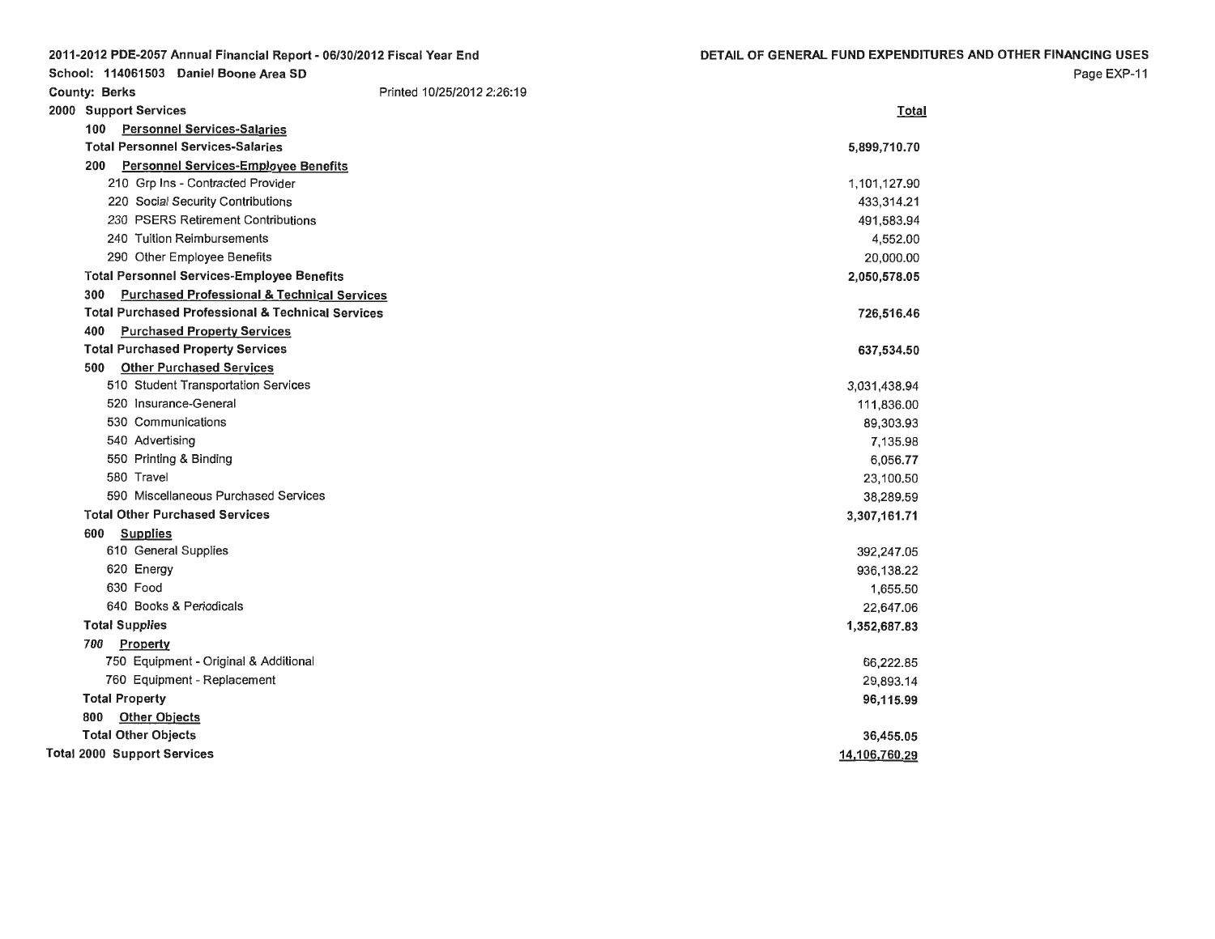2011-2012 PDE-2057 Annual Financial Report - 06/30/2012 Fiscal Year End

School: 114061503 Daniel Boone Area SD

County: Berks

Printed 10/25/2012 2:26:19

## DETAIL OF GENERAL FUND EXPENDITURES AND OTHER FINANCING USES

| 2000 Support Services | Total |
|---|---|
| 100 Personnel Services-Salaries | |
| **Total Personnel Services-Salaries** | **5,899,710.70** |
| 200 Personnel Services-Employee Benefits | |
| 210 Grp Ins - Contracted Provider | 1,101,127.90 |
| 220 Social Security Contributions | 433,314.21 |
| 230 PSERS Retirement Contributions | 491,583.94 |
| 240 Tuition Reimbursements | 4,552.00 |
| 290 Other Employee Benefits | 20,000.00 |
| **Total Personnel Services-Employee Benefits** | **2,050,578.05** |
| 300 Purchased Professional & Technical Services | |
| **Total Purchased Professional & Technical Services** | **726,516.46** |
| 400 Purchased Property Services | |
| **Total Purchased Property Services** | **637,534.50** |
| 500 Other Purchased Services | |
| 510 Student Transportation Services | 3,031,438.94 |
| 520 Insurance-General | 111,836.00 |
| 530 Communications | 89,303.93 |
| 540 Advertising | 7,135.98 |
| 550 Printing & Binding | 6,056.77 |
| 580 Travel | 23,100.50 |
| 590 Miscellaneous Purchased Services | 38,289.59 |
| **Total Other Purchased Services** | **3,307,161.71** |
| 600 Supplies | |
| 610 General Supplies | 392,247.05 |
| 620 Energy | 936,138.22 |
| 630 Food | 1,655.50 |
| 640 Books & Periodicals | 22,647.06 |
| **Total Supplies** | **1,352,687.83** |
| 700 Property | |
| 750 Equipment - Original & Additional | 66,222.85 |
| 760 Equipment - Replacement | 29,893.14 |
| **Total Property** | **96,115.99** |
| 800 Other Objects | |
| **Total Other Objects** | **36,455.05** |
| **Total 2000 Support Services** | **14,106,760.29** |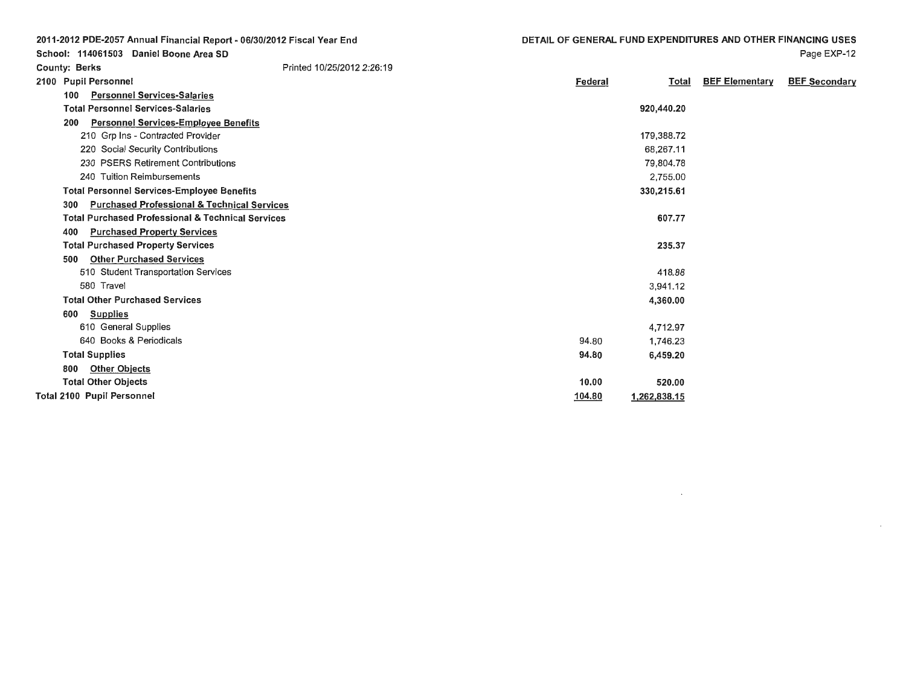2011-2012 PDE-2057 Annual Financial Report - 06/30/2012 Fiscal Year End

School: 114061503 Daniel Boone Area SD

County: Berks

Printed 10/25/2012 2:26:19

## DETAIL OF GENERAL FUND EXPENDITURES AND OTHER FINANCING USES

| 2100 Pupil Personnel | Federal | Total | BEF Elementary | BEF Secondary |
|---|---|---|---|---|
| 100 Personnel Services-Salaries | | | | |
| **Total Personnel Services-Salaries** | | **920,440.20** | | |
| 200 Personnel Services-Employee Benefits | | | | |
| 210 Grp Ins - Contracted Provider | | 179,388.72 | | |
| 220 Social Security Contributions | | 68,267.11 | | |
| 230 PSERS Retirement Contributions | | 79,804.78 | | |
| 240 Tuition Reimbursements | | 2,755.00 | | |
| **Total Personnel Services-Employee Benefits** | | **330,215.61** | | |
| 300 Purchased Professional & Technical Services | | | | |
| **Total Purchased Professional & Technical Services** | | **607.77** | | |
| 400 Purchased Property Services | | | | |
| **Total Purchased Property Services** | | **235.37** | | |
| 500 Other Purchased Services | | | | |
| 510 Student Transportation Services | | 418.88 | | |
| 580 Travel | | 3,941.12 | | |
| **Total Other Purchased Services** | | **4,360.00** | | |
| 600 Supplies | | | | |
| 610 General Supplies | | 4,712.97 | | |
| 640 Books & Periodicals | 94.80 | 1,746.23 | | |
| **Total Supplies** | **94.80** | **6,459.20** | | |
| 800 Other Objects | | | | |
| **Total Other Objects** | **10.00** | **520.00** | | |
| **Total 2100 Pupil Personnel** | **104.80** | **1,262,838.15** | | |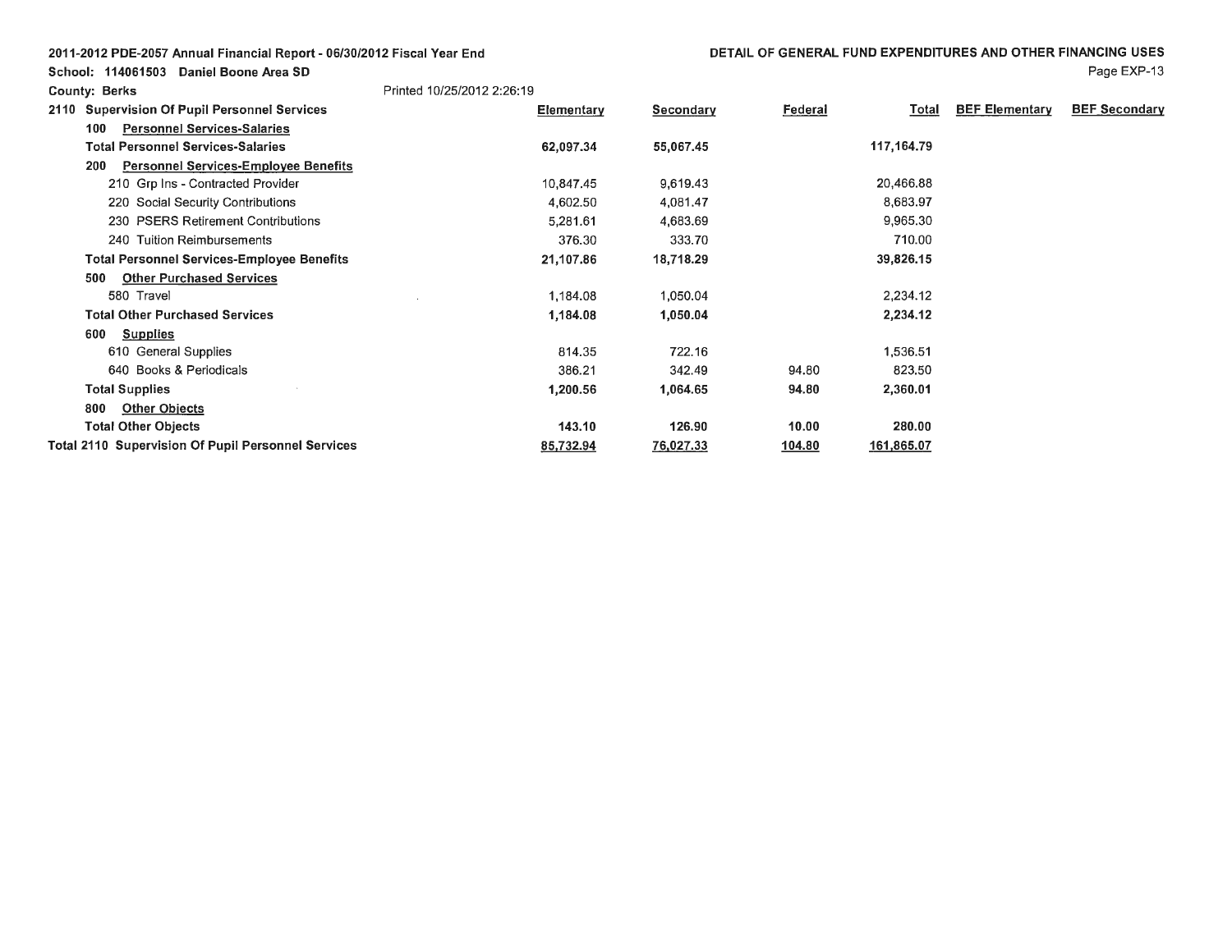2011-2012 PDE-2057 Annual Financial Report - 06/30/2012 Fiscal Year End

School: 114061503 Daniel Boone Area SD

County: Berks

Printed 10/25/2012 2:26:19

## DETAIL OF GENERAL FUND EXPENDITURES AND OTHER FINANCING USES

| 2110 Supervision Of Pupil Personnel Services | Elementary | Secondary | Federal | Total | BEF Elementary | BEF Secondary |
|---|---|---|---|---|---|---|
| 100 Personnel Services-Salaries | | | | | | |
| **Total Personnel Services-Salaries** | **62,097.34** | **55,067.45** | | **117,164.79** | | |
| 200 Personnel Services-Employee Benefits | | | | | | |
| 210 Grp Ins - Contracted Provider | 10,847.45 | 9,619.43 | | 20,466.88 | | |
| 220 Social Security Contributions | 4,602.50 | 4,081.47 | | 8,683.97 | | |
| 230 PSERS Retirement Contributions | 5,281.61 | 4,683.69 | | 9,965.30 | | |
| 240 Tuition Reimbursements | 376.30 | 333.70 | | 710.00 | | |
| **Total Personnel Services-Employee Benefits** | **21,107.86** | **18,718.29** | | **39,826.15** | | |
| 500 Other Purchased Services | | | | | | |
| 580 Travel | 1,184.08 | 1,050.04 | | 2,234.12 | | |
| **Total Other Purchased Services** | **1,184.08** | **1,050.04** | | **2,234.12** | | |
| 600 Supplies | | | | | | |
| 610 General Supplies | 814.35 | 722.16 | | 1,536.51 | | |
| 640 Books & Periodicals | 386.21 | 342.49 | 94.80 | 823.50 | | |
| **Total Supplies** | **1,200.56** | **1,064.65** | **94.80** | **2,360.01** | | |
| 800 Other Objects | | | | | | |
| **Total Other Objects** | **143.10** | **126.90** | **10.00** | **280.00** | | |
| **Total 2110 Supervision Of Pupil Personnel Services** | **85,732.94** | **76,027.33** | **104.80** | **161,865.07** | | |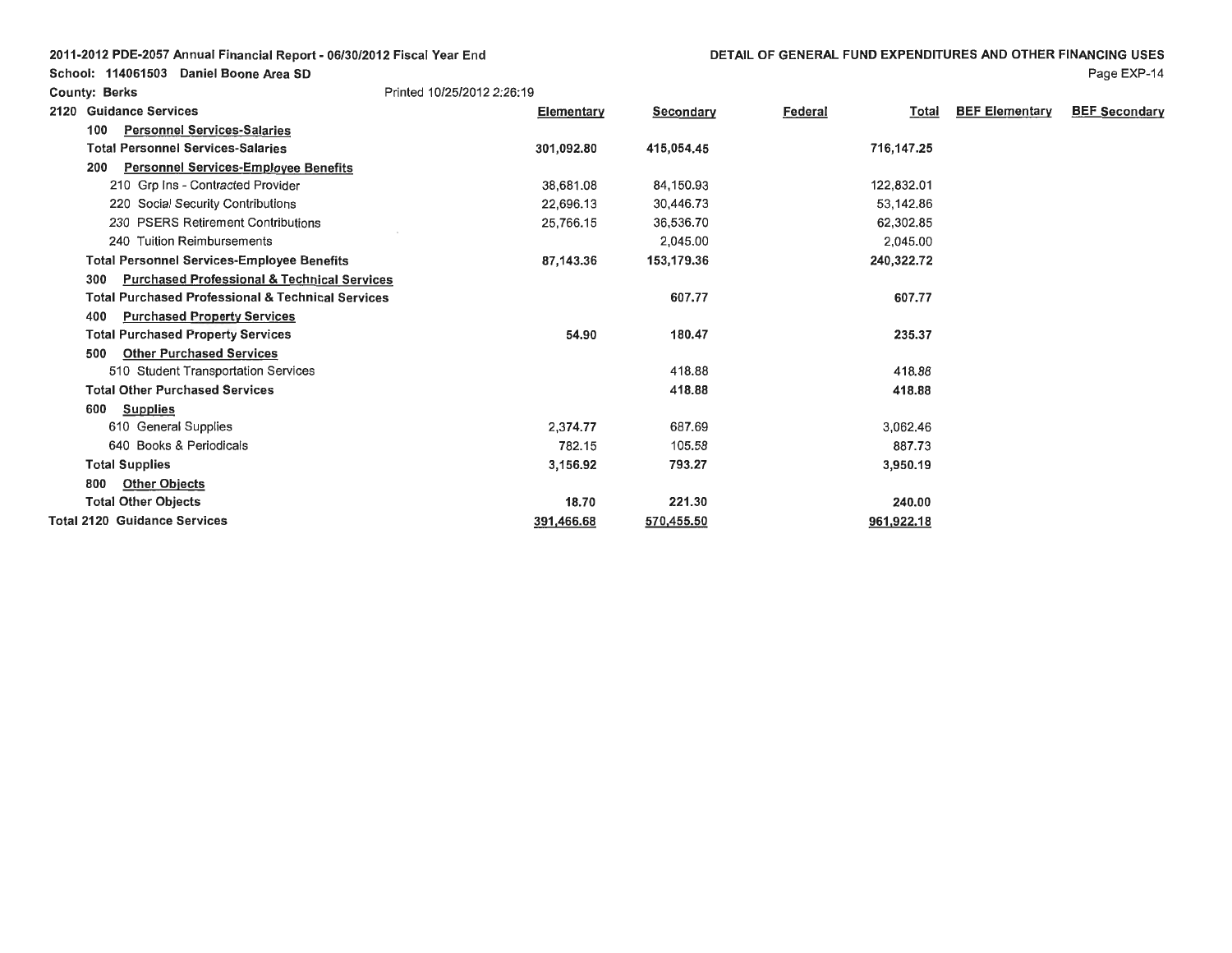**2011-2012 PDE-2057 Annual Financial Report - 06/30/2012 Fiscal Year End**

**School: 114061503 Daniel Boone Area SD**

**County: Berks** Printed 10/25/2012 2:26:19

**DETAIL OF GENERAL FUND EXPENDITURES AND OTHER FINANCING USES**

| 2120 Guidance Services | Elementary | Secondary | Federal | Total | BEF Elementary | BEF Secondary |
|---|---|---|---|---|---|---|
| 100 Personnel Services-Salaries | | | | | | |
| **Total Personnel Services-Salaries** | **301,092.80** | **415,054.45** | | **716,147.25** | | |
| 200 Personnel Services-Employee Benefits | | | | | | |
| 210 Grp Ins - Contracted Provider | 38,681.08 | 84,150.93 | | 122,832.01 | | |
| 220 Social Security Contributions | 22,696.13 | 30,446.73 | | 53,142.86 | | |
| 230 PSERS Retirement Contributions | 25,766.15 | 36,536.70 | | 62,302.85 | | |
| 240 Tuition Reimbursements | | 2,045.00 | | 2,045.00 | | |
| **Total Personnel Services-Employee Benefits** | **87,143.36** | **153,179.36** | | **240,322.72** | | |
| 300 Purchased Professional & Technical Services | | | | | | |
| **Total Purchased Professional & Technical Services** | | **607.77** | | **607.77** | | |
| 400 Purchased Property Services | | | | | | |
| **Total Purchased Property Services** | **54.90** | **180.47** | | **235.37** | | |
| 500 Other Purchased Services | | | | | | |
| 510 Student Transportation Services | | 418.88 | | 418.88 | | |
| **Total Other Purchased Services** | | **418.88** | | **418.88** | | |
| 600 Supplies | | | | | | |
| 610 General Supplies | 2,374.77 | 687.69 | | 3,062.46 | | |
| 640 Books & Periodicals | 782.15 | 105.58 | | 887.73 | | |
| **Total Supplies** | **3,156.92** | **793.27** | | **3,950.19** | | |
| 800 Other Objects | | | | | | |
| **Total Other Objects** | **18.70** | **221.30** | | **240.00** | | |
| **Total 2120 Guidance Services** | **391,466.68** | **570,455.50** | | **961,922.18** | | |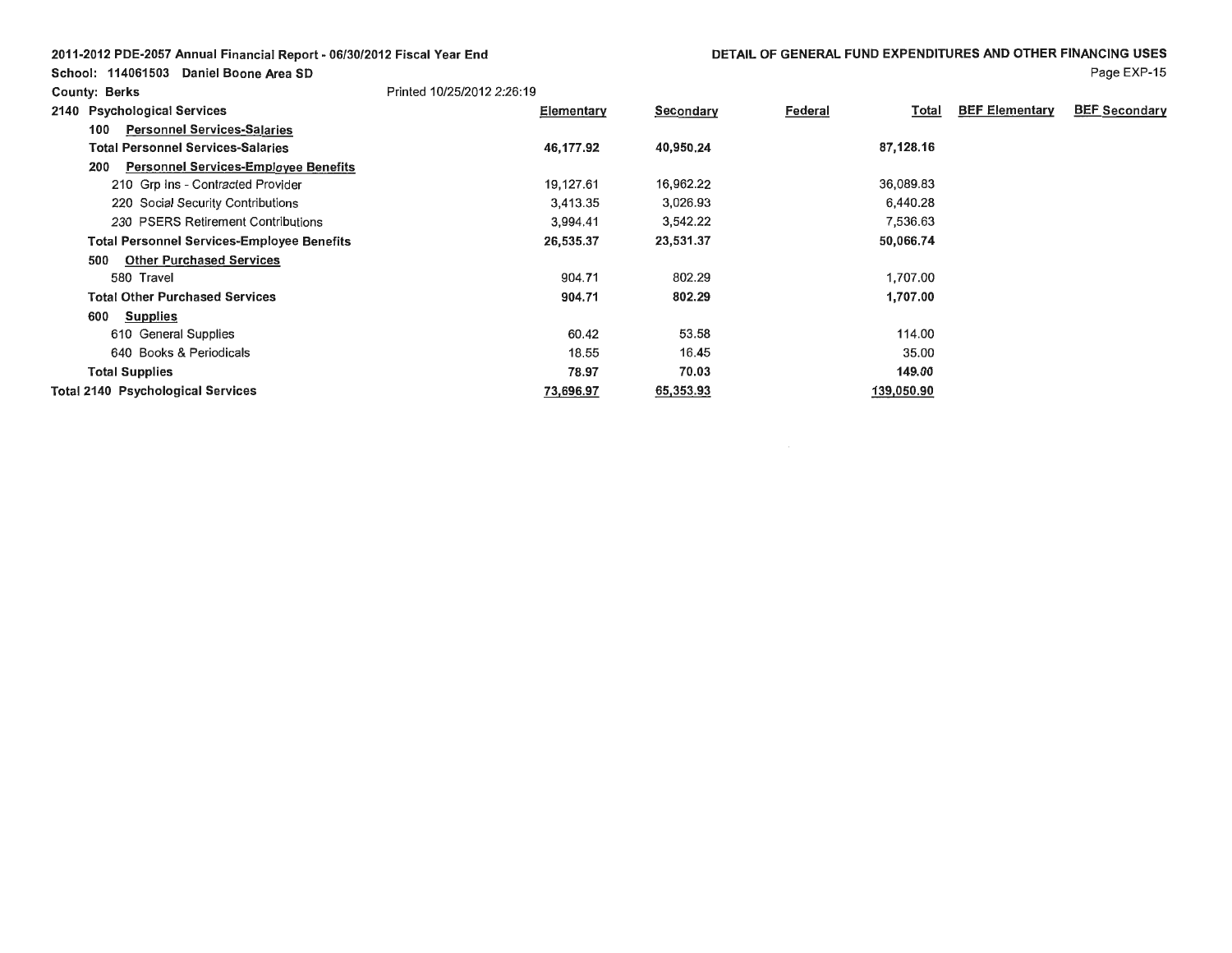2011-2012 PDE-2057 Annual Financial Report - 06/30/2012 Fiscal Year End

School: 114061503 Daniel Boone Area SD

County: Berks

Printed 10/25/2012 2:26:19

DETAIL OF GENERAL FUND EXPENDITURES AND OTHER FINANCING USES

| 2140 Psychological Services | Elementary | Secondary | Federal | Total | BEF Elementary | BEF Secondary |
|---|---|---|---|---|---|---|
| 100 Personnel Services-Salaries | | | | | | |
| **Total Personnel Services-Salaries** | **46,177.92** | **40,950.24** | | **87,128.16** | | |
| 200 Personnel Services-Employee Benefits | | | | | | |
| 210 Grp Ins - Contracted Provider | 19,127.61 | 16,962.22 | | 36,089.83 | | |
| 220 Social Security Contributions | 3,413.35 | 3,026.93 | | 6,440.28 | | |
| 230 PSERS Retirement Contributions | 3,994.41 | 3,542.22 | | 7,536.63 | | |
| **Total Personnel Services-Employee Benefits** | **26,535.37** | **23,531.37** | | **50,066.74** | | |
| 500 Other Purchased Services | | | | | | |
| 580 Travel | 904.71 | 802.29 | | 1,707.00 | | |
| **Total Other Purchased Services** | **904.71** | **802.29** | | **1,707.00** | | |
| 600 Supplies | | | | | | |
| 610 General Supplies | 60.42 | 53.58 | | 114.00 | | |
| 640 Books & Periodicals | 18.55 | 16.45 | | 35.00 | | |
| **Total Supplies** | **78.97** | **70.03** | | **149.00** | | |
| **Total 2140 Psychological Services** | **73,696.97** | **65,353.93** | | **139,050.90** | | |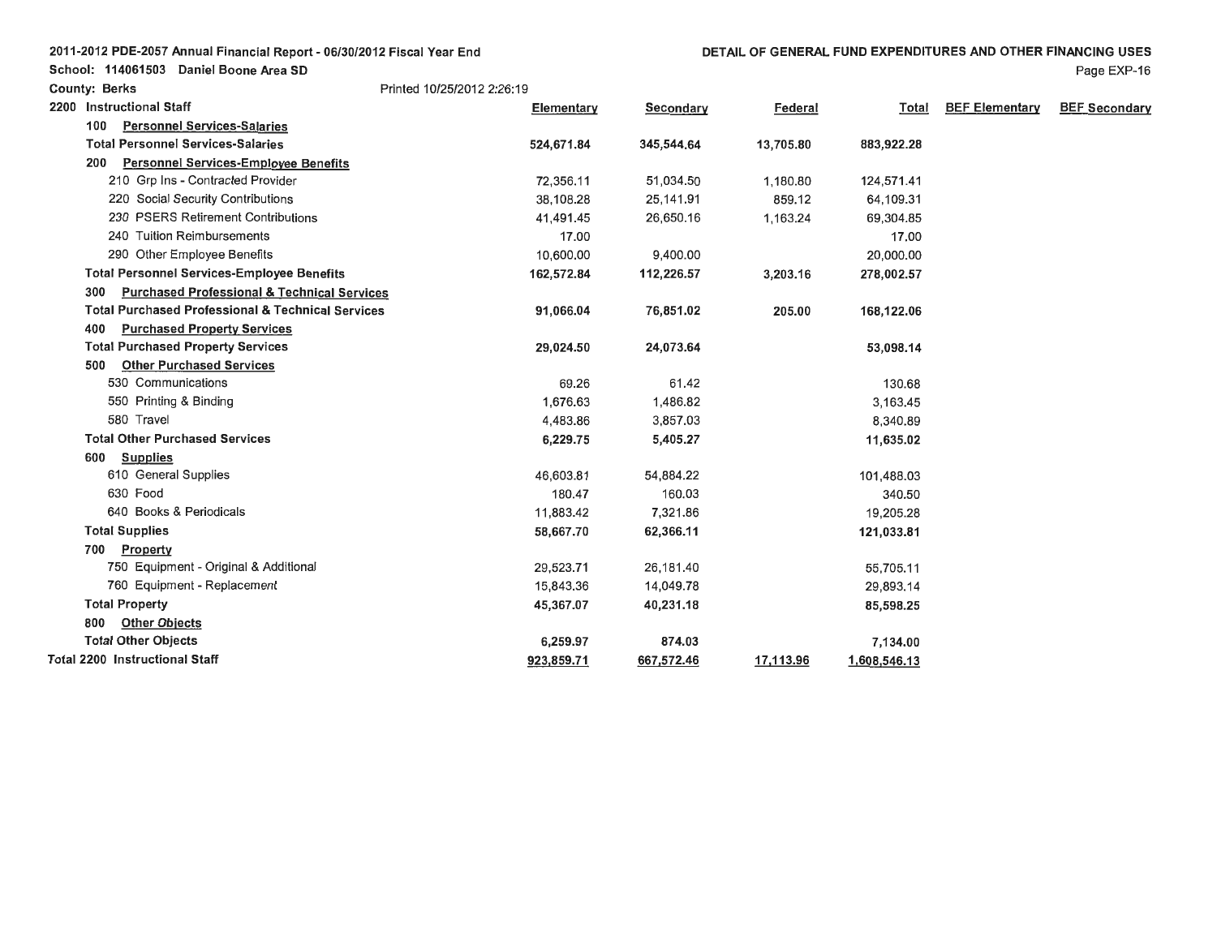2011-2012 PDE-2057 Annual Financial Report - 06/30/2012 Fiscal Year End

School: 114061503 Daniel Boone Area SD

County: Berks

Printed 10/25/2012 2:26:19

DETAIL OF GENERAL FUND EXPENDITURES AND OTHER FINANCING USES

| 2200 Instructional Staff | Elementary | Secondary | Federal | Total | BEF Elementary | BEF Secondary |
|---|---|---|---|---|---|---|
| 100 Personnel Services-Salaries | | | | | | |
| Total Personnel Services-Salaries | 524,671.84 | 345,544.64 | 13,705.80 | 883,922.28 | | |
| 200 Personnel Services-Employee Benefits | | | | | | |
| 210 Grp Ins - Contracted Provider | 72,356.11 | 51,034.50 | 1,180.80 | 124,571.41 | | |
| 220 Social Security Contributions | 38,108.28 | 25,141.91 | 859.12 | 64,109.31 | | |
| 230 PSERS Retirement Contributions | 41,491.45 | 26,650.16 | 1,163.24 | 69,304.85 | | |
| 240 Tuition Reimbursements | 17.00 | | | 17.00 | | |
| 290 Other Employee Benefits | 10,600.00 | 9,400.00 | | 20,000.00 | | |
| Total Personnel Services-Employee Benefits | 162,572.84 | 112,226.57 | 3,203.16 | 278,002.57 | | |
| 300 Purchased Professional & Technical Services | | | | | | |
| Total Purchased Professional & Technical Services | 91,066.04 | 76,851.02 | 205.00 | 168,122.06 | | |
| 400 Purchased Property Services | | | | | | |
| Total Purchased Property Services | 29,024.50 | 24,073.64 | | 53,098.14 | | |
| 500 Other Purchased Services | | | | | | |
| 530 Communications | 69.26 | 61.42 | | 130.68 | | |
| 550 Printing & Binding | 1,676.63 | 1,486.82 | | 3,163.45 | | |
| 580 Travel | 4,483.86 | 3,857.03 | | 8,340.89 | | |
| Total Other Purchased Services | 6,229.75 | 5,405.27 | | 11,635.02 | | |
| 600 Supplies | | | | | | |
| 610 General Supplies | 46,603.81 | 54,884.22 | | 101,488.03 | | |
| 630 Food | 180.47 | 160.03 | | 340.50 | | |
| 640 Books & Periodicals | 11,883.42 | 7,321.86 | | 19,205.28 | | |
| Total Supplies | 58,667.70 | 62,366.11 | | 121,033.81 | | |
| 700 Property | | | | | | |
| 750 Equipment - Original & Additional | 29,523.71 | 26,181.40 | | 55,705.11 | | |
| 760 Equipment - Replacement | 15,843.36 | 14,049.78 | | 29,893.14 | | |
| Total Property | 45,367.07 | 40,231.18 | | 85,598.25 | | |
| 800 Other Objects | | | | | | |
| Total Other Objects | 6,259.97 | 874.03 | | 7,134.00 | | |
| Total 2200 Instructional Staff | 923,859.71 | 667,572.46 | 17,113.96 | 1,608,546.13 | | |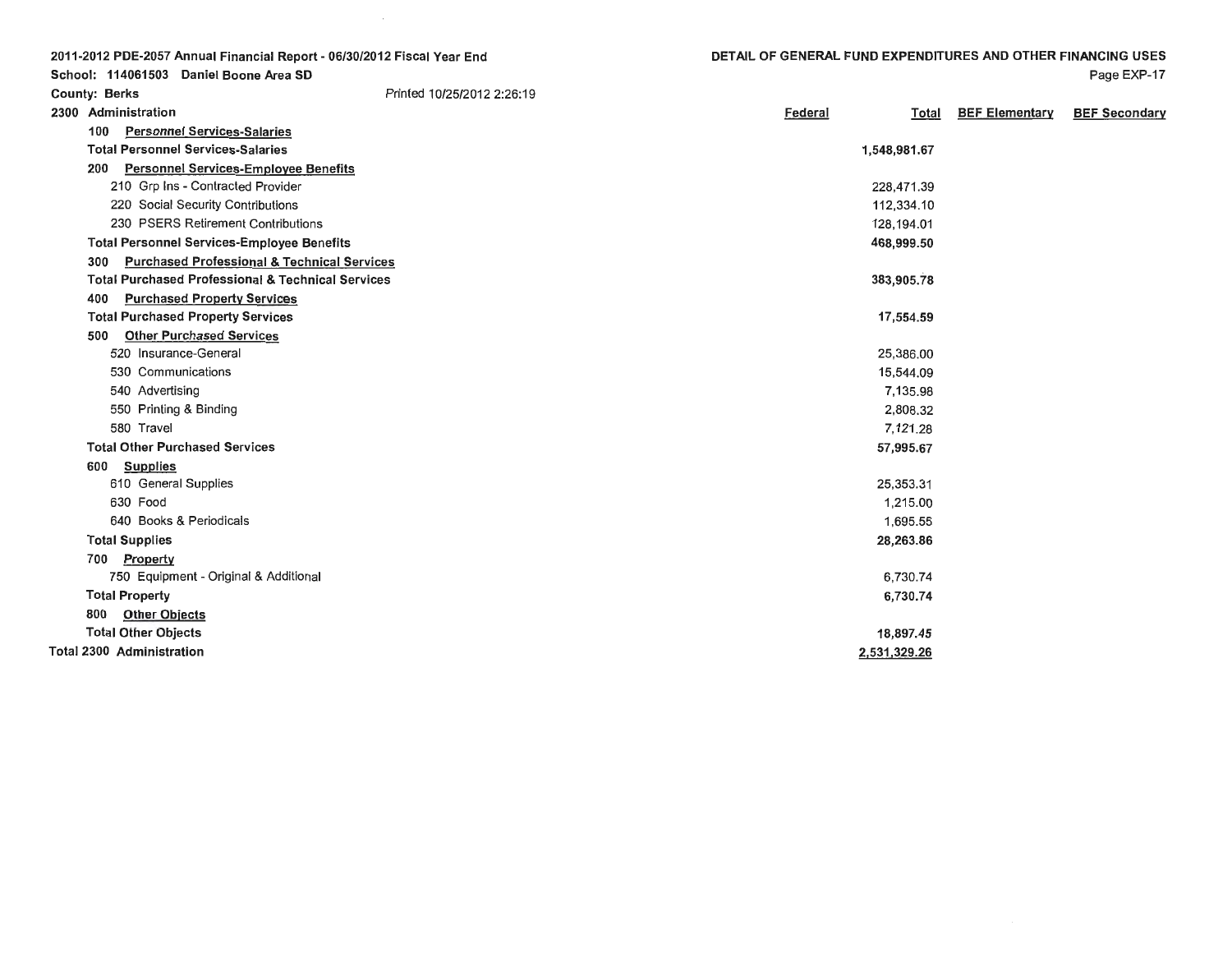2011-2012 PDE-2057 Annual Financial Report - 06/30/2012 Fiscal Year End

School: 114061503 Daniel Boone Area SD

County: Berks — Printed 10/25/2012 2:26:19

DETAIL OF GENERAL FUND EXPENDITURES AND OTHER FINANCING USES

| 2300 Administration | Federal | Total | BEF Elementary | BEF Secondary |
|---|---|---|---|---|
| 100 Personnel Services-Salaries | | | | |
| **Total Personnel Services-Salaries** | | **1,548,981.67** | | |
| 200 Personnel Services-Employee Benefits | | | | |
| 210 Grp Ins - Contracted Provider | | 228,471.39 | | |
| 220 Social Security Contributions | | 112,334.10 | | |
| 230 PSERS Retirement Contributions | | 128,194.01 | | |
| **Total Personnel Services-Employee Benefits** | | **468,999.50** | | |
| 300 Purchased Professional & Technical Services | | | | |
| **Total Purchased Professional & Technical Services** | | **383,905.78** | | |
| 400 Purchased Property Services | | | | |
| **Total Purchased Property Services** | | **17,554.59** | | |
| 500 Other Purchased Services | | | | |
| 520 Insurance-General | | 25,386.00 | | |
| 530 Communications | | 15,544.09 | | |
| 540 Advertising | | 7,135.98 | | |
| 550 Printing & Binding | | 2,808.32 | | |
| 580 Travel | | 7,121.28 | | |
| **Total Other Purchased Services** | | **57,995.67** | | |
| 600 Supplies | | | | |
| 610 General Supplies | | 25,353.31 | | |
| 630 Food | | 1,215.00 | | |
| 640 Books & Periodicals | | 1,695.55 | | |
| **Total Supplies** | | **28,263.86** | | |
| 700 Property | | | | |
| 750 Equipment - Original & Additional | | 6,730.74 | | |
| **Total Property** | | **6,730.74** | | |
| 800 Other Objects | | | | |
| **Total Other Objects** | | **18,897.45** | | |
| **Total 2300 Administration** | | **2,531,329.26** | | |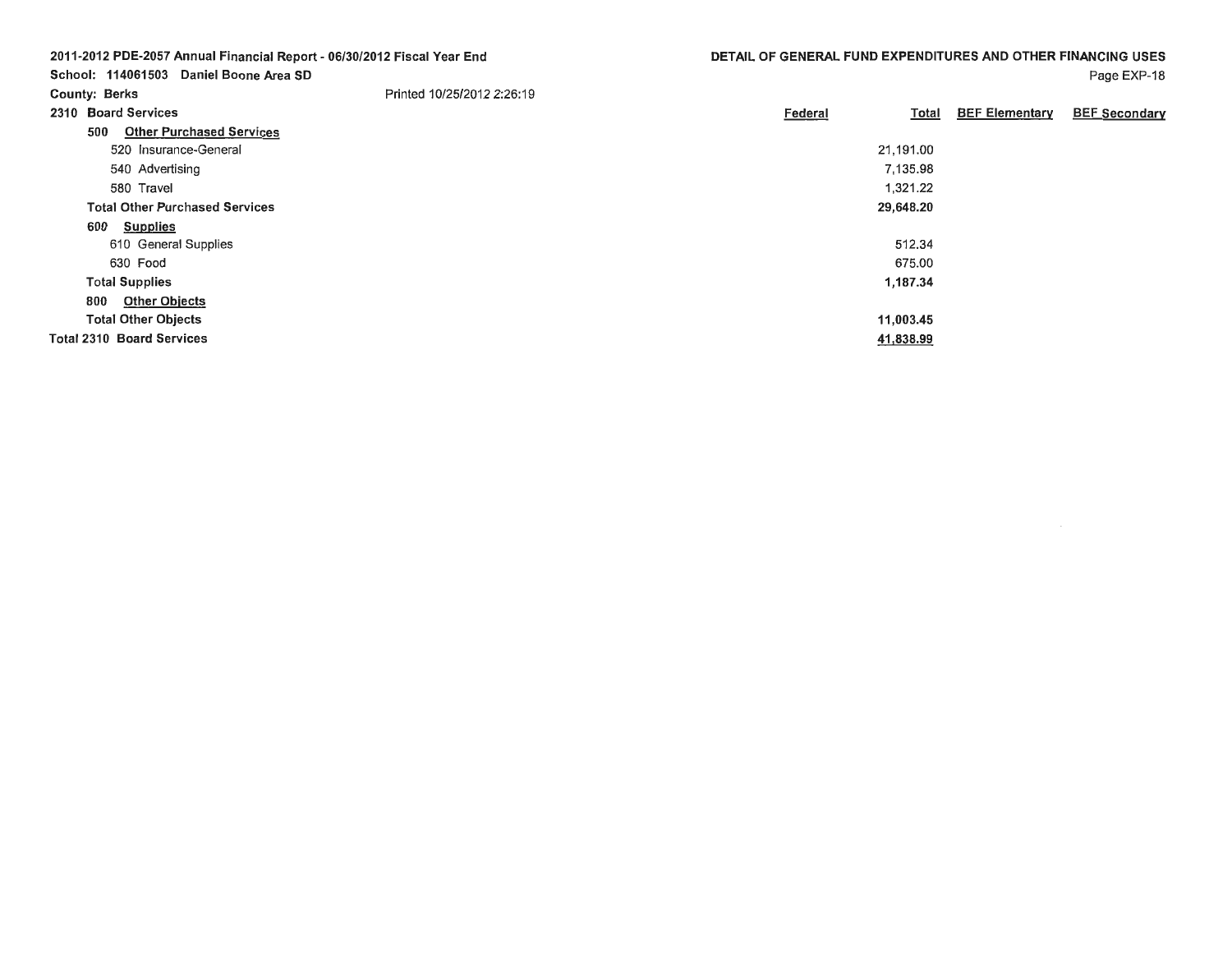2011-2012 PDE-2057 Annual Financial Report - 06/30/2012 Fiscal Year End

School: 114061503 Daniel Boone Area SD

County: Berks

Printed 10/25/2012 2:26:19

**DETAIL OF GENERAL FUND EXPENDITURES AND OTHER FINANCING USES**

| 2310 Board Services | Federal | Total | BEF Elementary | BEF Secondary |
|---|---|---|---|---|
| **500 Other Purchased Services** | | | | |
| 520 Insurance-General | | 21,191.00 | | |
| 540 Advertising | | 7,135.98 | | |
| 580 Travel | | 1,321.22 | | |
| **Total Other Purchased Services** | | **29,648.20** | | |
| **600 Supplies** | | | | |
| 610 General Supplies | | 512.34 | | |
| 630 Food | | 675.00 | | |
| **Total Supplies** | | **1,187.34** | | |
| **800 Other Objects** | | | | |
| **Total Other Objects** | | **11,003.45** | | |
| **Total 2310 Board Services** | | **41,838.99** | | |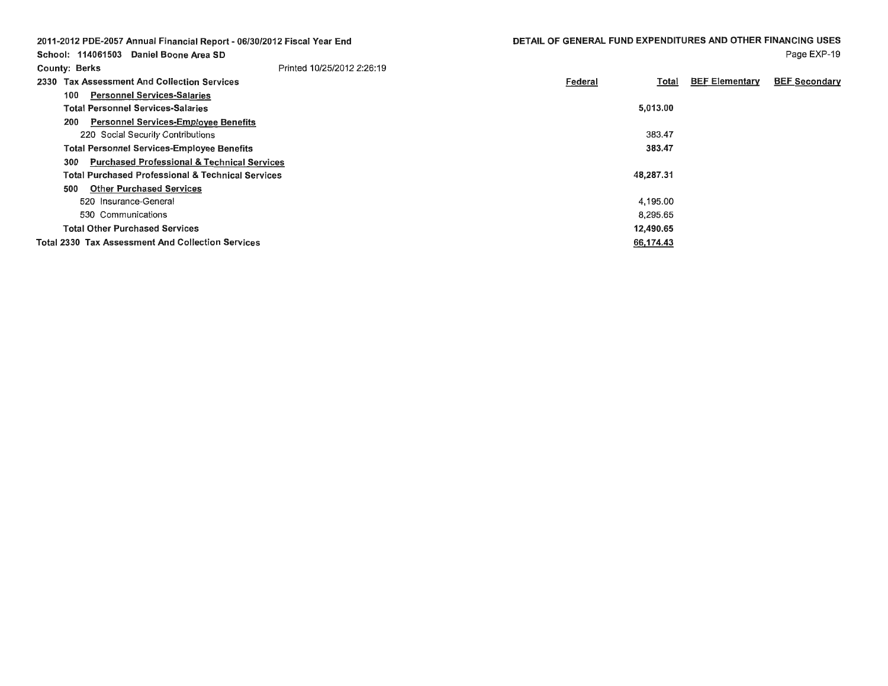2011-2012 PDE-2057 Annual Financial Report - 06/30/2012 Fiscal Year End

School: 114061503 Daniel Boone Area SD

County: Berks

Printed 10/25/2012 2:26:19

**DETAIL OF GENERAL FUND EXPENDITURES AND OTHER FINANCING USES**

| 2330 Tax Assessment And Collection Services | Federal | Total | BEF Elementary | BEF Secondary |
|---|---|---|---|---|
| 100 Personnel Services-Salaries | | | | |
| **Total Personnel Services-Salaries** | | **5,013.00** | | |
| 200 Personnel Services-Employee Benefits | | | | |
| 220 Social Security Contributions | | 383.47 | | |
| **Total Personnel Services-Employee Benefits** | | **383.47** | | |
| 300 Purchased Professional & Technical Services | | | | |
| **Total Purchased Professional & Technical Services** | | **48,287.31** | | |
| 500 Other Purchased Services | | | | |
| 520 Insurance-General | | 4,195.00 | | |
| 530 Communications | | 8,295.65 | | |
| **Total Other Purchased Services** | | **12,490.65** | | |
| **Total 2330 Tax Assessment And Collection Services** | | **66,174.43** | | |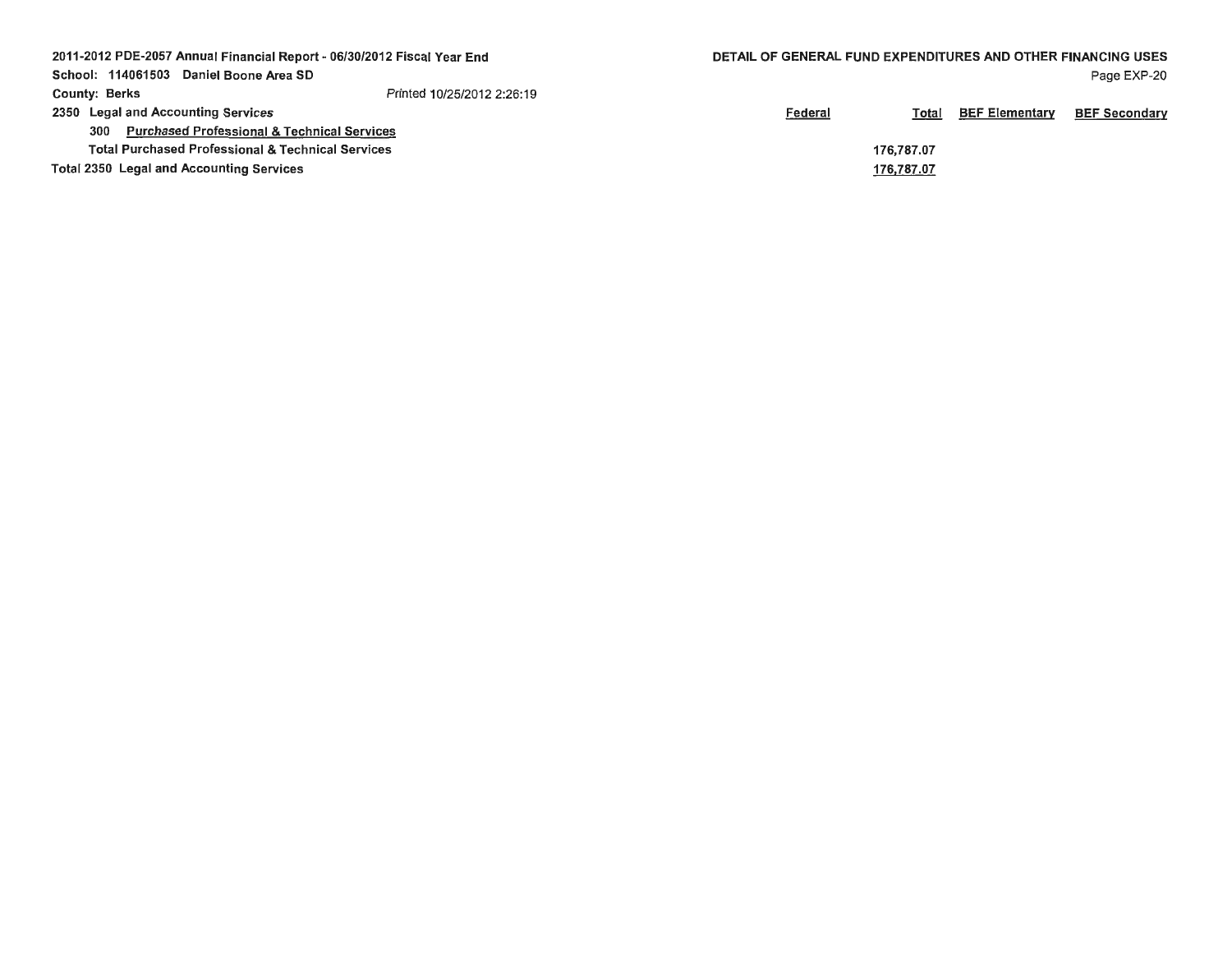2011-2012 PDE-2057 Annual Financial Report - 06/30/2012 Fiscal Year End
School: 114061503 Daniel Boone Area SD
County: Berks Printed 10/25/2012 2:26:19

**DETAIL OF GENERAL FUND EXPENDITURES AND OTHER FINANCING USES**

| | Federal | Total | BEF Elementary | BEF Secondary |
|---|---|---|---|---|
| **2350 Legal and Accounting Services** | | | | |
| 300 Purchased Professional & Technical Services | | | | |
| **Total Purchased Professional & Technical Services** | | 176,787.07 | | |
| **Total 2350 Legal and Accounting Services** | | 176,787.07 | | |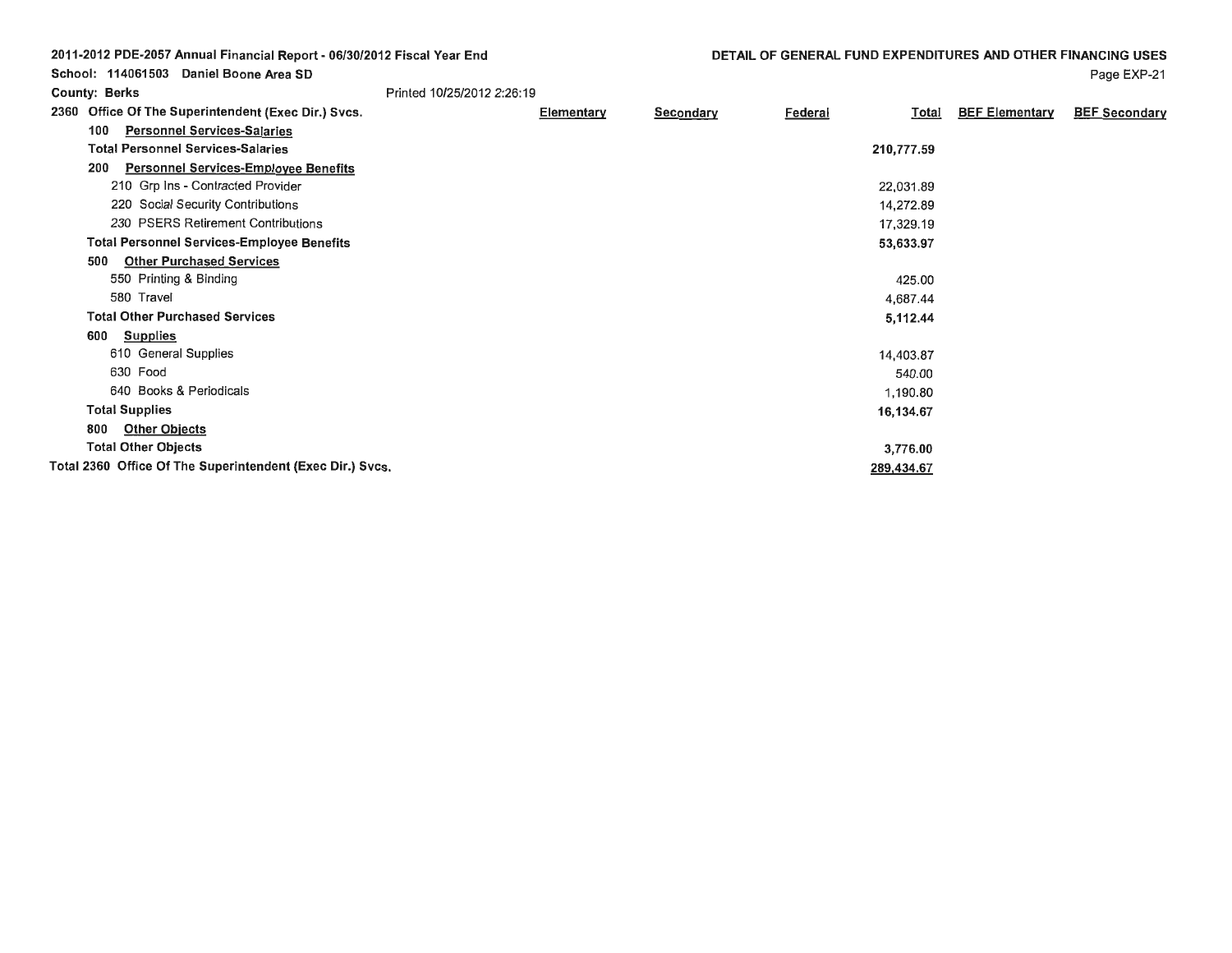**2011-2012 PDE-2057 Annual Financial Report - 06/30/2012 Fiscal Year End**

**School: 114061503 Daniel Boone Area SD**

**County: Berks** Printed 10/25/2012 2:26:19

**DETAIL OF GENERAL FUND EXPENDITURES AND OTHER FINANCING USES**

| 2360 Office Of The Superintendent (Exec Dir.) Svcs. | Elementary | Secondary | Federal | Total | BEF Elementary | BEF Secondary |
|---|---|---|---|---|---|---|
| **100 Personnel Services-Salaries** | | | | | | |
| **Total Personnel Services-Salaries** | | | | **210,777.59** | | |
| **200 Personnel Services-Employee Benefits** | | | | | | |
| 210 Grp Ins - Contracted Provider | | | | 22,031.89 | | |
| 220 Social Security Contributions | | | | 14,272.89 | | |
| 230 PSERS Retirement Contributions | | | | 17,329.19 | | |
| **Total Personnel Services-Employee Benefits** | | | | **53,633.97** | | |
| **500 Other Purchased Services** | | | | | | |
| 550 Printing & Binding | | | | 425.00 | | |
| 580 Travel | | | | 4,687.44 | | |
| **Total Other Purchased Services** | | | | **5,112.44** | | |
| **600 Supplies** | | | | | | |
| 610 General Supplies | | | | 14,403.87 | | |
| 630 Food | | | | 540.00 | | |
| 640 Books & Periodicals | | | | 1,190.80 | | |
| **Total Supplies** | | | | **16,134.67** | | |
| **800 Other Objects** | | | | | | |
| **Total Other Objects** | | | | **3,776.00** | | |
| **Total 2360 Office Of The Superintendent (Exec Dir.) Svcs.** | | | | **289,434.67** | | |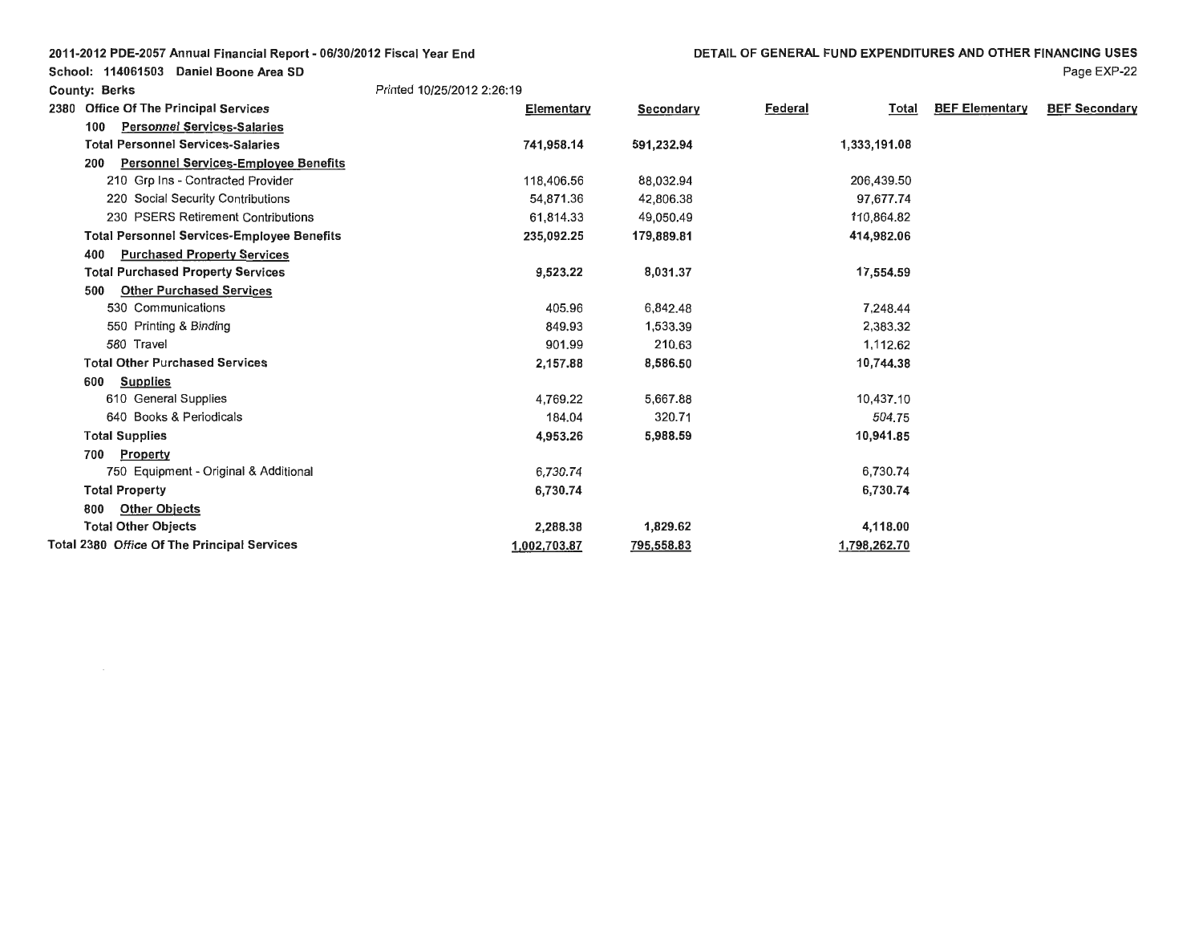2011-2012 PDE-2057 Annual Financial Report - 06/30/2012 Fiscal Year End

School: 114061503 Daniel Boone Area SD

County: Berks

Printed 10/25/2012 2:26:19

DETAIL OF GENERAL FUND EXPENDITURES AND OTHER FINANCING USES

| 2380 Office Of The Principal Services | Elementary | Secondary | Federal | Total | BEF Elementary | BEF Secondary |
|---|---|---|---|---|---|---|
| 100 Personnel Services-Salaries | | | | | | |
| **Total Personnel Services-Salaries** | **741,958.14** | **591,232.94** | | **1,333,191.08** | | |
| 200 Personnel Services-Employee Benefits | | | | | | |
| 210 Grp Ins - Contracted Provider | 118,406.56 | 88,032.94 | | 206,439.50 | | |
| 220 Social Security Contributions | 54,871.36 | 42,806.38 | | 97,677.74 | | |
| 230 PSERS Retirement Contributions | 61,814.33 | 49,050.49 | | 110,864.82 | | |
| **Total Personnel Services-Employee Benefits** | **235,092.25** | **179,889.81** | | **414,982.06** | | |
| 400 Purchased Property Services | | | | | | |
| **Total Purchased Property Services** | **9,523.22** | **8,031.37** | | **17,554.59** | | |
| 500 Other Purchased Services | | | | | | |
| 530 Communications | 405.96 | 6,842.48 | | 7,248.44 | | |
| 550 Printing & Binding | 849.93 | 1,533.39 | | 2,383.32 | | |
| 580 Travel | 901.99 | 210.63 | | 1,112.62 | | |
| **Total Other Purchased Services** | **2,157.88** | **8,586.50** | | **10,744.38** | | |
| 600 Supplies | | | | | | |
| 610 General Supplies | 4,769.22 | 5,667.88 | | 10,437.10 | | |
| 640 Books & Periodicals | 184.04 | 320.71 | | 504.75 | | |
| **Total Supplies** | **4,953.26** | **5,988.59** | | **10,941.85** | | |
| 700 Property | | | | | | |
| 750 Equipment - Original & Additional | 6,730.74 | | | 6,730.74 | | |
| **Total Property** | **6,730.74** | | | **6,730.74** | | |
| 800 Other Objects | | | | | | |
| **Total Other Objects** | **2,288.38** | **1,829.62** | | **4,118.00** | | |
| **Total 2380 Office Of The Principal Services** | **1,002,703.87** | **795,558.83** | | **1,798,262.70** | | |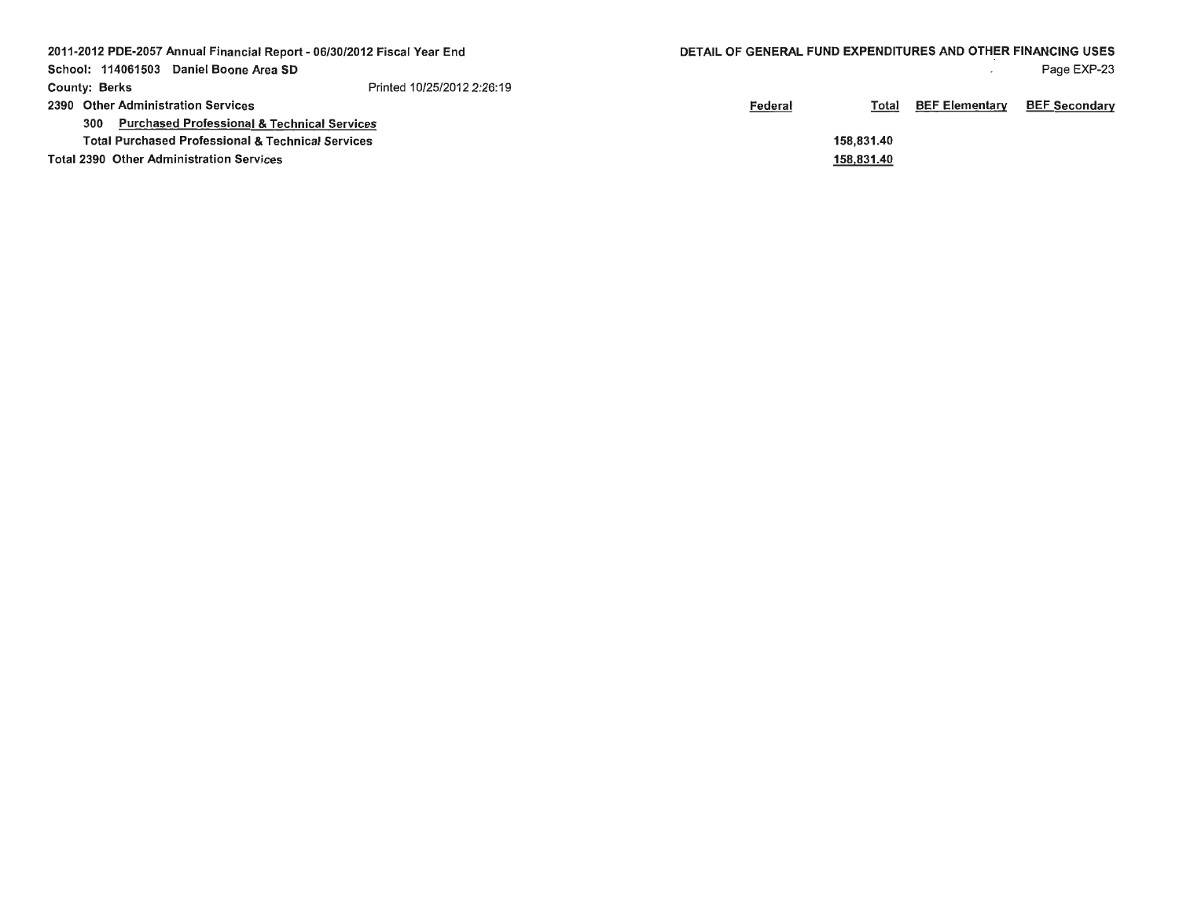2011-2012 PDE-2057 Annual Financial Report - 06/30/2012 Fiscal Year End

School: 114061503 Daniel Boone Area SD

County: Berks

Printed 10/25/2012 2:26:19

DETAIL OF GENERAL FUND EXPENDITURES AND OTHER FINANCING USES

| | Federal | Total | BEF Elementary | BEF Secondary |
|---|---|---|---|---|
| **2390 Other Administration Services** | | | | |
| 300 Purchased Professional & Technical Services | | | | |
| Total Purchased Professional & Technical Services | | 158,831.40 | | |
| **Total 2390 Other Administration Services** | | 158,831.40 | | |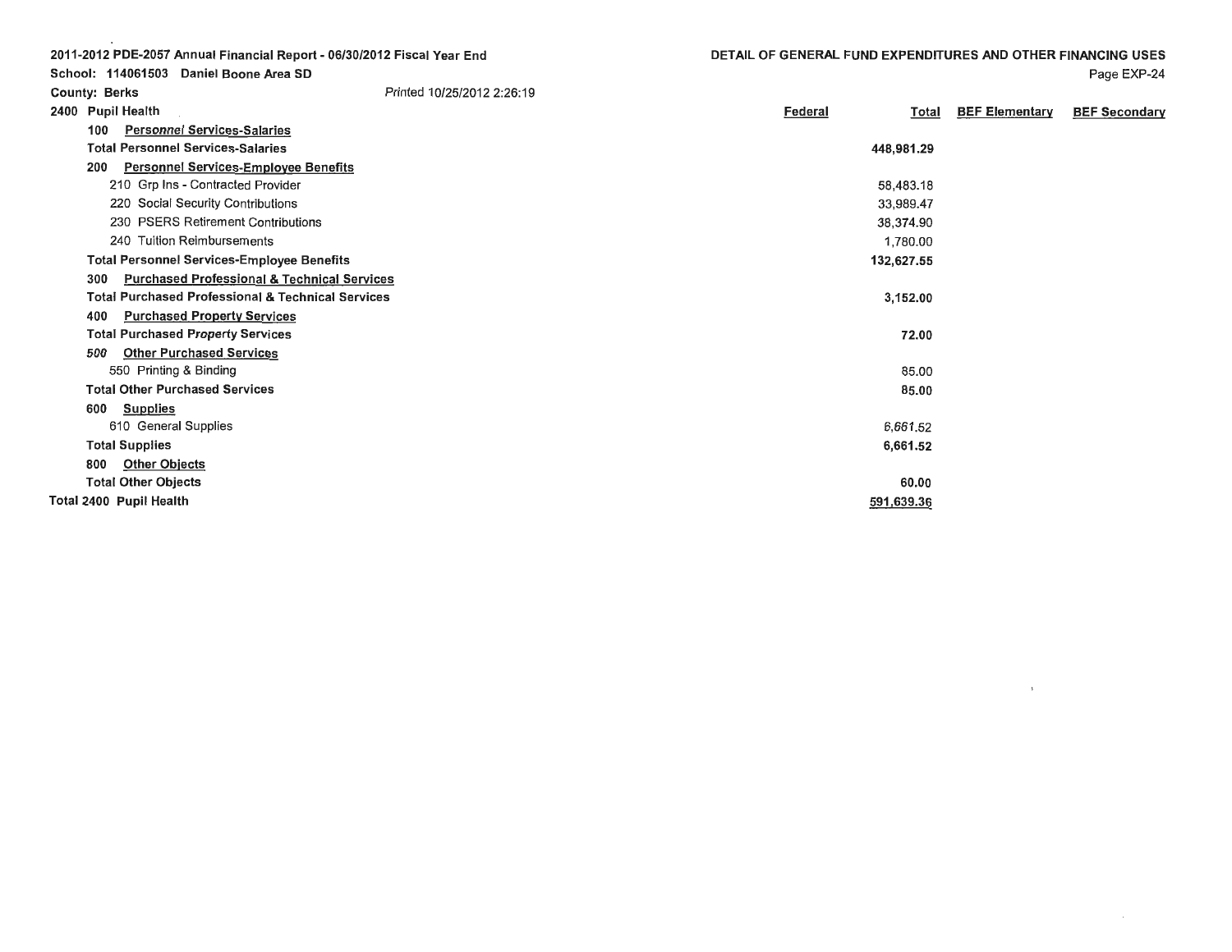**2011-2012 PDE-2057 Annual Financial Report - 06/30/2012 Fiscal Year End**

**School: 114061503 Daniel Boone Area SD**

**County: Berks** Printed 10/25/2012 2:26:19

**DETAIL OF GENERAL FUND EXPENDITURES AND OTHER FINANCING USES**

| 2400 Pupil Health | Federal | Total | BEF Elementary | BEF Secondary |
|---|---|---|---|---|
| 100 Personnel Services-Salaries | | | | |
| **Total Personnel Services-Salaries** | | **448,981.29** | | |
| 200 Personnel Services-Employee Benefits | | | | |
| 210 Grp Ins - Contracted Provider | | 58,483.18 | | |
| 220 Social Security Contributions | | 33,989.47 | | |
| 230 PSERS Retirement Contributions | | 38,374.90 | | |
| 240 Tuition Reimbursements | | 1,780.00 | | |
| **Total Personnel Services-Employee Benefits** | | **132,627.55** | | |
| 300 Purchased Professional & Technical Services | | | | |
| **Total Purchased Professional & Technical Services** | | **3,152.00** | | |
| 400 Purchased Property Services | | | | |
| **Total Purchased Property Services** | | **72.00** | | |
| 500 Other Purchased Services | | | | |
| 550 Printing & Binding | | 85.00 | | |
| **Total Other Purchased Services** | | **85.00** | | |
| 600 Supplies | | | | |
| 610 General Supplies | | 6,661.52 | | |
| **Total Supplies** | | **6,661.52** | | |
| 800 Other Objects | | | | |
| **Total Other Objects** | | **60.00** | | |
| **Total 2400 Pupil Health** | | **591,639.36** | | |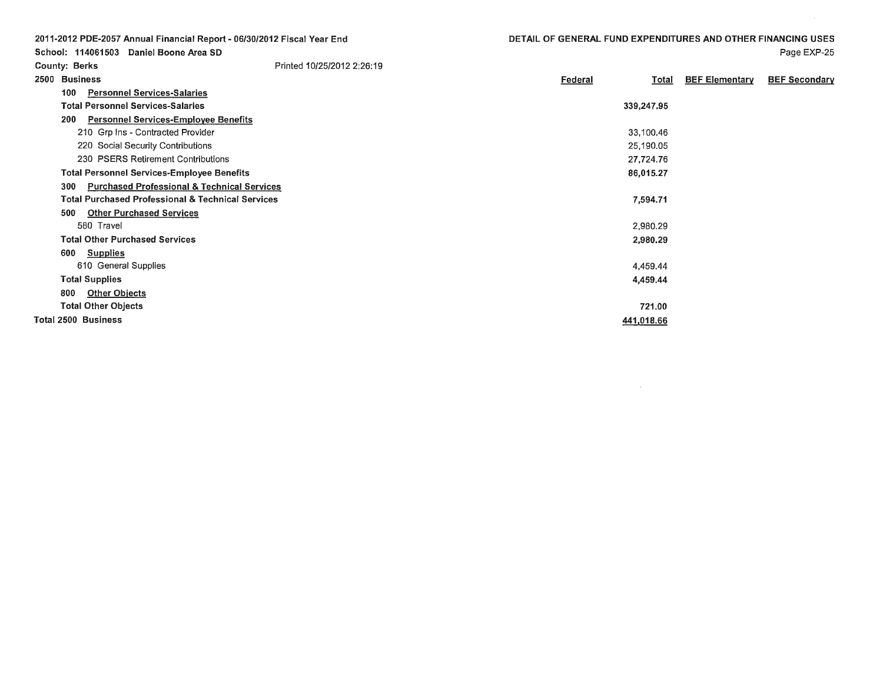2011-2012 PDE-2057 Annual Financial Report - 06/30/2012 Fiscal Year End

School: 114061503 Daniel Boone Area SD

County: Berks Printed 10/25/2012 2:26:19

## DETAIL OF GENERAL FUND EXPENDITURES AND OTHER FINANCING USES

| 2500 Business | Federal | Total | BEF Elementary | BEF Secondary |
|---|---|---|---|---|
| 100 Personnel Services-Salaries | | | | |
| **Total Personnel Services-Salaries** | | **339,247.95** | | |
| 200 Personnel Services-Employee Benefits | | | | |
| 210 Grp Ins - Contracted Provider | | 33,100.46 | | |
| 220 Social Security Contributions | | 25,190.05 | | |
| 230 PSERS Retirement Contributions | | 27,724.76 | | |
| **Total Personnel Services-Employee Benefits** | | **86,015.27** | | |
| 300 Purchased Professional & Technical Services | | | | |
| **Total Purchased Professional & Technical Services** | | **7,594.71** | | |
| 500 Other Purchased Services | | | | |
| 580 Travel | | 2,980.29 | | |
| **Total Other Purchased Services** | | **2,980.29** | | |
| 600 Supplies | | | | |
| 610 General Supplies | | 4,459.44 | | |
| **Total Supplies** | | **4,459.44** | | |
| 800 Other Objects | | | | |
| **Total Other Objects** | | **721.00** | | |
| **Total 2500 Business** | | **441,018.66** | | |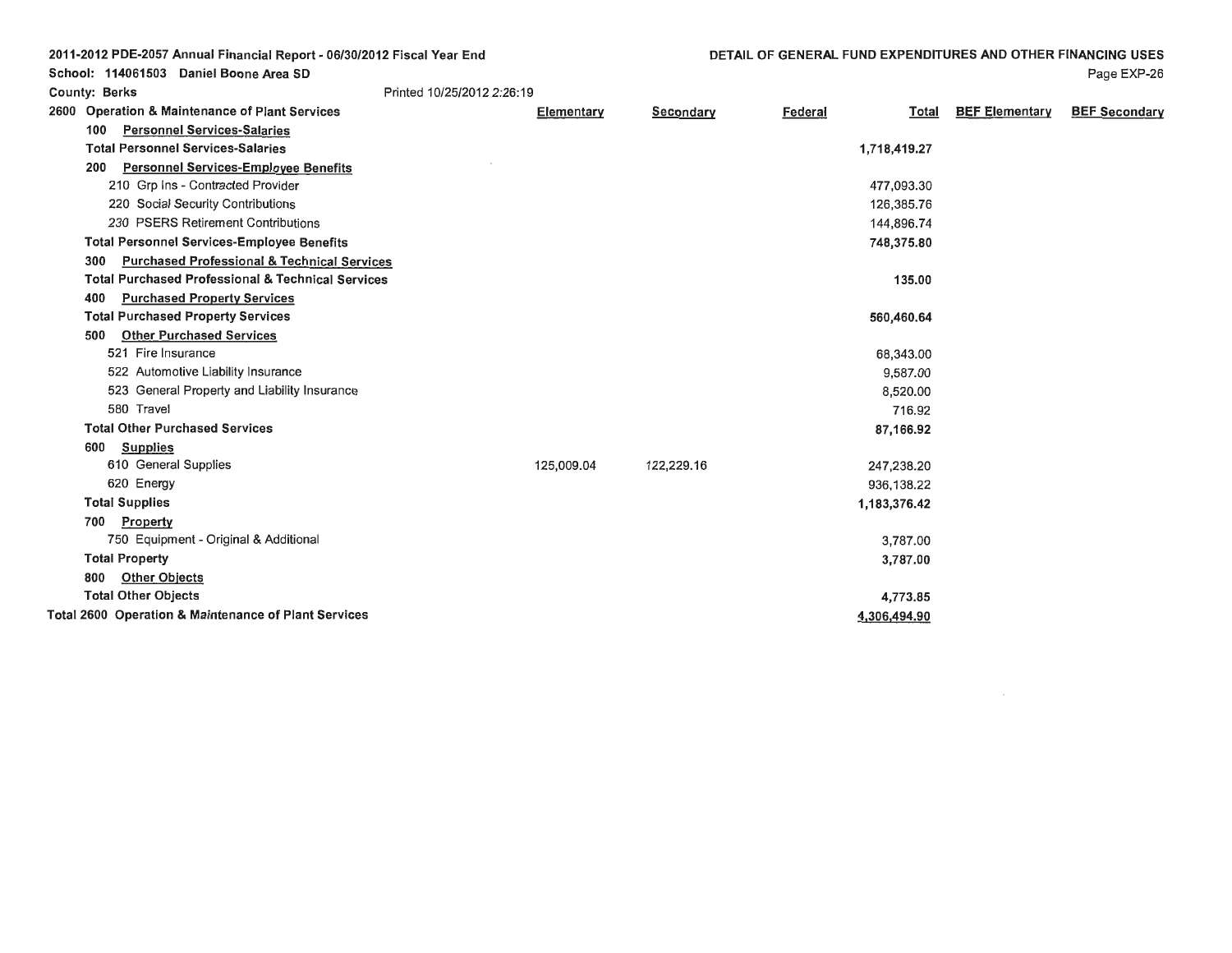**2011-2012 PDE-2057 Annual Financial Report - 06/30/2012 Fiscal Year End**
**School: 114061503 Daniel Boone Area SD**
**County: Berks**
Printed 10/25/2012 2:26:19

**DETAIL OF GENERAL FUND EXPENDITURES AND OTHER FINANCING USES**

| 2600 Operation & Maintenance of Plant Services | Elementary | Secondary | Federal | Total | BEF Elementary | BEF Secondary |
|---|---|---|---|---|---|---|
| 100 Personnel Services-Salaries | | | | | | |
| **Total Personnel Services-Salaries** | | | | **1,718,419.27** | | |
| 200 Personnel Services-Employee Benefits | | | | | | |
| 210 Grp Ins - Contracted Provider | | | | 477,093.30 | | |
| 220 Social Security Contributions | | | | 126,385.76 | | |
| 230 PSERS Retirement Contributions | | | | 144,896.74 | | |
| **Total Personnel Services-Employee Benefits** | | | | **748,375.80** | | |
| 300 Purchased Professional & Technical Services | | | | | | |
| **Total Purchased Professional & Technical Services** | | | | **135.00** | | |
| 400 Purchased Property Services | | | | | | |
| **Total Purchased Property Services** | | | | **560,460.64** | | |
| 500 Other Purchased Services | | | | | | |
| 521 Fire Insurance | | | | 68,343.00 | | |
| 522 Automotive Liability Insurance | | | | 9,587.00 | | |
| 523 General Property and Liability Insurance | | | | 8,520.00 | | |
| 580 Travel | | | | 716.92 | | |
| **Total Other Purchased Services** | | | | **87,166.92** | | |
| 600 Supplies | | | | | | |
| 610 General Supplies | 125,009.04 | 122,229.16 | | 247,238.20 | | |
| 620 Energy | | | | 936,138.22 | | |
| **Total Supplies** | | | | **1,183,376.42** | | |
| 700 Property | | | | | | |
| 750 Equipment - Original & Additional | | | | 3,787.00 | | |
| **Total Property** | | | | **3,787.00** | | |
| 800 Other Objects | | | | | | |
| **Total Other Objects** | | | | **4,773.85** | | |
| **Total 2600 Operation & Maintenance of Plant Services** | | | | **4,306,494.90** | | |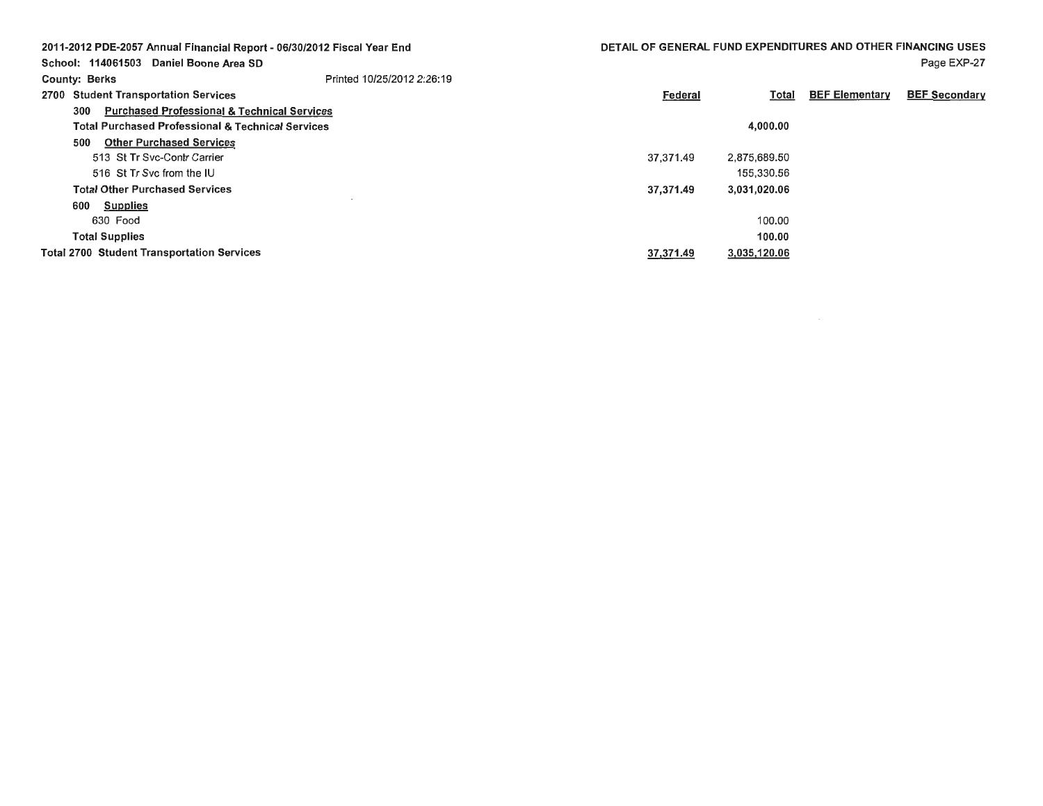2011-2012 PDE-2057 Annual Financial Report - 06/30/2012 Fiscal Year End

School: 114061503 Daniel Boone Area SD

County: Berks

Printed 10/25/2012 2:26:19

DETAIL OF GENERAL FUND EXPENDITURES AND OTHER FINANCING USES

| | Federal | Total | BEF Elementary | BEF Secondary |
|---|---|---|---|---|
| **2700 Student Transportation Services** | | | | |
| **300 Purchased Professional & Technical Services** | | | | |
| **Total Purchased Professional & Technical Services** | | **4,000.00** | | |
| **500 Other Purchased Services** | | | | |
| 513 St Tr Svc-Contr Carrier | 37,371.49 | 2,875,689.50 | | |
| 516 St Tr Svc from the IU | | 155,330.56 | | |
| **Total Other Purchased Services** | **37,371.49** | **3,031,020.06** | | |
| **600 Supplies** | | | | |
| 630 Food | | 100.00 | | |
| **Total Supplies** | | **100.00** | | |
| **Total 2700 Student Transportation Services** | **37,371.49** | **3,035,120.06** | | |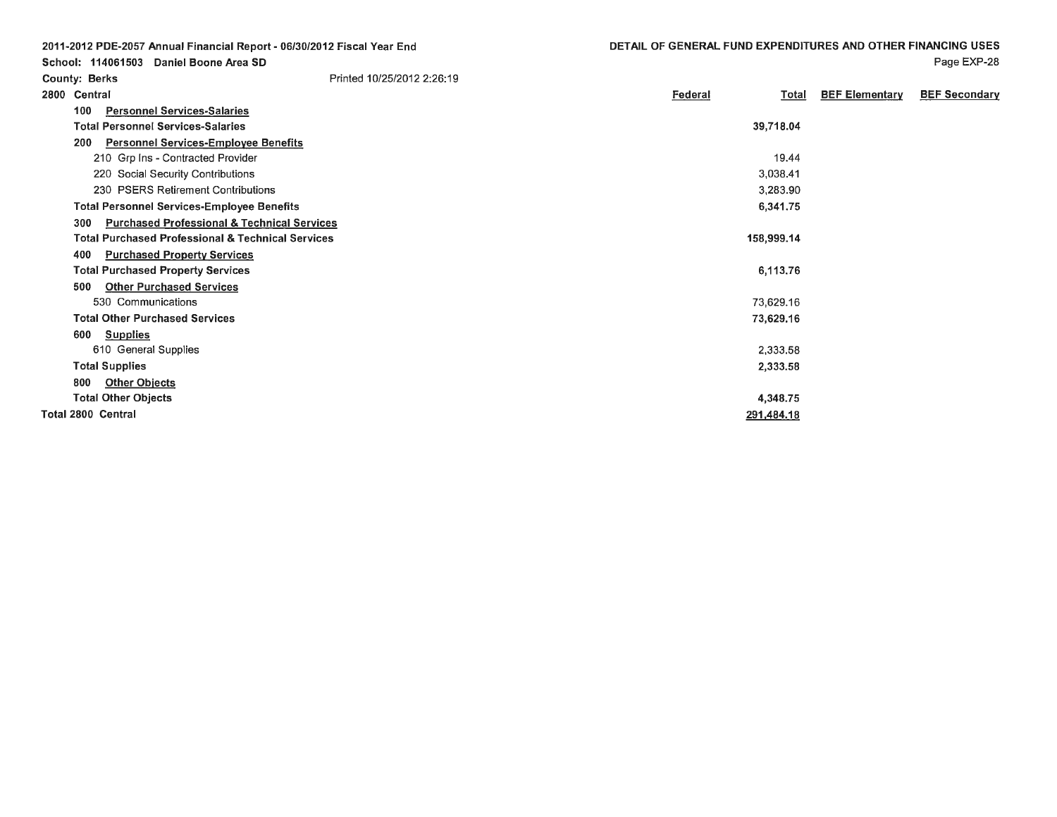2011-2012 PDE-2057 Annual Financial Report - 06/30/2012 Fiscal Year End

School: 114061503 Daniel Boone Area SD

County: Berks

Printed 10/25/2012 2:26:19

DETAIL OF GENERAL FUND EXPENDITURES AND OTHER FINANCING USES

| 2800 Central | Federal | Total | BEF Elementary | BEF Secondary |
|---|---|---|---|---|
| 100 Personnel Services-Salaries | | | | |
| **Total Personnel Services-Salaries** | | **39,718.04** | | |
| 200 Personnel Services-Employee Benefits | | | | |
| 210 Grp Ins - Contracted Provider | | 19.44 | | |
| 220 Social Security Contributions | | 3,038.41 | | |
| 230 PSERS Retirement Contributions | | 3,283.90 | | |
| **Total Personnel Services-Employee Benefits** | | **6,341.75** | | |
| 300 Purchased Professional & Technical Services | | | | |
| **Total Purchased Professional & Technical Services** | | **158,999.14** | | |
| 400 Purchased Property Services | | | | |
| **Total Purchased Property Services** | | **6,113.76** | | |
| 500 Other Purchased Services | | | | |
| 530 Communications | | 73,629.16 | | |
| **Total Other Purchased Services** | | **73,629.16** | | |
| 600 Supplies | | | | |
| 610 General Supplies | | 2,333.58 | | |
| **Total Supplies** | | **2,333.58** | | |
| 800 Other Objects | | | | |
| **Total Other Objects** | | **4,348.75** | | |
| **Total 2800 Central** | | **291,484.18** | | |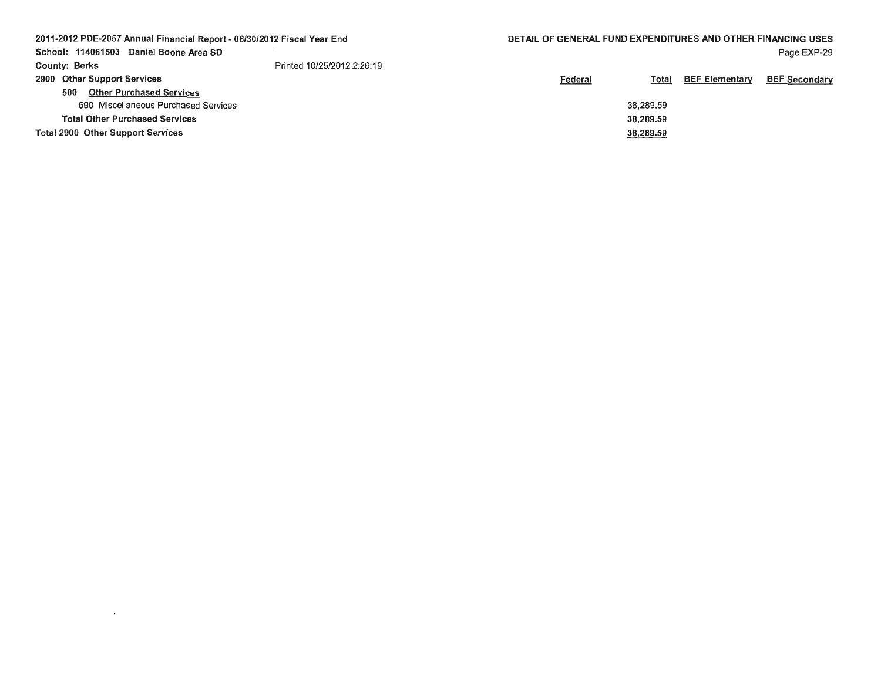2011-2012 PDE-2057 Annual Financial Report - 06/30/2012 Fiscal Year End

School: 114061503 Daniel Boone Area SD

County: Berks

Printed 10/25/2012 2:26:19

**DETAIL OF GENERAL FUND EXPENDITURES AND OTHER FINANCING USES**

|  | Federal | Total | BEF Elementary | BEF Secondary |
|---|---|---|---|---|
| **2900 Other Support Services** | | | | |
| **500 Other Purchased Services** | | | | |
| 590 Miscellaneous Purchased Services | | 38,289.59 | | |
| **Total Other Purchased Services** | | 38,289.59 | | |
| **Total 2900 Other Support Services** | | 38,289.59 | | |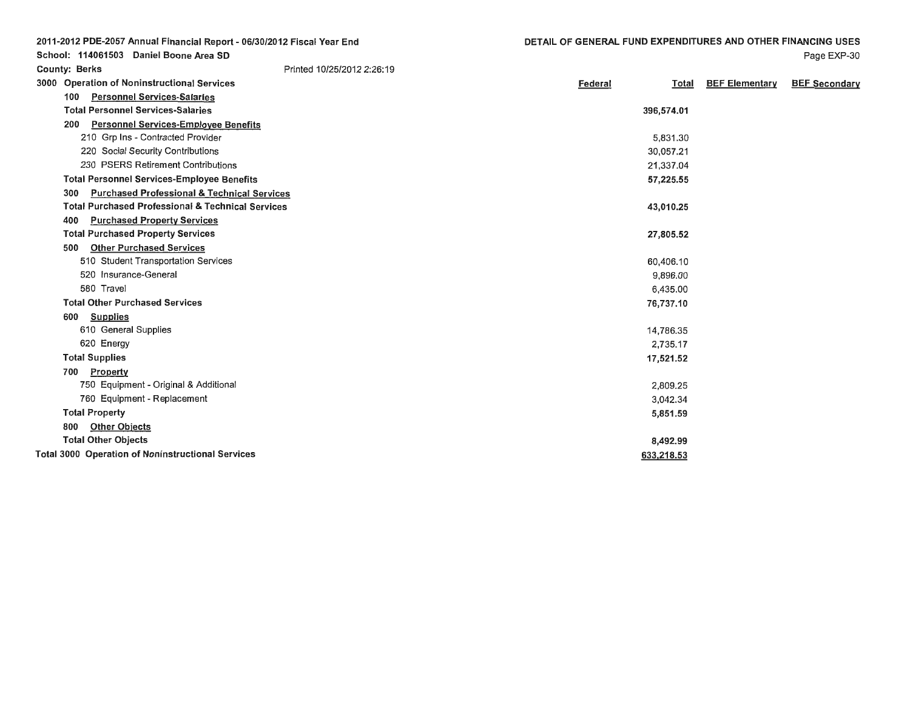2011-2012 PDE-2057 Annual Financial Report - 06/30/2012 Fiscal Year End

School: 114061503 Daniel Boone Area SD

County: Berks

Printed 10/25/2012 2:26:19

DETAIL OF GENERAL FUND EXPENDITURES AND OTHER FINANCING USES

| 3000 Operation of Noninstructional Services | Federal | Total | BEF Elementary | BEF Secondary |
|---|---|---|---|---|
| 100 Personnel Services-Salaries | | | | |
| **Total Personnel Services-Salaries** | | **396,574.01** | | |
| 200 Personnel Services-Employee Benefits | | | | |
| 210 Grp Ins - Contracted Provider | | 5,831.30 | | |
| 220 Social Security Contributions | | 30,057.21 | | |
| 230 PSERS Retirement Contributions | | 21,337.04 | | |
| **Total Personnel Services-Employee Benefits** | | **57,225.55** | | |
| 300 Purchased Professional & Technical Services | | | | |
| **Total Purchased Professional & Technical Services** | | **43,010.25** | | |
| 400 Purchased Property Services | | | | |
| **Total Purchased Property Services** | | **27,805.52** | | |
| 500 Other Purchased Services | | | | |
| 510 Student Transportation Services | | 60,406.10 | | |
| 520 Insurance-General | | 9,896.00 | | |
| 580 Travel | | 6,435.00 | | |
| **Total Other Purchased Services** | | **76,737.10** | | |
| 600 Supplies | | | | |
| 610 General Supplies | | 14,786.35 | | |
| 620 Energy | | 2,735.17 | | |
| **Total Supplies** | | **17,521.52** | | |
| 700 Property | | | | |
| 750 Equipment - Original & Additional | | 2,809.25 | | |
| 760 Equipment - Replacement | | 3,042.34 | | |
| **Total Property** | | **5,851.59** | | |
| 800 Other Objects | | | | |
| **Total Other Objects** | | **8,492.99** | | |
| **Total 3000 Operation of Noninstructional Services** | | **633,218.53** | | |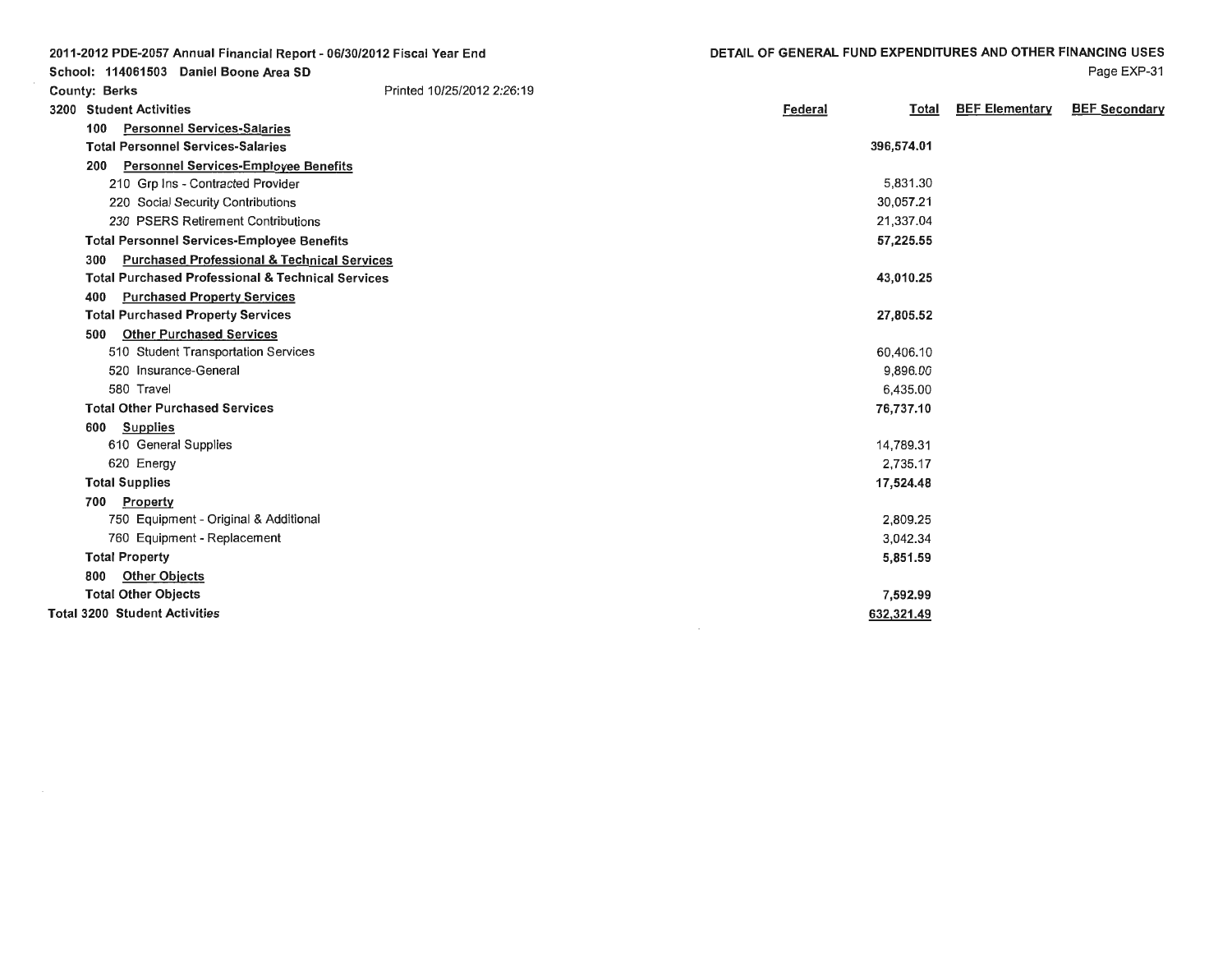2011-2012 PDE-2057 Annual Financial Report - 06/30/2012 Fiscal Year End

School: 114061503 Daniel Boone Area SD

County: Berks    Printed 10/25/2012 2:26:19

DETAIL OF GENERAL FUND EXPENDITURES AND OTHER FINANCING USES

| 3200 Student Activities | Federal | Total | BEF Elementary | BEF Secondary |
|---|---|---|---|---|
| 100 Personnel Services-Salaries | | | | |
| **Total Personnel Services-Salaries** | | **396,574.01** | | |
| 200 Personnel Services-Employee Benefits | | | | |
| 210 Grp Ins - Contracted Provider | | 5,831.30 | | |
| 220 Social Security Contributions | | 30,057.21 | | |
| 230 PSERS Retirement Contributions | | 21,337.04 | | |
| **Total Personnel Services-Employee Benefits** | | **57,225.55** | | |
| 300 Purchased Professional & Technical Services | | | | |
| **Total Purchased Professional & Technical Services** | | **43,010.25** | | |
| 400 Purchased Property Services | | | | |
| **Total Purchased Property Services** | | **27,805.52** | | |
| 500 Other Purchased Services | | | | |
| 510 Student Transportation Services | | 60,406.10 | | |
| 520 Insurance-General | | 9,896.00 | | |
| 580 Travel | | 6,435.00 | | |
| **Total Other Purchased Services** | | **76,737.10** | | |
| 600 Supplies | | | | |
| 610 General Supplies | | 14,789.31 | | |
| 620 Energy | | 2,735.17 | | |
| **Total Supplies** | | **17,524.48** | | |
| 700 Property | | | | |
| 750 Equipment - Original & Additional | | 2,809.25 | | |
| 760 Equipment - Replacement | | 3,042.34 | | |
| **Total Property** | | **5,851.59** | | |
| 800 Other Objects | | | | |
| **Total Other Objects** | | **7,592.99** | | |
| **Total 3200 Student Activities** | | **632,321.49** | | |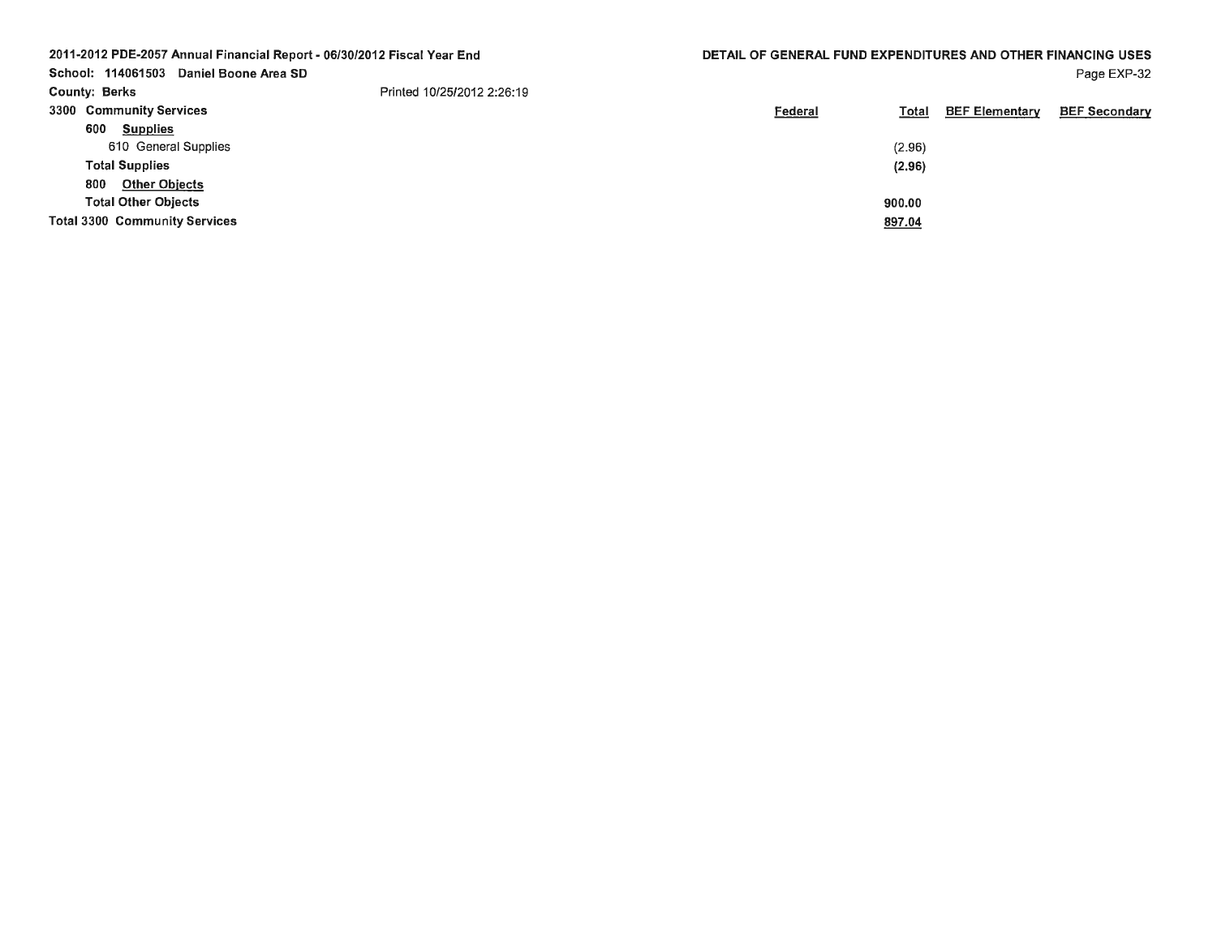**2011-2012 PDE-2057 Annual Financial Report - 06/30/2012 Fiscal Year End**

**School: 114061503 Daniel Boone Area SD**

**County: Berks**

Printed 10/25/2012 2:26:19

**DETAIL OF GENERAL FUND EXPENDITURES AND OTHER FINANCING USES**

| | Federal | Total | BEF Elementary | BEF Secondary |
|---|---|---|---|---|
| **3300 Community Services** | | | | |
| **600 Supplies** | | | | |
| 610 General Supplies | | (2.96) | | |
| **Total Supplies** | | **(2.96)** | | |
| **800 Other Objects** | | | | |
| **Total Other Objects** | | **900.00** | | |
| **Total 3300 Community Services** | | **897.04** | | |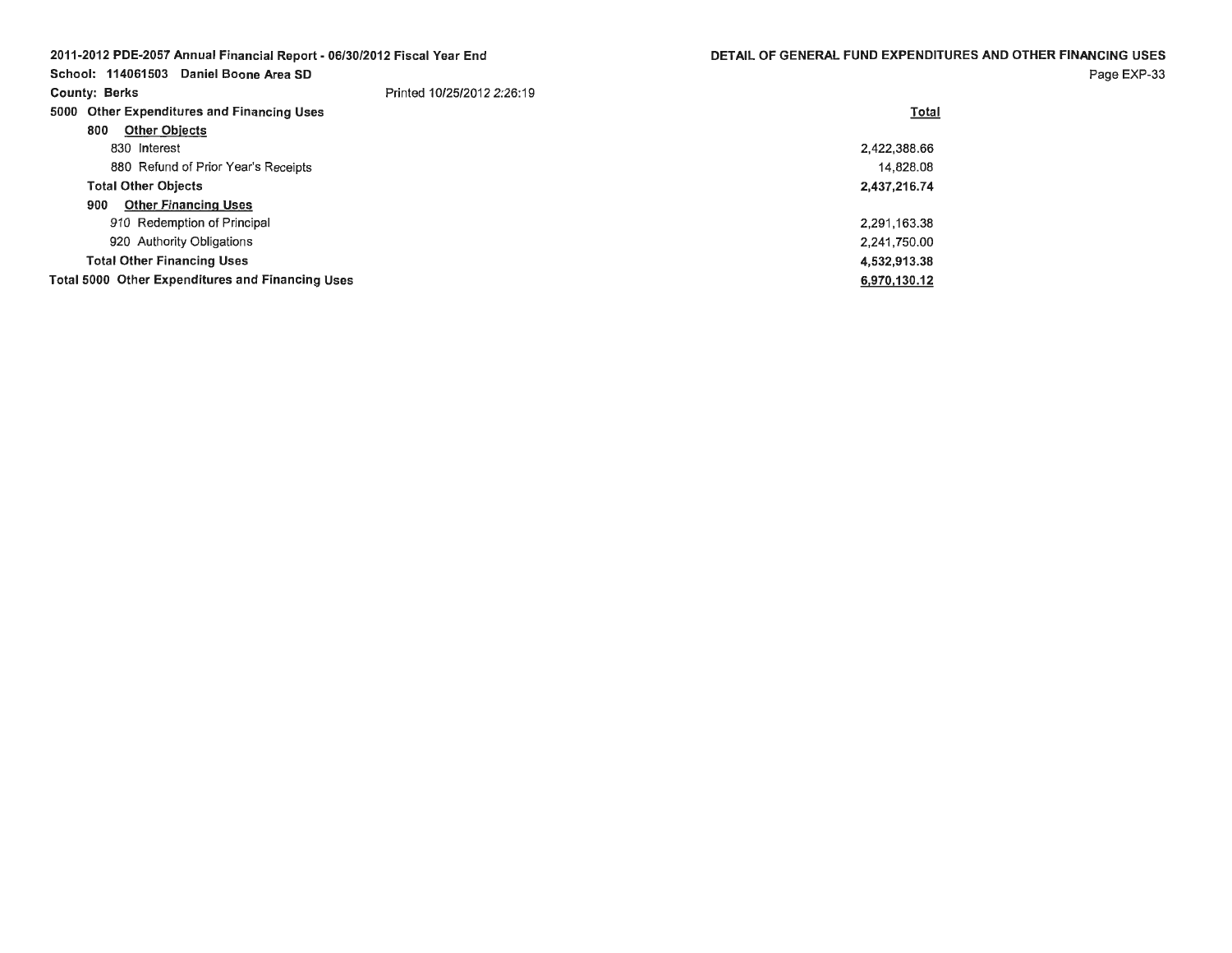2011-2012 PDE-2057 Annual Financial Report - 06/30/2012 Fiscal Year End

School: 114061503 Daniel Boone Area SD

County: Berks

Printed 10/25/2012 2:26:19

## DETAIL OF GENERAL FUND EXPENDITURES AND OTHER FINANCING USES

| | Total |
|---|---|
| **5000 Other Expenditures and Financing Uses** | |
| **800 Other Objects** | |
| 830 Interest | 2,422,388.66 |
| 880 Refund of Prior Year's Receipts | 14,828.08 |
| **Total Other Objects** | **2,437,216.74** |
| **900 Other Financing Uses** | |
| 910 Redemption of Principal | 2,291,163.38 |
| 920 Authority Obligations | 2,241,750.00 |
| **Total Other Financing Uses** | **4,532,913.38** |
| **Total 5000 Other Expenditures and Financing Uses** | **6,970,130.12** |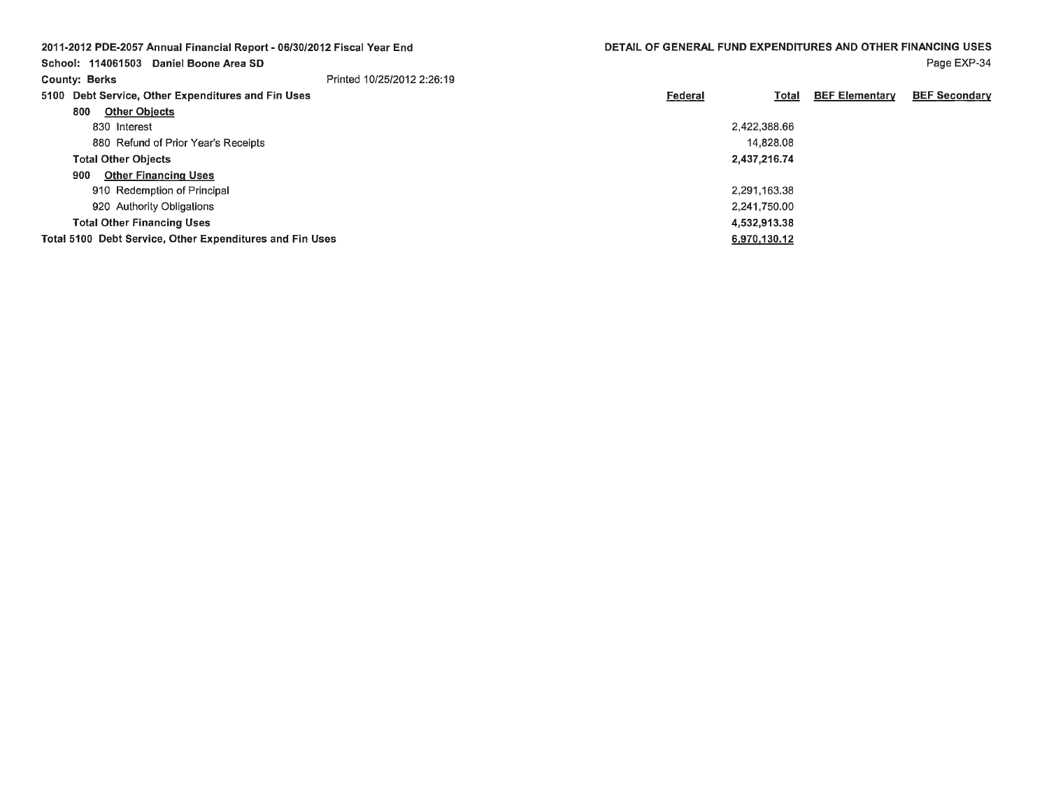**2011-2012 PDE-2057 Annual Financial Report - 06/30/2012 Fiscal Year End**

**School: 114061503 Daniel Boone Area SD**

**County: Berks** Printed 10/25/2012 2:26:19

**DETAIL OF GENERAL FUND EXPENDITURES AND OTHER FINANCING USES**

Page EXP-34

| 5100 Debt Service, Other Expenditures and Fin Uses | Federal | Total | BEF Elementary | BEF Secondary |
|---|---|---|---|---|
| **800 Other Objects** | | | | |
| 830 Interest | | 2,422,388.66 | | |
| 880 Refund of Prior Year's Receipts | | 14,828.08 | | |
| **Total Other Objects** | | **2,437,216.74** | | |
| **900 Other Financing Uses** | | | | |
| 910 Redemption of Principal | | 2,291,163.38 | | |
| 920 Authority Obligations | | 2,241,750.00 | | |
| **Total Other Financing Uses** | | **4,532,913.38** | | |
| **Total 5100 Debt Service, Other Expenditures and Fin Uses** | | **6,970,130.12** | | |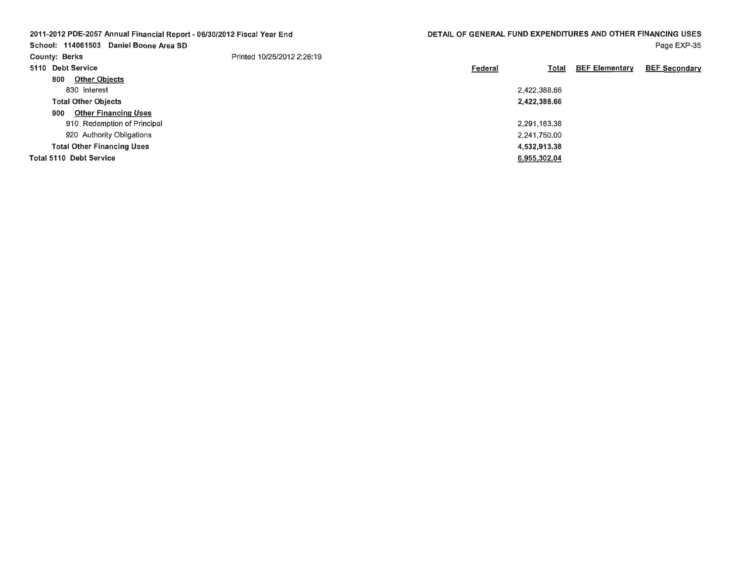2011-2012 PDE-2057 Annual Financial Report - 06/30/2012 Fiscal Year End

School: 114061503 Daniel Boone Area SD

County: Berks

Printed 10/25/2012 2:26:19

## DETAIL OF GENERAL FUND EXPENDITURES AND OTHER FINANCING USES

Page EXP-35

| 5110 Debt Service | Federal | Total | BEF Elementary | BEF Secondary |
|---|---|---|---|---|
| 800 Other Objects | | | | |
| 830 Interest | | 2,422,388.66 | | |
| **Total Other Objects** | | **2,422,388.66** | | |
| 900 Other Financing Uses | | | | |
| 910 Redemption of Principal | | 2,291,163.38 | | |
| 920 Authority Obligations | | 2,241,750.00 | | |
| **Total Other Financing Uses** | | **4,532,913.38** | | |
| **Total 5110 Debt Service** | | **6,955,302.04** | | |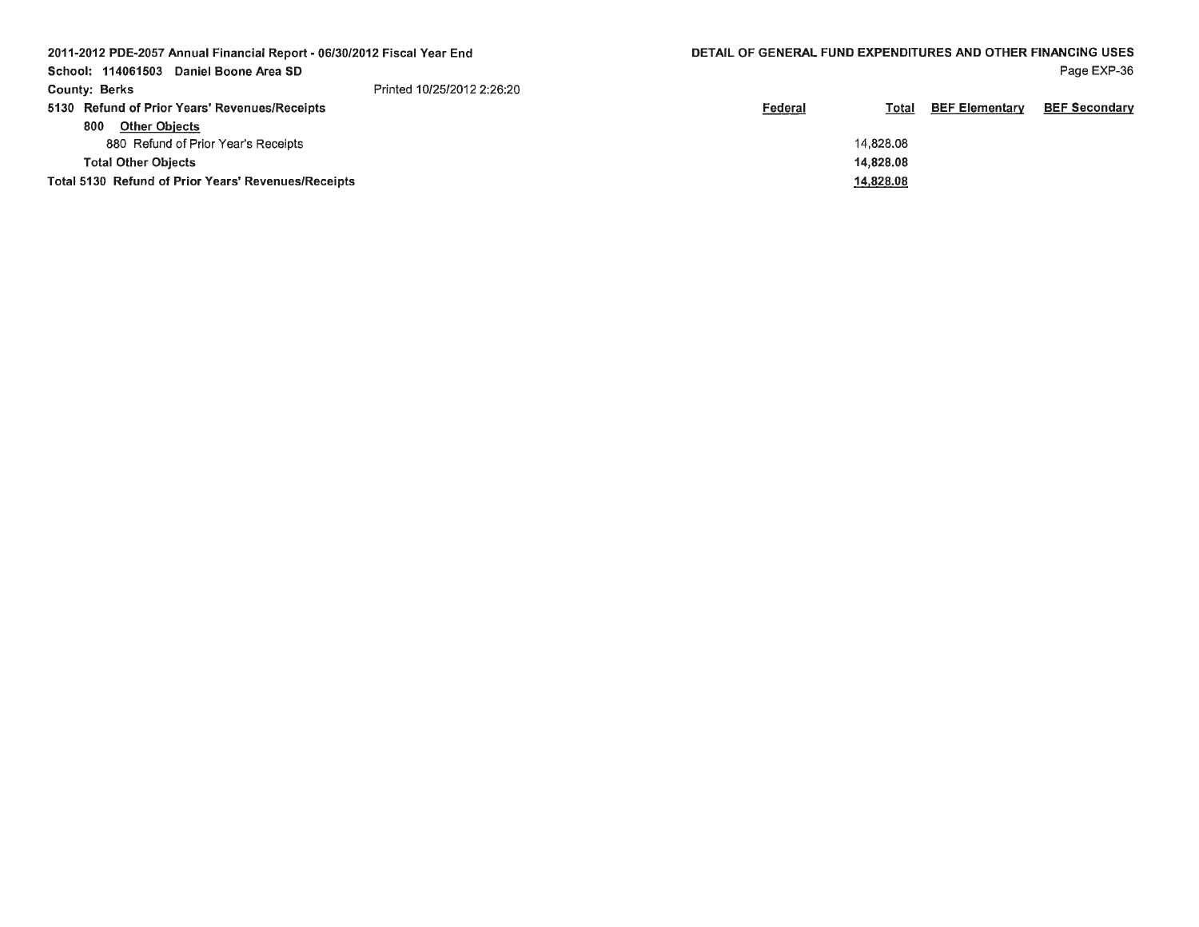2011-2012 PDE-2057 Annual Financial Report - 06/30/2012 Fiscal Year End

School: 114061503 Daniel Boone Area SD

County: Berks

Printed 10/25/2012 2:26:20

## DETAIL OF GENERAL FUND EXPENDITURES AND OTHER FINANCING USES

| | Federal | Total | BEF Elementary | BEF Secondary |
|---|---|---|---|---|
| **5130 Refund of Prior Years' Revenues/Receipts** | | | | |
| **800 Other Objects** | | | | |
| 880 Refund of Prior Year's Receipts | | 14,828.08 | | |
| **Total Other Objects** | | **14,828.08** | | |
| **Total 5130 Refund of Prior Years' Revenues/Receipts** | | **14,828.08** | | |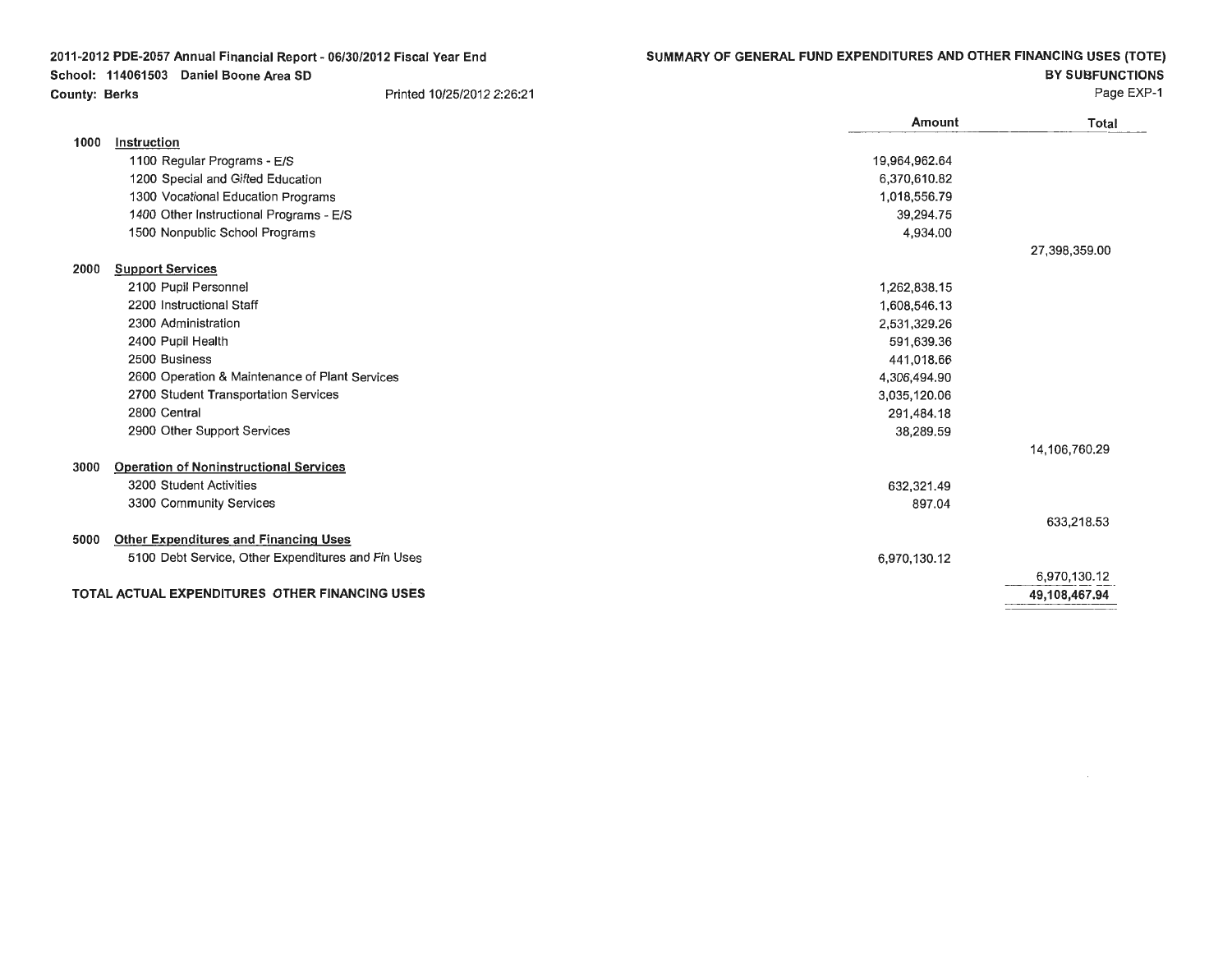2011-2012 PDE-2057 Annual Financial Report - 06/30/2012 Fiscal Year End
School: 114061503 Daniel Boone Area SD
County: Berks
Printed 10/25/2012 2:26:21

## SUMMARY OF GENERAL FUND EXPENDITURES AND OTHER FINANCING USES (TOTE)
### BY SUBFUNCTIONS

Page EXP-1

| | | Amount | Total |
|---|---|---|---|
| **1000** | **Instruction** | | |
| | 1100 Regular Programs - E/S | 19,964,962.64 | |
| | 1200 Special and Gifted Education | 6,370,610.82 | |
| | 1300 Vocational Education Programs | 1,018,556.79 | |
| | 1400 Other Instructional Programs - E/S | 39,294.75 | |
| | 1500 Nonpublic School Programs | 4,934.00 | |
| | | | 27,398,359.00 |
| **2000** | **Support Services** | | |
| | 2100 Pupil Personnel | 1,262,838.15 | |
| | 2200 Instructional Staff | 1,608,546.13 | |
| | 2300 Administration | 2,531,329.26 | |
| | 2400 Pupil Health | 591,639.36 | |
| | 2500 Business | 441,018.66 | |
| | 2600 Operation & Maintenance of Plant Services | 4,306,494.90 | |
| | 2700 Student Transportation Services | 3,035,120.06 | |
| | 2800 Central | 291,484.18 | |
| | 2900 Other Support Services | 38,289.59 | |
| | | | 14,106,760.29 |
| **3000** | **Operation of Noninstructional Services** | | |
| | 3200 Student Activities | 632,321.49 | |
| | 3300 Community Services | 897.04 | |
| | | | 633,218.53 |
| **5000** | **Other Expenditures and Financing Uses** | | |
| | 5100 Debt Service, Other Expenditures and Fin Uses | 6,970,130.12 | |
| | | | 6,970,130.12 |
| **TOTAL ACTUAL EXPENDITURES OTHER FINANCING USES** | | | **49,108,467.94** |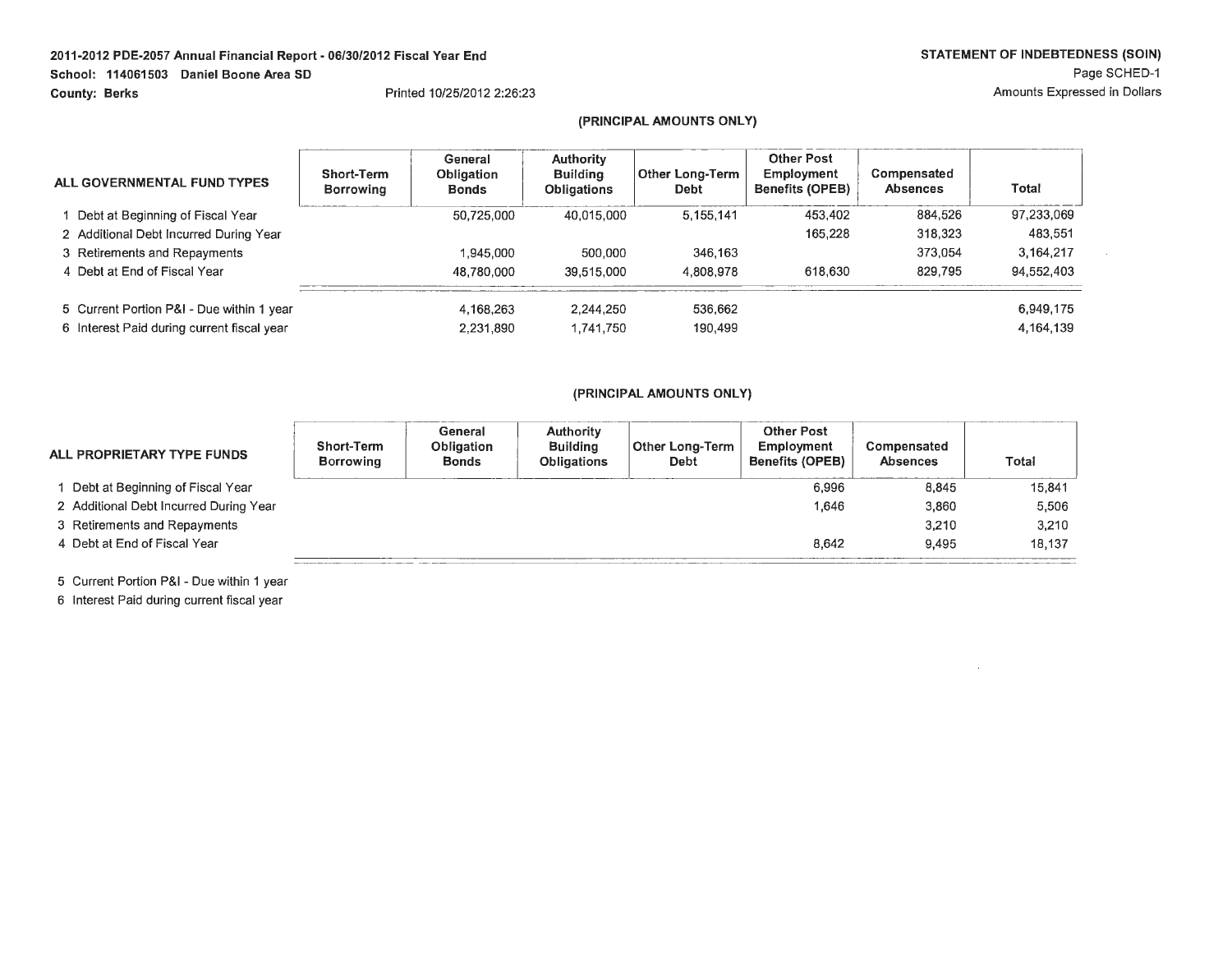2011-2012 PDE-2057 Annual Financial Report - 06/30/2012 Fiscal Year End

School: 114061503 Daniel Boone Area SD

County: Berks

Printed 10/25/2012 2:26:23

**STATEMENT OF INDEBTEDNESS (SOIN)**

Page SCHED-1

Amounts Expressed in Dollars

(PRINCIPAL AMOUNTS ONLY)

| ALL GOVERNMENTAL FUND TYPES | Short-Term Borrowing | General Obligation Bonds | Authority Building Obligations | Other Long-Term Debt | Other Post Employment Benefits (OPEB) | Compensated Absences | Total |
|---|---|---|---|---|---|---|---|
| 1 Debt at Beginning of Fiscal Year | | 50,725,000 | 40,015,000 | 5,155,141 | 453,402 | 884,526 | 97,233,069 |
| 2 Additional Debt Incurred During Year | | | | | 165,228 | 318,323 | 483,551 |
| 3 Retirements and Repayments | | 1,945,000 | 500,000 | 346,163 | | 373,054 | 3,164,217 |
| 4 Debt at End of Fiscal Year | | 48,780,000 | 39,515,000 | 4,808,978 | 618,630 | 829,795 | 94,552,403 |
| 5 Current Portion P&I - Due within 1 year | | 4,168,263 | 2,244,250 | 536,662 | | | 6,949,175 |
| 6 Interest Paid during current fiscal year | | 2,231,890 | 1,741,750 | 190,499 | | | 4,164,139 |

(PRINCIPAL AMOUNTS ONLY)

| ALL PROPRIETARY TYPE FUNDS | Short-Term Borrowing | General Obligation Bonds | Authority Building Obligations | Other Long-Term Debt | Other Post Employment Benefits (OPEB) | Compensated Absences | Total |
|---|---|---|---|---|---|---|---|
| 1 Debt at Beginning of Fiscal Year | | | | | 6,996 | 8,845 | 15,841 |
| 2 Additional Debt Incurred During Year | | | | | 1,646 | 3,860 | 5,506 |
| 3 Retirements and Repayments | | | | | | 3,210 | 3,210 |
| 4 Debt at End of Fiscal Year | | | | | 8,642 | 9,495 | 18,137 |
| 5 Current Portion P&I - Due within 1 year | | | | | | | |
| 6 Interest Paid during current fiscal year | | | | | | | |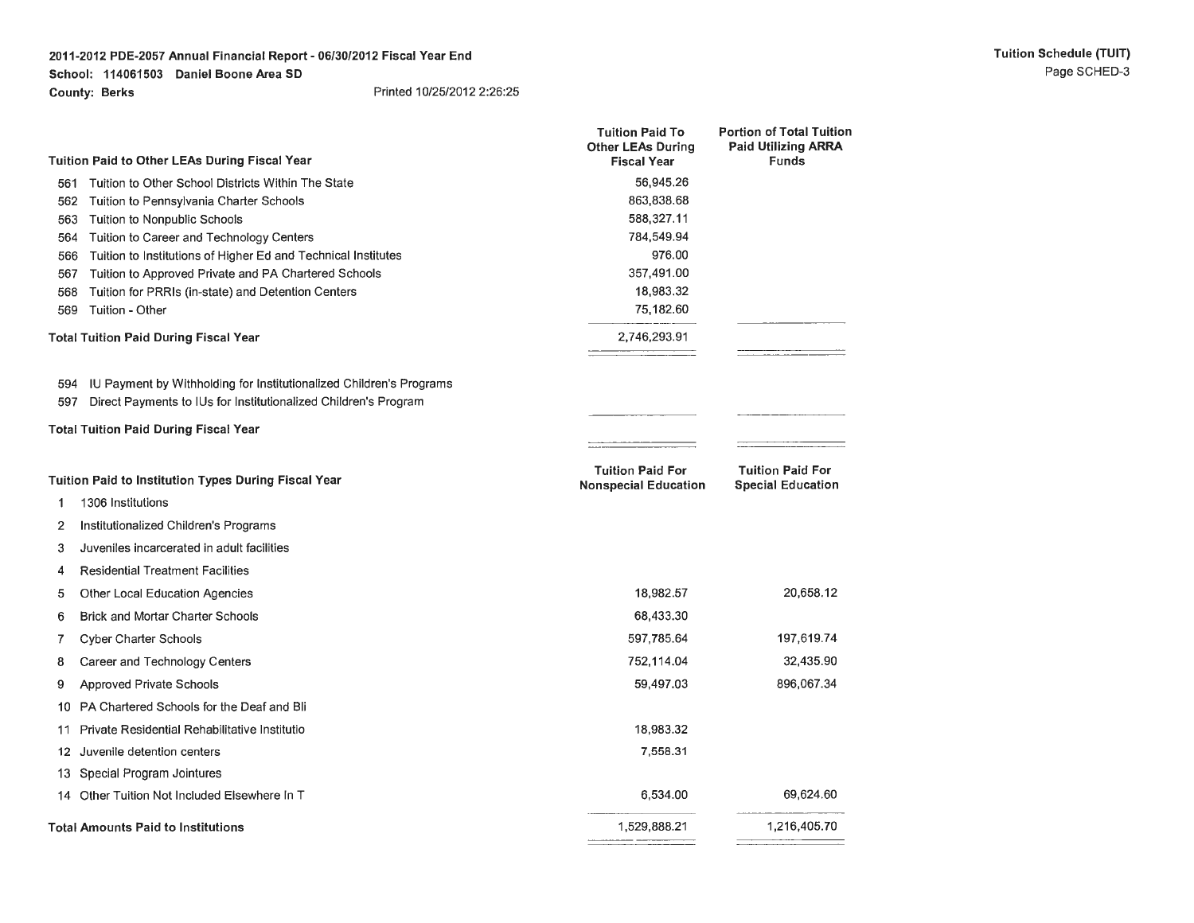**2011-2012 PDE-2057 Annual Financial Report - 06/30/2012 Fiscal Year End**
**School: 114061503 Daniel Boone Area SD**
**County: Berks** Printed 10/25/2012 2:26:25

**Tuition Schedule (TUIT)**
Page SCHED-3

| Tuition Paid to Other LEAs During Fiscal Year | Tuition Paid To Other LEAs During Fiscal Year | Portion of Total Tuition Paid Utilizing ARRA Funds |
|---|---|---|
| 561 Tuition to Other School Districts Within The State | 56,945.26 | |
| 562 Tuition to Pennsylvania Charter Schools | 863,838.68 | |
| 563 Tuition to Nonpublic Schools | 588,327.11 | |
| 564 Tuition to Career and Technology Centers | 784,549.94 | |
| 566 Tuition to Institutions of Higher Ed and Technical Institutes | 976.00 | |
| 567 Tuition to Approved Private and PA Chartered Schools | 357,491.00 | |
| 568 Tuition for PRRIs (in-state) and Detention Centers | 18,983.32 | |
| 569 Tuition - Other | 75,182.60 | |
| **Total Tuition Paid During Fiscal Year** | 2,746,293.91 | |

| | | |
|---|---|---|
| 594 IU Payment by Withholding for Institutionalized Children's Programs | | |
| 597 Direct Payments to IUs for Institutionalized Children's Program | | |
| **Total Tuition Paid During Fiscal Year** | | |

| Tuition Paid to Institution Types During Fiscal Year | Tuition Paid For Nonspecial Education | Tuition Paid For Special Education |
|---|---|---|
| 1 1306 Institutions | | |
| 2 Institutionalized Children's Programs | | |
| 3 Juveniles incarcerated in adult facilities | | |
| 4 Residential Treatment Facilities | | |
| 5 Other Local Education Agencies | 18,982.57 | 20,658.12 |
| 6 Brick and Mortar Charter Schools | 68,433.30 | |
| 7 Cyber Charter Schools | 597,785.64 | 197,619.74 |
| 8 Career and Technology Centers | 752,114.04 | 32,435.90 |
| 9 Approved Private Schools | 59,497.03 | 896,067.34 |
| 10 PA Chartered Schools for the Deaf and Bli | | |
| 11 Private Residential Rehabilitative Institutio | 18,983.32 | |
| 12 Juvenile detention centers | 7,558.31 | |
| 13 Special Program Jointures | | |
| 14 Other Tuition Not Included Elsewhere In T | 6,534.00 | 69,624.60 |
| **Total Amounts Paid to Institutions** | 1,529,888.21 | 1,216,405.70 |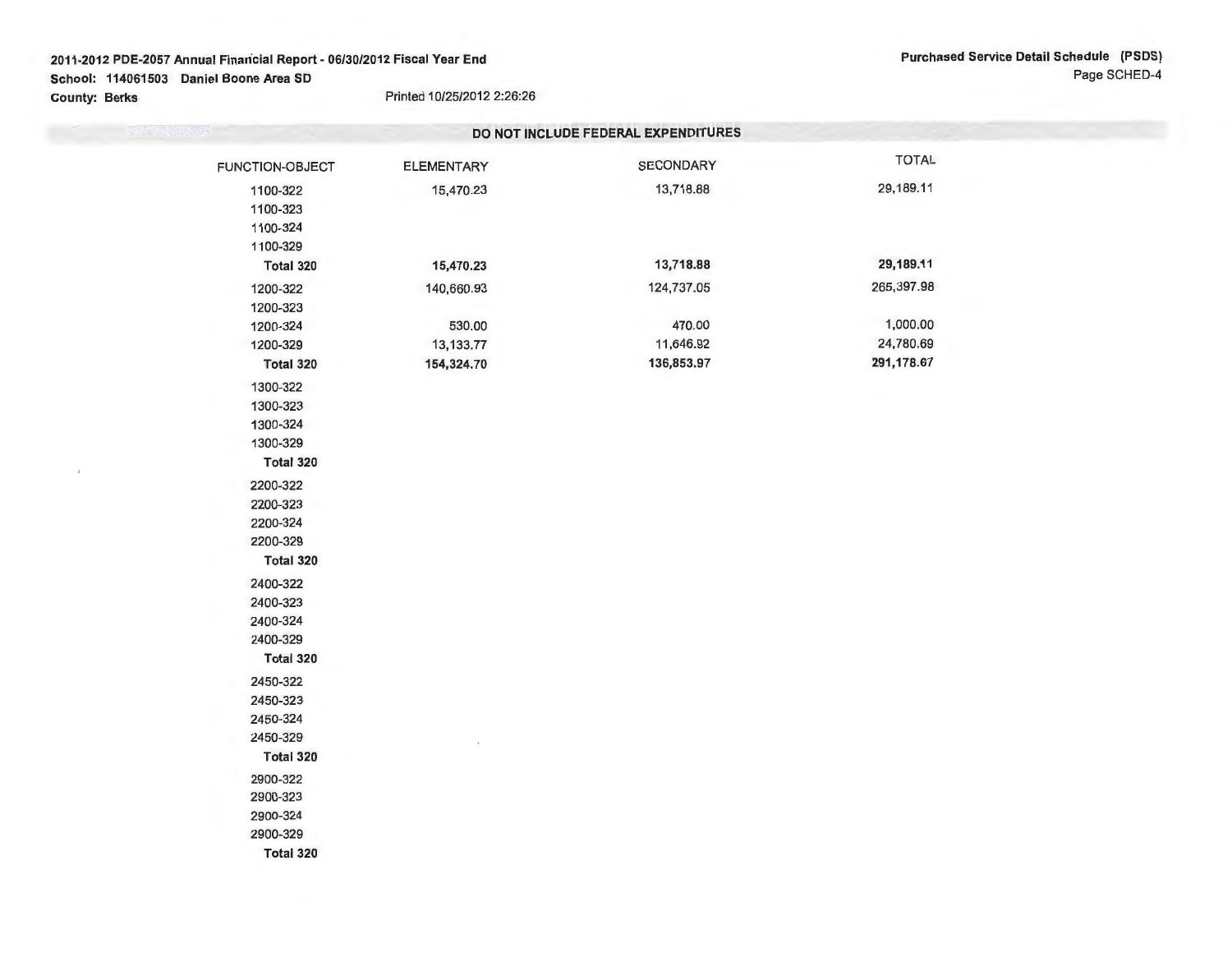**2011-2012 PDE-2057 Annual Financial Report - 06/30/2012 Fiscal Year End**
**School: 114061503 Daniel Boone Area SD**
**County: Berks**

Printed 10/25/2012 2:26:26

**Purchased Service Detail Schedule (PSDS)**
Page SCHED-4

**DO NOT INCLUDE FEDERAL EXPENDITURES**

| FUNCTION-OBJECT | ELEMENTARY | SECONDARY | TOTAL |
|---|---|---|---|
| 1100-322 | 15,470.23 | 13,718.88 | 29,189.11 |
| 1100-323 | | | |
| 1100-324 | | | |
| 1100-329 | | | |
| **Total 320** | **15,470.23** | **13,718.88** | **29,189.11** |
| 1200-322 | 140,660.93 | 124,737.05 | 265,397.98 |
| 1200-323 | | | |
| 1200-324 | 530.00 | 470.00 | 1,000.00 |
| 1200-329 | 13,133.77 | 11,646.92 | 24,780.69 |
| **Total 320** | **154,324.70** | **136,853.97** | **291,178.67** |
| 1300-322 | | | |
| 1300-323 | | | |
| 1300-324 | | | |
| 1300-329 | | | |
| **Total 320** | | | |
| 2200-322 | | | |
| 2200-323 | | | |
| 2200-324 | | | |
| 2200-329 | | | |
| **Total 320** | | | |
| 2400-322 | | | |
| 2400-323 | | | |
| 2400-324 | | | |
| 2400-329 | | | |
| **Total 320** | | | |
| 2450-322 | | | |
| 2450-323 | | | |
| 2450-324 | | | |
| 2450-329 | | | |
| **Total 320** | | | |
| 2900-322 | | | |
| 2900-323 | | | |
| 2900-324 | | | |
| 2900-329 | | | |
| **Total 320** | | | |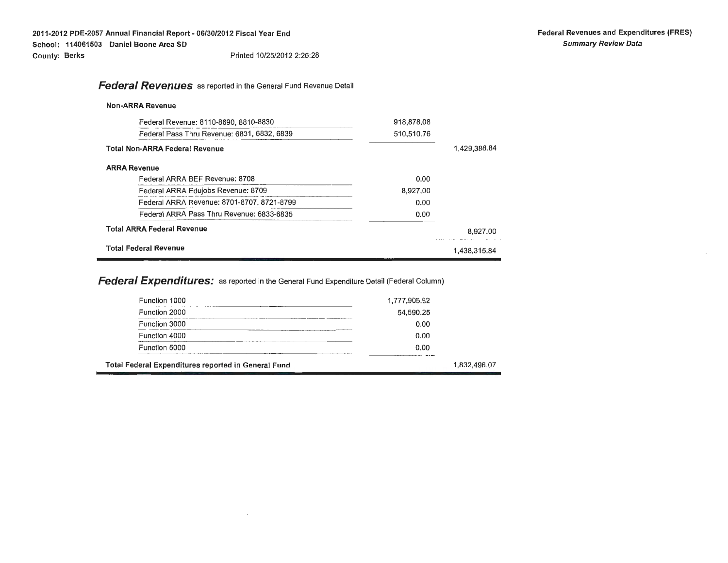2011-2012 PDE-2057 Annual Financial Report - 06/30/2012 Fiscal Year End

School: 114061503 Daniel Boone Area SD

County: Berks

Printed 10/25/2012 2:26:28

**Federal Revenues and Expenditures (FRES)**

***Summary Review Data***

## Federal Revenues as reported in the General Fund Revenue Detail

**Non-ARRA Revenue**

| | | |
|---|---|---|
| Federal Revenue: 8110-8690, 8810-8830 | 918,878.08 | |
| Federal Pass Thru Revenue: 6831, 6832, 6839 | 510,510.76 | |
| **Total Non-ARRA Federal Revenue** | | 1,429,388.84 |

**ARRA Revenue**

| | | |
|---|---|---|
| Federal ARRA BEF Revenue: 8708 | 0.00 | |
| Federal ARRA Edujobs Revenue: 8709 | 8,927.00 | |
| Federal ARRA Revenue: 8701-8707, 8721-8799 | 0.00 | |
| Federal ARRA Pass Thru Revenue: 6833-6835 | 0.00 | |
| **Total ARRA Federal Revenue** | | 8,927.00 |
| **Total Federal Revenue** | | 1,438,315.84 |

## Federal Expenditures: as reported in the General Fund Expenditure Detail (Federal Column)

| | | |
|---|---|---|
| Function 1000 | 1,777,905.82 | |
| Function 2000 | 54,590.25 | |
| Function 3000 | 0.00 | |
| Function 4000 | 0.00 | |
| Function 5000 | 0.00 | |
| **Total Federal Expenditures reported in General Fund** | | 1,832,496.07 |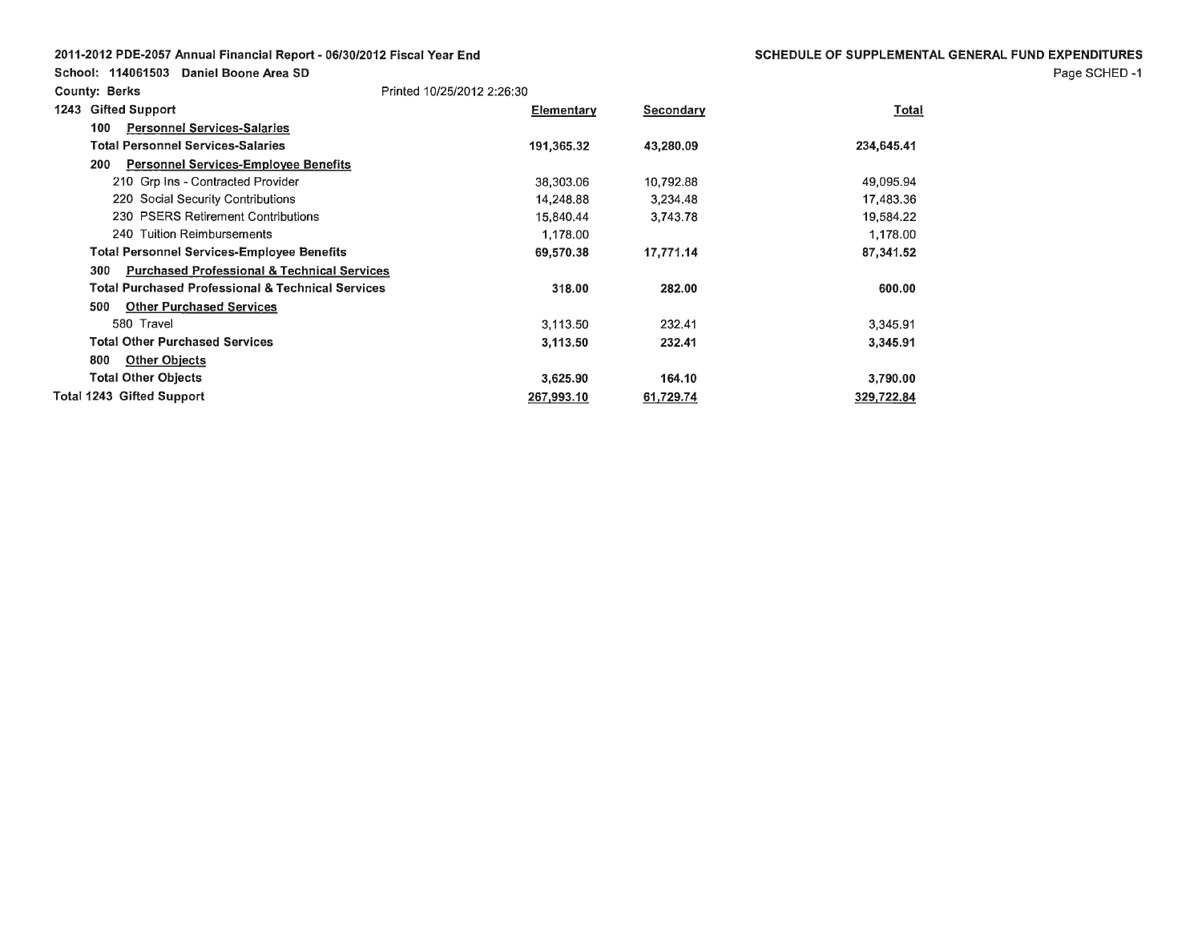**2011-2012 PDE-2057 Annual Financial Report - 06/30/2012 Fiscal Year End**

**SCHEDULE OF SUPPLEMENTAL GENERAL FUND EXPENDITURES**

**School: 114061503 Daniel Boone Area SD**

**County: Berks**

Printed 10/25/2012 2:26:30

| **1243 Gifted Support** | **Elementary** | **Secondary** | **Total** |
|---|---|---|---|
| **100 Personnel Services-Salaries** | | | |
| **Total Personnel Services-Salaries** | **191,365.32** | **43,280.09** | **234,645.41** |
| **200 Personnel Services-Employee Benefits** | | | |
| 210 Grp Ins - Contracted Provider | 38,303.06 | 10,792.88 | 49,095.94 |
| 220 Social Security Contributions | 14,248.88 | 3,234.48 | 17,483.36 |
| 230 PSERS Retirement Contributions | 15,840.44 | 3,743.78 | 19,584.22 |
| 240 Tuition Reimbursements | 1,178.00 | | 1,178.00 |
| **Total Personnel Services-Employee Benefits** | **69,570.38** | **17,771.14** | **87,341.52** |
| **300 Purchased Professional & Technical Services** | | | |
| **Total Purchased Professional & Technical Services** | **318.00** | **282.00** | **600.00** |
| **500 Other Purchased Services** | | | |
| 580 Travel | 3,113.50 | 232.41 | 3,345.91 |
| **Total Other Purchased Services** | **3,113.50** | **232.41** | **3,345.91** |
| **800 Other Objects** | | | |
| **Total Other Objects** | **3,625.90** | **164.10** | **3,790.00** |
| **Total 1243 Gifted Support** | **267,993.10** | **61,729.74** | **329,722.84** |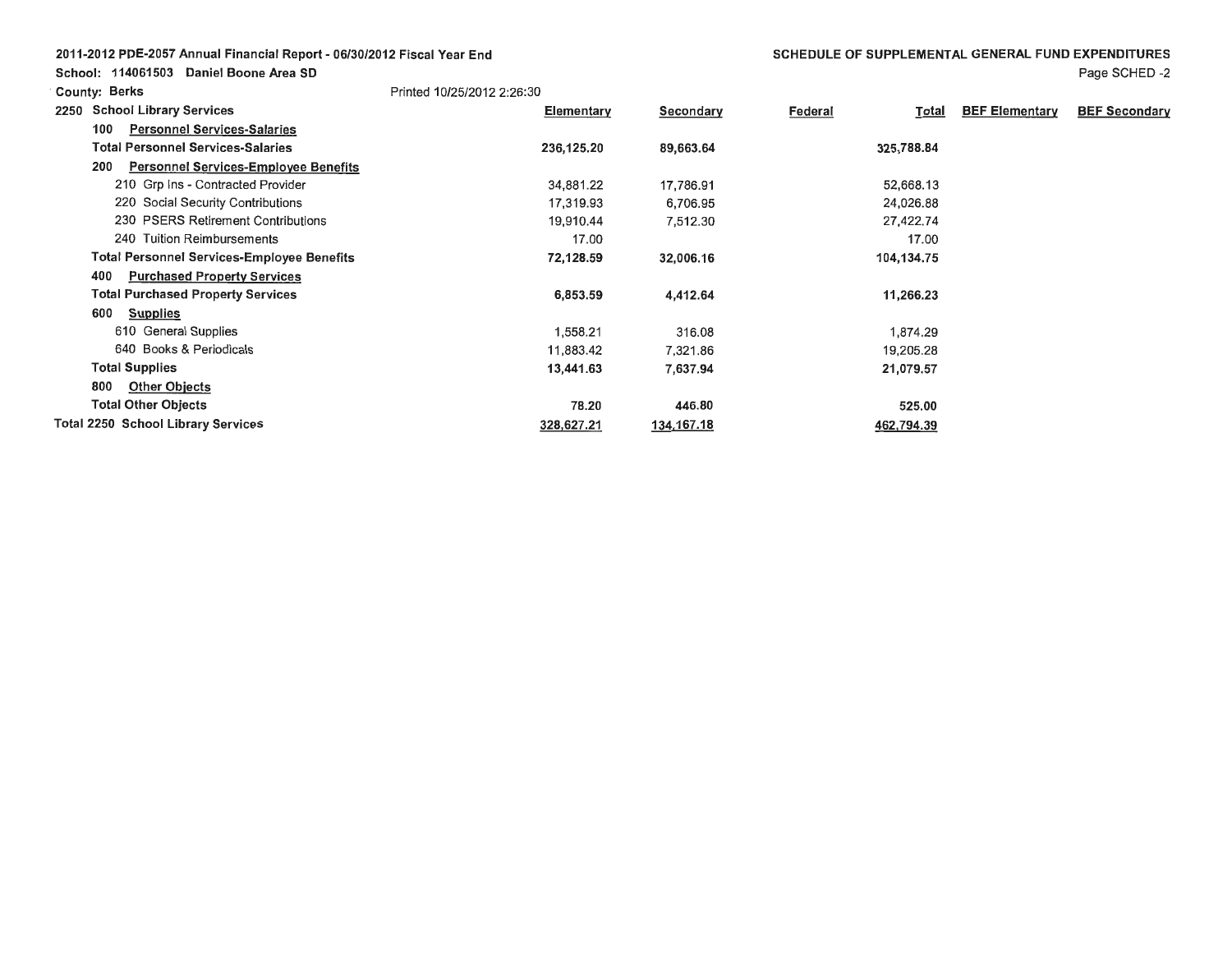**2011-2012 PDE-2057 Annual Financial Report - 06/30/2012 Fiscal Year End**

**School: 114061503 Daniel Boone Area SD**

**County: Berks**

Printed 10/25/2012 2:26:30

**SCHEDULE OF SUPPLEMENTAL GENERAL FUND EXPENDITURES**

| 2250 School Library Services | Elementary | Secondary | Federal | Total | BEF Elementary | BEF Secondary |
|---|---|---|---|---|---|---|
| 100 Personnel Services-Salaries | | | | | | |
| **Total Personnel Services-Salaries** | **236,125.20** | **89,663.64** | | **325,788.84** | | |
| 200 Personnel Services-Employee Benefits | | | | | | |
| 210 Grp Ins - Contracted Provider | 34,881.22 | 17,786.91 | | 52,668.13 | | |
| 220 Social Security Contributions | 17,319.93 | 6,706.95 | | 24,026.88 | | |
| 230 PSERS Retirement Contributions | 19,910.44 | 7,512.30 | | 27,422.74 | | |
| 240 Tuition Reimbursements | 17.00 | | | 17.00 | | |
| **Total Personnel Services-Employee Benefits** | **72,128.59** | **32,006.16** | | **104,134.75** | | |
| 400 Purchased Property Services | | | | | | |
| **Total Purchased Property Services** | **6,853.59** | **4,412.64** | | **11,266.23** | | |
| 600 Supplies | | | | | | |
| 610 General Supplies | 1,558.21 | 316.08 | | 1,874.29 | | |
| 640 Books & Periodicals | 11,883.42 | 7,321.86 | | 19,205.28 | | |
| **Total Supplies** | **13,441.63** | **7,637.94** | | **21,079.57** | | |
| 800 Other Objects | | | | | | |
| **Total Other Objects** | **78.20** | **446.80** | | **525.00** | | |
| **Total 2250 School Library Services** | **328,627.21** | **134,167.18** | | **462,794.39** | | |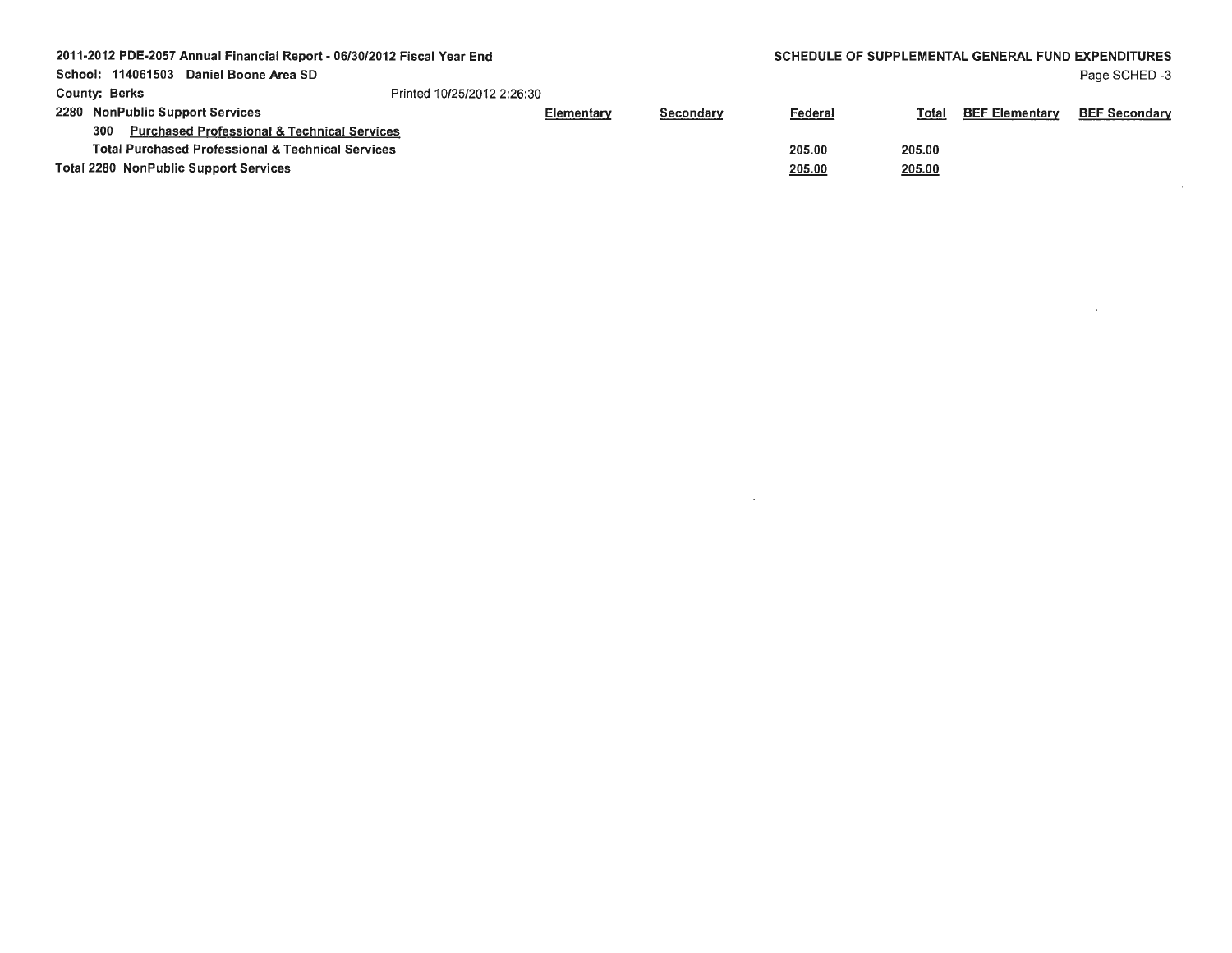2011-2012 PDE-2057 Annual Financial Report - 06/30/2012 Fiscal Year End

School: 114061503 Daniel Boone Area SD

County: Berks

Printed 10/25/2012 2:26:30

## SCHEDULE OF SUPPLEMENTAL GENERAL FUND EXPENDITURES

| 2280 NonPublic Support Services | Elementary | Secondary | Federal | Total | BEF Elementary | BEF Secondary |
|---|---|---|---|---|---|---|
| 300 Purchased Professional & Technical Services | | | | | | |
| Total Purchased Professional & Technical Services | | | 205.00 | 205.00 | | |
| Total 2280 NonPublic Support Services | | | 205.00 | 205.00 | | |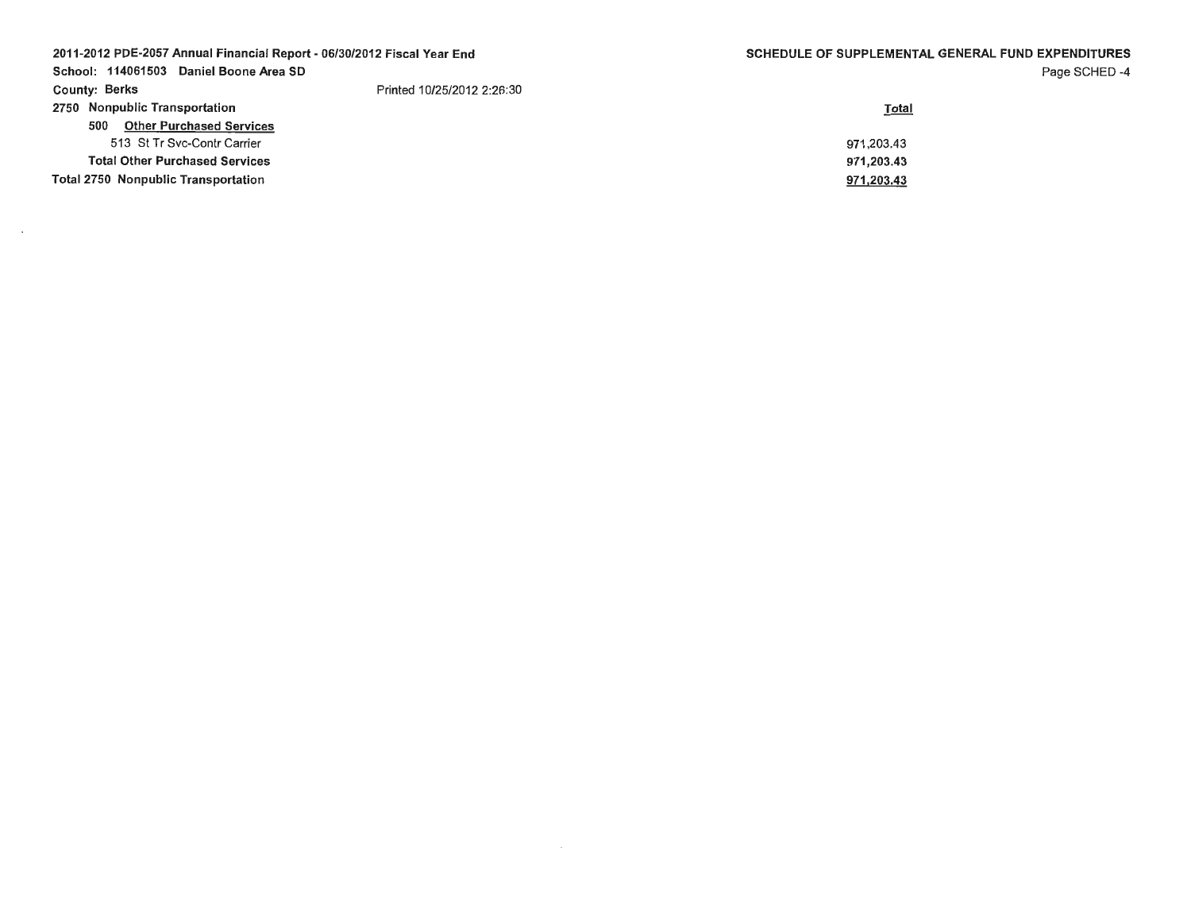2011-2012 PDE-2057 Annual Financial Report - 06/30/2012 Fiscal Year End

School: 114061503 Daniel Boone Area SD

County: Berks

Printed 10/25/2012 2:26:30

**SCHEDULE OF SUPPLEMENTAL GENERAL FUND EXPENDITURES**

| | Total |
|---|---|
| **2750 Nonpublic Transportation** | |
| **500 Other Purchased Services** | |
| 513 St Tr Svc-Contr Carrier | 971,203.43 |
| **Total Other Purchased Services** | **971,203.43** |
| **Total 2750 Nonpublic Transportation** | **971,203.43** |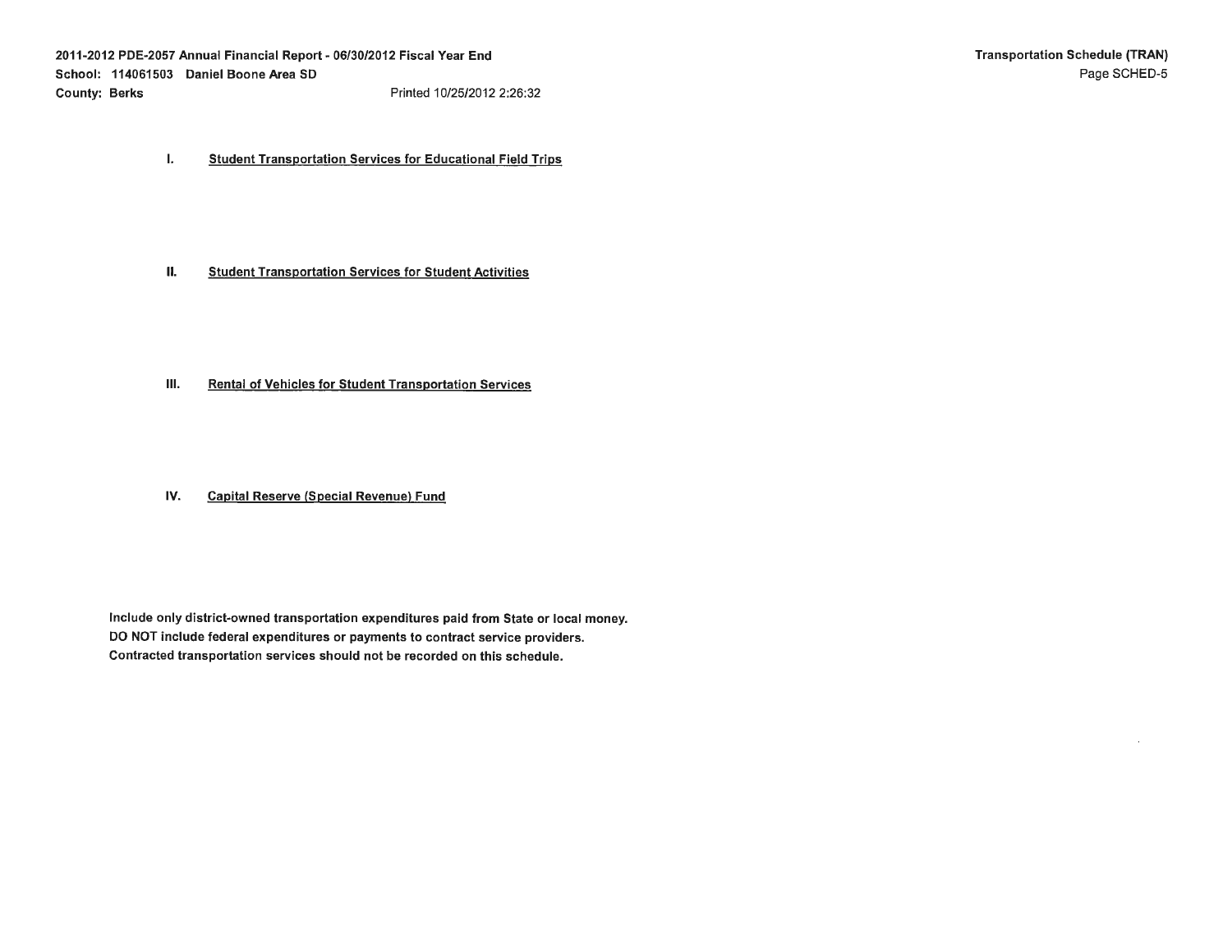2011-2012 PDE-2057 Annual Financial Report - 06/30/2012 Fiscal Year End

School: 114061503 Daniel Boone Area SD

County: Berks

Printed 10/25/2012 2:26:32

**Transportation Schedule (TRAN)**

Page SCHED-5

## I. Student Transportation Services for Educational Field Trips

## II. Student Transportation Services for Student Activities

## III. Rental of Vehicles for Student Transportation Services

## IV. Capital Reserve (Special Revenue) Fund

**Include only district-owned transportation expenditures paid from State or local money.**
**DO NOT include federal expenditures or payments to contract service providers.**
**Contracted transportation services should not be recorded on this schedule.**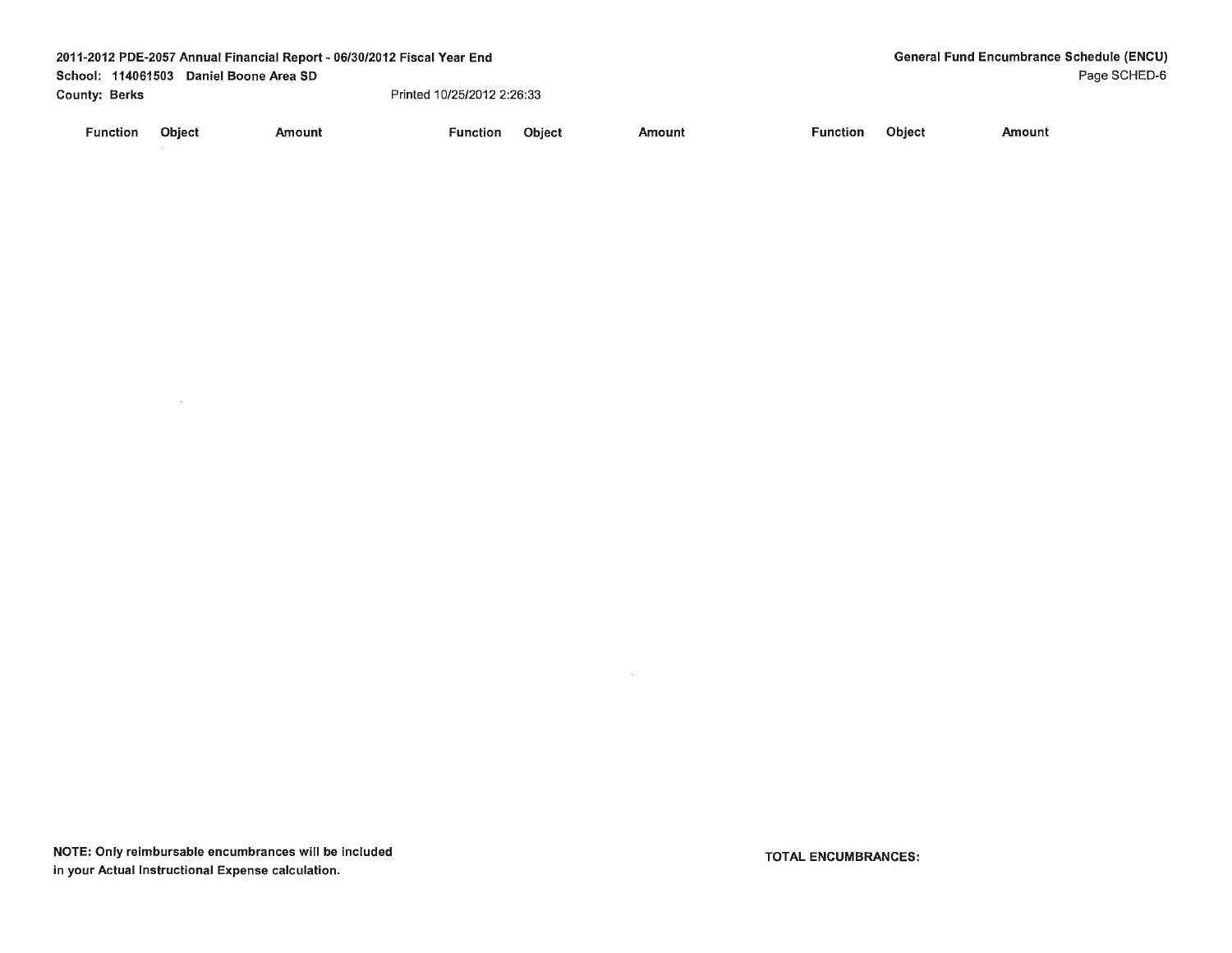2011-2012 PDE-2057 Annual Financial Report - 06/30/2012 Fiscal Year End
School: 114061503 Daniel Boone Area SD
County: Berks

Printed 10/25/2012 2:26:33

## General Fund Encumbrance Schedule (ENCU)

Page SCHED-6

| Function | Object | Amount | Function | Object | Amount | Function | Object | Amount |
|---|---|---|---|---|---|---|---|---|

**NOTE: Only reimbursable encumbrances will be included in your Actual Instructional Expense calculation.**

**TOTAL ENCUMBRANCES:**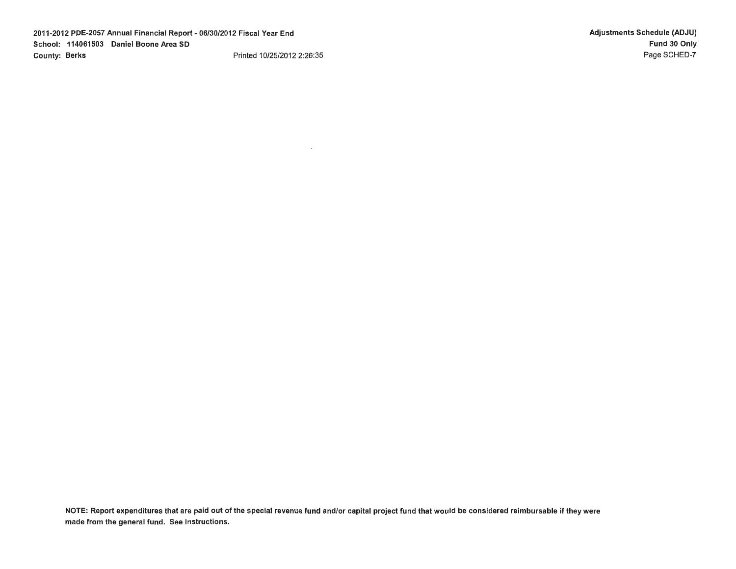2011-2012 PDE-2057 Annual Financial Report - 06/30/2012 Fiscal Year End

School: 114061503 Daniel Boone Area SD

County: Berks

Printed 10/25/2012 2:26:35

**Adjustments Schedule (ADJU)**

**Fund 30 Only**

**NOTE: Report expenditures that are paid out of the special revenue fund and/or capital project fund that would be considered reimbursable if they were made from the general fund. See Instructions.**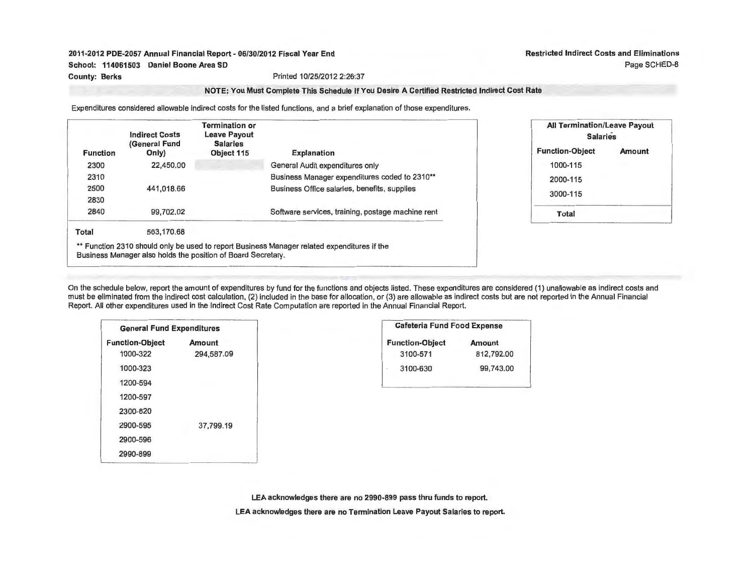**2011-2012 PDE-2057 Annual Financial Report - 06/30/2012 Fiscal Year End**

**School: 114061503 Daniel Boone Area SD**

**County: Berks**

Printed 10/25/2012 2:26:37

**Restricted Indirect Costs and Eliminations**

Page SCHED-8

**NOTE: You Must Complete This Schedule If You Desire A Certified Restricted Indirect Cost Rate**

Expenditures considered allowable indirect costs for the listed functions, and a brief explanation of those expenditures.

| Function | Indirect Costs (General Fund Only) | Termination or Leave Payout Salaries Object 115 | Explanation |
|---|---|---|---|
| 2300 | 22,450.00 | | General Audit expenditures only |
| 2310 | | | Business Manager expenditures coded to 2310** |
| 2500 | 441,018.66 | | Business Office salaries, benefits, supplies |
| 2830 | | | |
| 2840 | 99,702.02 | | Software services, training, postage machine rent |
| **Total** | 563,170.68 | | |

** Function 2310 should only be used to report Business Manager related expenditures if the Business Manager also holds the position of Board Secretary.

| All Termination/Leave Payout Salaries | |
|---|---|
| **Function-Object** | **Amount** |
| 1000-115 | |
| 2000-115 | |
| 3000-115 | |
| **Total** | |

On the schedule below, report the amount of expenditures by fund for the functions and objects listed. These expenditures are considered (1) unallowable as indirect costs and must be eliminated from the indirect cost calculation, (2) included in the base for allocation, or (3) are allowable as indirect costs but are not reported in the Annual Financial Report. All other expenditures used in the Indirect Cost Rate Computation are reported in the Annual Financial Report.

| General Fund Expenditures | |
|---|---|
| **Function-Object** | **Amount** |
| 1000-322 | 294,587.09 |
| 1000-323 | |
| 1200-594 | |
| 1200-597 | |
| 2300-820 | |
| 2900-595 | 37,799.19 |
| 2900-596 | |
| 2990-899 | |

| Cafeteria Fund Food Expense | |
|---|---|
| **Function-Object** | **Amount** |
| 3100-571 | 812,792.00 |
| 3100-630 | 99,743.00 |

**LEA acknowledges there are no 2990-899 pass thru funds to report.**

**LEA acknowledges there are no Termination Leave Payout Salaries to report.**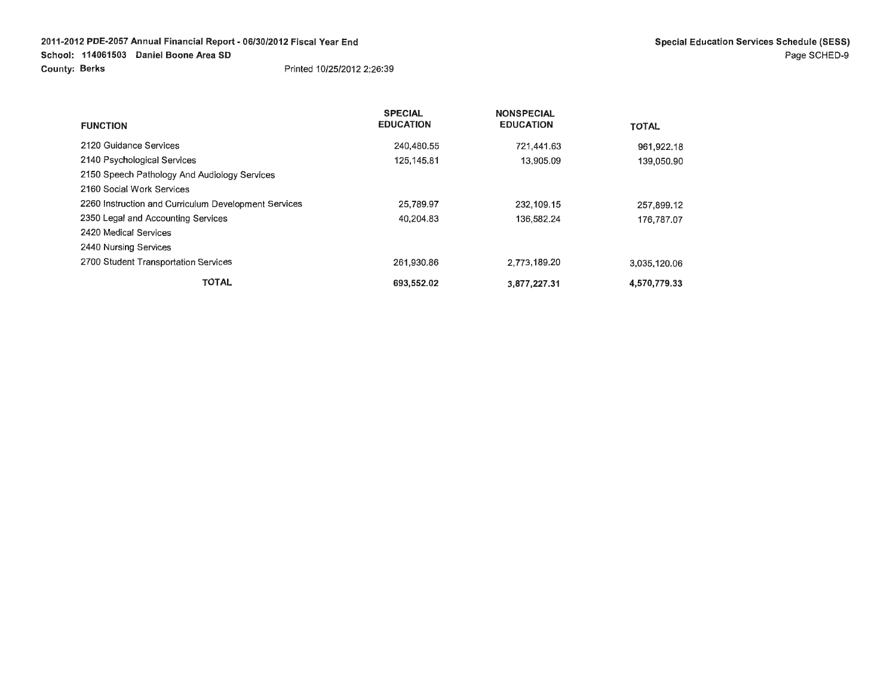2011-2012 PDE-2057 Annual Financial Report - 06/30/2012 Fiscal Year End
School: 114061503 Daniel Boone Area SD
County: Berks
Printed 10/25/2012 2:26:39

## Special Education Services Schedule (SESS)

| FUNCTION | SPECIAL EDUCATION | NONSPECIAL EDUCATION | TOTAL |
|---|---|---|---|
| 2120 Guidance Services | 240,480.55 | 721,441.63 | 961,922.18 |
| 2140 Psychological Services | 125,145.81 | 13,905.09 | 139,050.90 |
| 2150 Speech Pathology And Audiology Services | | | |
| 2160 Social Work Services | | | |
| 2260 Instruction and Curriculum Development Services | 25,789.97 | 232,109.15 | 257,899.12 |
| 2350 Legal and Accounting Services | 40,204.83 | 136,582.24 | 176,787.07 |
| 2420 Medical Services | | | |
| 2440 Nursing Services | | | |
| 2700 Student Transportation Services | 261,930.86 | 2,773,189.20 | 3,035,120.06 |
| **TOTAL** | **693,552.02** | **3,877,227.31** | **4,570,779.33** |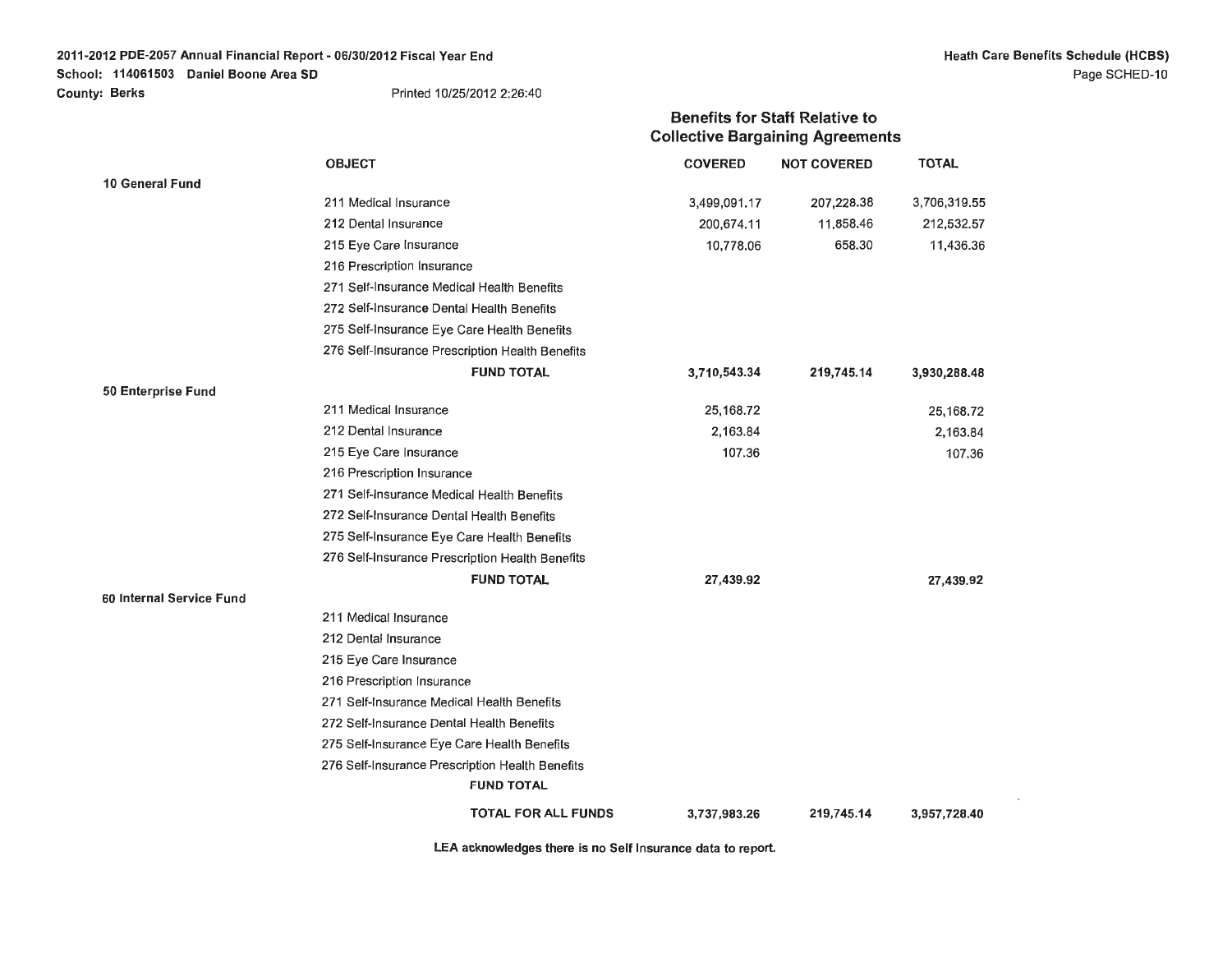2011-2012 PDE-2057 Annual Financial Report - 06/30/2012 Fiscal Year End
School: 114061503 Daniel Boone Area SD
County: Berks
Printed 10/25/2012 2:26:40

Heath Care Benefits Schedule (HCBS)
Page SCHED-10

## Benefits for Staff Relative to Collective Bargaining Agreements

| | OBJECT | COVERED | NOT COVERED | TOTAL |
|---|---|---|---|---|
| **10 General Fund** | | | | |
| | 211 Medical Insurance | 3,499,091.17 | 207,228.38 | 3,706,319.55 |
| | 212 Dental Insurance | 200,674.11 | 11,858.46 | 212,532.57 |
| | 215 Eye Care Insurance | 10,778.06 | 658.30 | 11,436.36 |
| | 216 Prescription Insurance | | | |
| | 271 Self-Insurance Medical Health Benefits | | | |
| | 272 Self-Insurance Dental Health Benefits | | | |
| | 275 Self-Insurance Eye Care Health Benefits | | | |
| | 276 Self-Insurance Prescription Health Benefits | | | |
| | **FUND TOTAL** | **3,710,543.34** | **219,745.14** | **3,930,288.48** |
| **50 Enterprise Fund** | | | | |
| | 211 Medical Insurance | 25,168.72 | | 25,168.72 |
| | 212 Dental Insurance | 2,163.84 | | 2,163.84 |
| | 215 Eye Care Insurance | 107.36 | | 107.36 |
| | 216 Prescription Insurance | | | |
| | 271 Self-Insurance Medical Health Benefits | | | |
| | 272 Self-Insurance Dental Health Benefits | | | |
| | 275 Self-Insurance Eye Care Health Benefits | | | |
| | 276 Self-Insurance Prescription Health Benefits | | | |
| | **FUND TOTAL** | **27,439.92** | | **27,439.92** |
| **60 Internal Service Fund** | | | | |
| | 211 Medical Insurance | | | |
| | 212 Dental Insurance | | | |
| | 215 Eye Care Insurance | | | |
| | 216 Prescription Insurance | | | |
| | 271 Self-Insurance Medical Health Benefits | | | |
| | 272 Self-Insurance Dental Health Benefits | | | |
| | 275 Self-Insurance Eye Care Health Benefits | | | |
| | 276 Self-Insurance Prescription Health Benefits | | | |
| | **FUND TOTAL** | | | |
| | **TOTAL FOR ALL FUNDS** | **3,737,983.26** | **219,745.14** | **3,957,728.40** |

**LEA acknowledges there is no Self Insurance data to report.**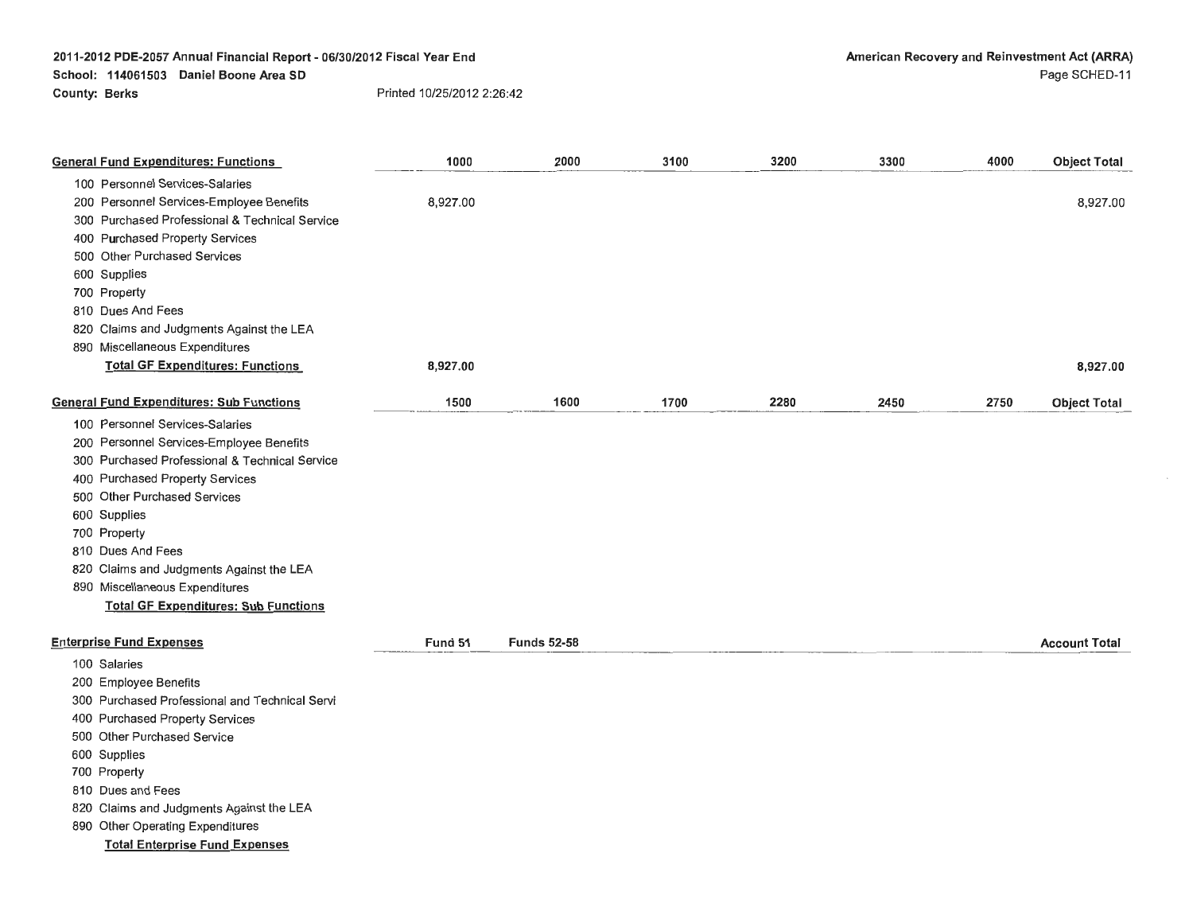2011-2012 PDE-2057 Annual Financial Report - 06/30/2012 Fiscal Year End
School: 114061503 Daniel Boone Area SD
County: Berks

Printed 10/25/2012 2:26:42

American Recovery and Reinvestment Act (ARRA)
Page SCHED-11

| General Fund Expenditures: Functions | 1000 | 2000 | 3100 | 3200 | 3300 | 4000 | Object Total |
|---|---|---|---|---|---|---|---|
| 100 Personnel Services-Salaries | | | | | | | |
| 200 Personnel Services-Employee Benefits | 8,927.00 | | | | | | 8,927.00 |
| 300 Purchased Professional & Technical Service | | | | | | | |
| 400 Purchased Property Services | | | | | | | |
| 500 Other Purchased Services | | | | | | | |
| 600 Supplies | | | | | | | |
| 700 Property | | | | | | | |
| 810 Dues And Fees | | | | | | | |
| 820 Claims and Judgments Against the LEA | | | | | | | |
| 890 Miscellaneous Expenditures | | | | | | | |
| **Total GF Expenditures: Functions** | **8,927.00** | | | | | | **8,927.00** |

| General Fund Expenditures: Sub Functions | 1500 | 1600 | 1700 | 2280 | 2450 | 2750 | Object Total |
|---|---|---|---|---|---|---|---|
| 100 Personnel Services-Salaries | | | | | | | |
| 200 Personnel Services-Employee Benefits | | | | | | | |
| 300 Purchased Professional & Technical Service | | | | | | | |
| 400 Purchased Property Services | | | | | | | |
| 500 Other Purchased Services | | | | | | | |
| 600 Supplies | | | | | | | |
| 700 Property | | | | | | | |
| 810 Dues And Fees | | | | | | | |
| 820 Claims and Judgments Against the LEA | | | | | | | |
| 890 Miscellaneous Expenditures | | | | | | | |
| **Total GF Expenditures: Sub Functions** | | | | | | | |

| Enterprise Fund Expenses | Fund 51 | Funds 52-58 | Account Total |
|---|---|---|---|
| 100 Salaries | | | |
| 200 Employee Benefits | | | |
| 300 Purchased Professional and Technical Servi | | | |
| 400 Purchased Property Services | | | |
| 500 Other Purchased Service | | | |
| 600 Supplies | | | |
| 700 Property | | | |
| 810 Dues and Fees | | | |
| 820 Claims and Judgments Against the LEA | | | |
| 890 Other Operating Expenditures | | | |
| **Total Enterprise Fund Expenses** | | | |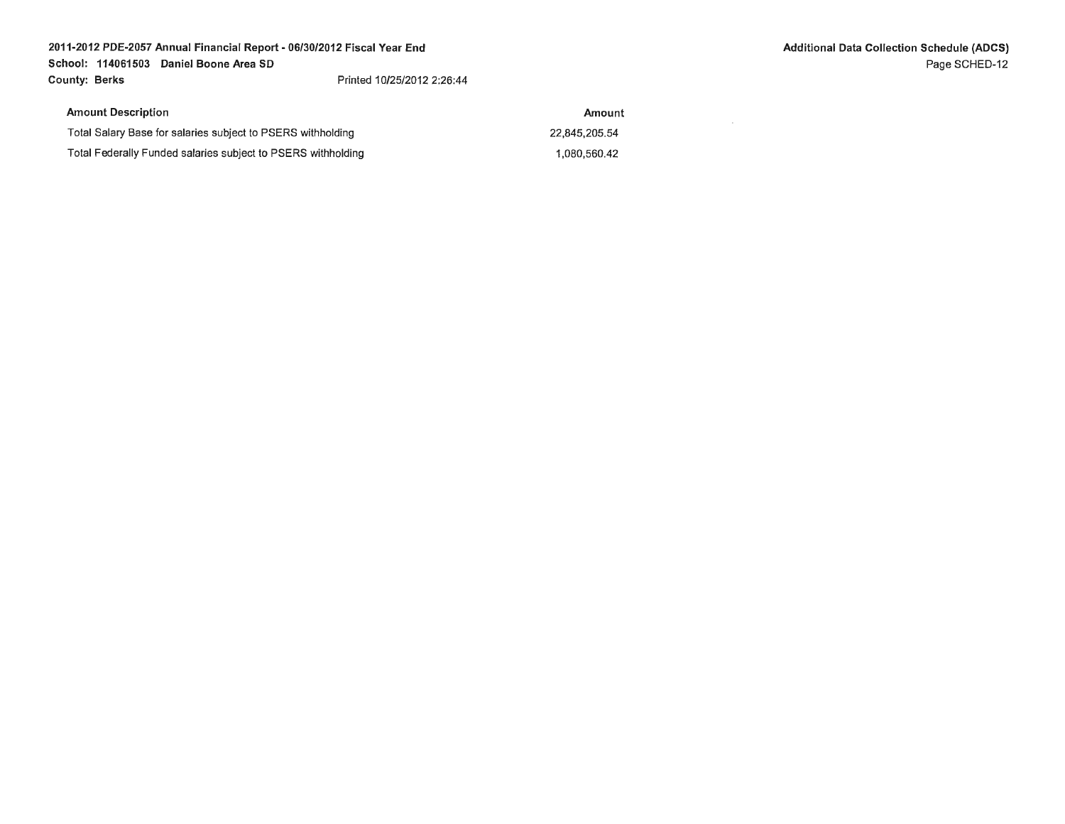| Amount Description | Amount |
|---|---|
| Total Salary Base for salaries subject to PSERS withholding | 22,845,205.54 |
| Total Federally Funded salaries subject to PSERS withholding | 1,080,560.42 |